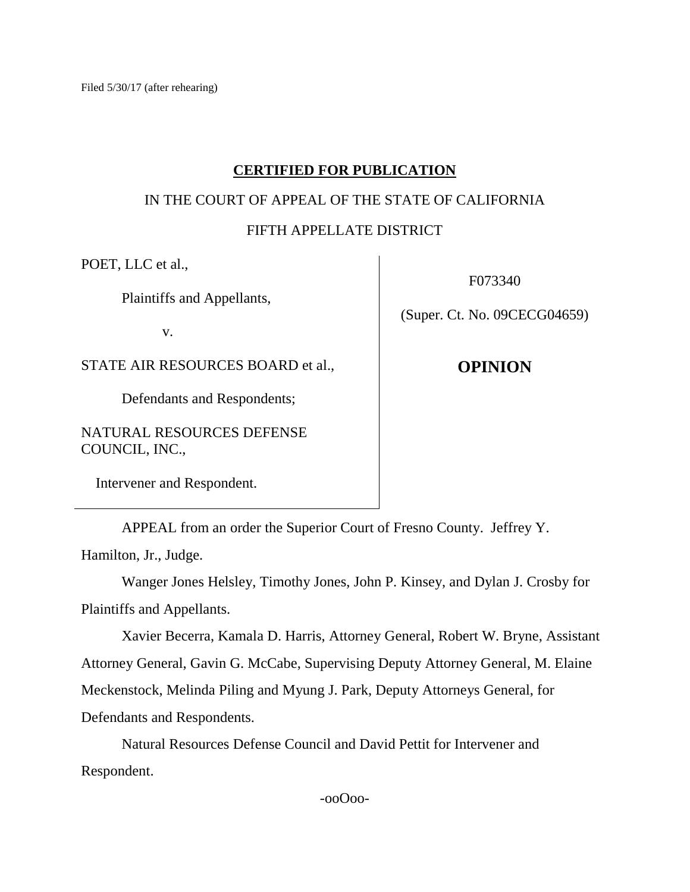Filed 5/30/17 (after rehearing)

**CERTIFIED FOR PUBLICATION**

IN THE COURT OF APPEAL OF THE STATE OF CALIFORNIA

FIFTH APPELLATE DISTRICT

| | |
|---|---|
| POET, LLC et al.,<br><br>Plaintiffs and Appellants,<br><br>v.<br><br>STATE AIR RESOURCES BOARD et al.,<br><br>Defendants and Respondents;<br><br>NATURAL RESOURCES DEFENSE COUNCIL, INC.,<br><br>Intervener and Respondent. | F073340<br><br>(Super. Ct. No. 09CECG04659)<br><br>**OPINION** |

APPEAL from an order the Superior Court of Fresno County. Jeffrey Y. Hamilton, Jr., Judge.

Wanger Jones Helsley, Timothy Jones, John P. Kinsey, and Dylan J. Crosby for Plaintiffs and Appellants.

Xavier Becerra, Kamala D. Harris, Attorney General, Robert W. Bryne, Assistant Attorney General, Gavin G. McCabe, Supervising Deputy Attorney General, M. Elaine Meckenstock, Melinda Piling and Myung J. Park, Deputy Attorneys General, for Defendants and Respondents.

Natural Resources Defense Council and David Pettit for Intervener and Respondent.

-ooOoo-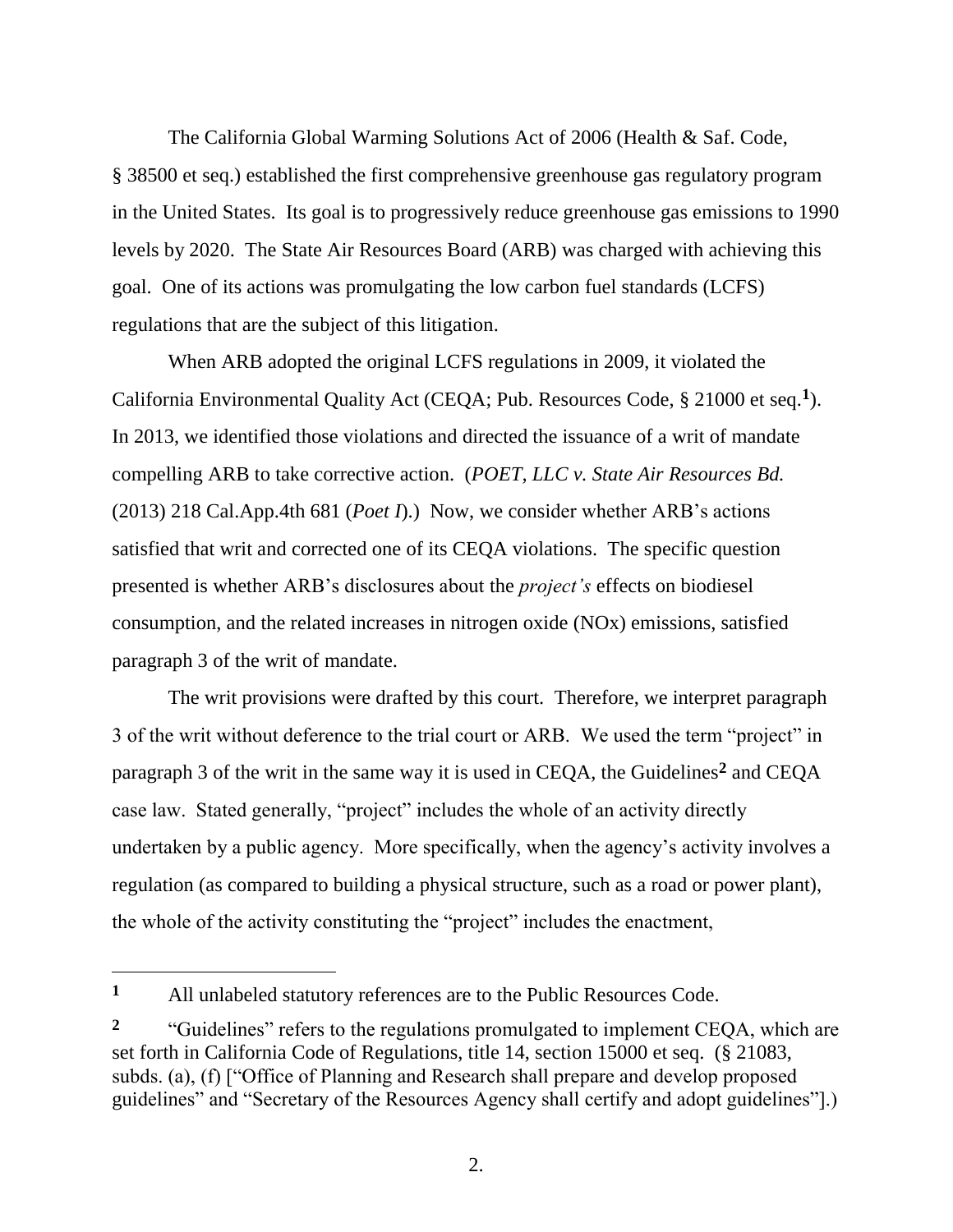The California Global Warming Solutions Act of 2006 (Health & Saf. Code, § 38500 et seq.) established the first comprehensive greenhouse gas regulatory program in the United States. Its goal is to progressively reduce greenhouse gas emissions to 1990 levels by 2020. The State Air Resources Board (ARB) was charged with achieving this goal. One of its actions was promulgating the low carbon fuel standards (LCFS) regulations that are the subject of this litigation.

When ARB adopted the original LCFS regulations in 2009, it violated the California Environmental Quality Act (CEQA; Pub. Resources Code, § 21000 et seq.[1]). In 2013, we identified those violations and directed the issuance of a writ of mandate compelling ARB to take corrective action. (*POET, LLC v. State Air Resources Bd.* (2013) 218 Cal.App.4th 681 (*Poet I*).) Now, we consider whether ARB's actions satisfied that writ and corrected one of its CEQA violations. The specific question presented is whether ARB's disclosures about the *project's* effects on biodiesel consumption, and the related increases in nitrogen oxide (NOx) emissions, satisfied paragraph 3 of the writ of mandate.

The writ provisions were drafted by this court. Therefore, we interpret paragraph 3 of the writ without deference to the trial court or ARB. We used the term "project" in paragraph 3 of the writ in the same way it is used in CEQA, the Guidelines[2] and CEQA case law. Stated generally, "project" includes the whole of an activity directly undertaken by a public agency. More specifically, when the agency's activity involves a regulation (as compared to building a physical structure, such as a road or power plant), the whole of the activity constituting the "project" includes the enactment,

---

[1] All unlabeled statutory references are to the Public Resources Code.

[2] "Guidelines" refers to the regulations promulgated to implement CEQA, which are set forth in California Code of Regulations, title 14, section 15000 et seq. (§ 21083, subds. (a), (f) ["Office of Planning and Research shall prepare and develop proposed guidelines" and "Secretary of the Resources Agency shall certify and adopt guidelines"].)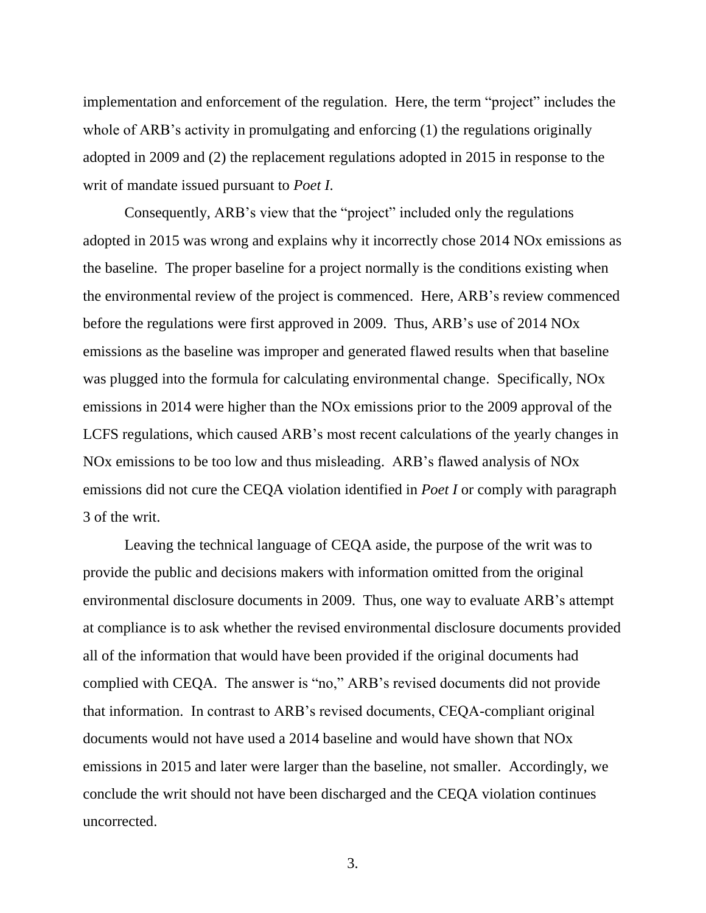implementation and enforcement of the regulation. Here, the term "project" includes the whole of ARB's activity in promulgating and enforcing (1) the regulations originally adopted in 2009 and (2) the replacement regulations adopted in 2015 in response to the writ of mandate issued pursuant to *Poet I*.

Consequently, ARB's view that the "project" included only the regulations adopted in 2015 was wrong and explains why it incorrectly chose 2014 NOx emissions as the baseline. The proper baseline for a project normally is the conditions existing when the environmental review of the project is commenced. Here, ARB's review commenced before the regulations were first approved in 2009. Thus, ARB's use of 2014 NOx emissions as the baseline was improper and generated flawed results when that baseline was plugged into the formula for calculating environmental change. Specifically, NOx emissions in 2014 were higher than the NOx emissions prior to the 2009 approval of the LCFS regulations, which caused ARB's most recent calculations of the yearly changes in NOx emissions to be too low and thus misleading. ARB's flawed analysis of NOx emissions did not cure the CEQA violation identified in *Poet I* or comply with paragraph 3 of the writ.

Leaving the technical language of CEQA aside, the purpose of the writ was to provide the public and decisions makers with information omitted from the original environmental disclosure documents in 2009. Thus, one way to evaluate ARB's attempt at compliance is to ask whether the revised environmental disclosure documents provided all of the information that would have been provided if the original documents had complied with CEQA. The answer is "no," ARB's revised documents did not provide that information. In contrast to ARB's revised documents, CEQA-compliant original documents would not have used a 2014 baseline and would have shown that NOx emissions in 2015 and later were larger than the baseline, not smaller. Accordingly, we conclude the writ should not have been discharged and the CEQA violation continues uncorrected.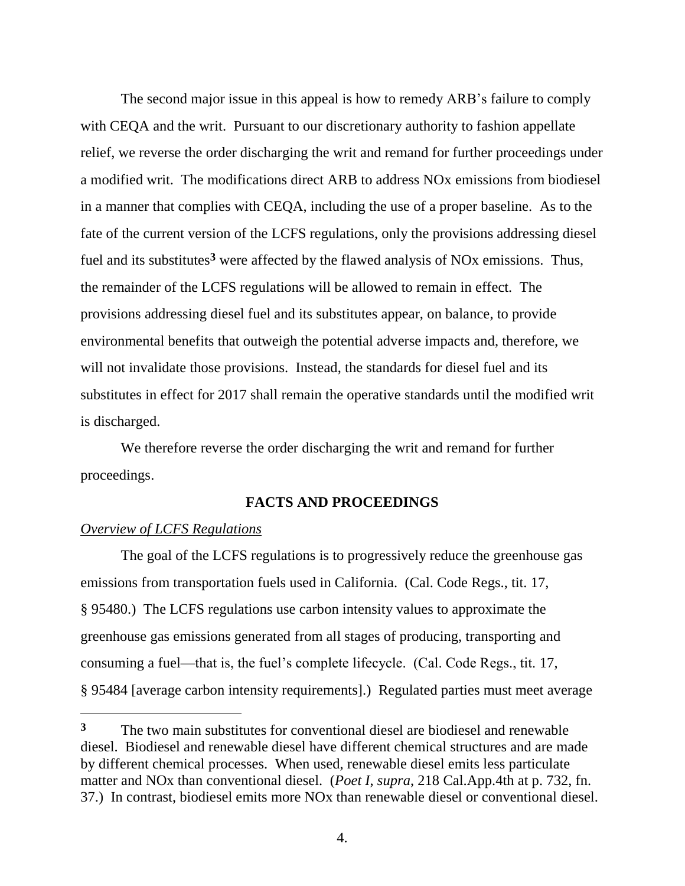The second major issue in this appeal is how to remedy ARB's failure to comply with CEQA and the writ. Pursuant to our discretionary authority to fashion appellate relief, we reverse the order discharging the writ and remand for further proceedings under a modified writ. The modifications direct ARB to address NOx emissions from biodiesel in a manner that complies with CEQA, including the use of a proper baseline. As to the fate of the current version of the LCFS regulations, only the provisions addressing diesel fuel and its substitutes[3] were affected by the flawed analysis of NOx emissions. Thus, the remainder of the LCFS regulations will be allowed to remain in effect. The provisions addressing diesel fuel and its substitutes appear, on balance, to provide environmental benefits that outweigh the potential adverse impacts and, therefore, we will not invalidate those provisions. Instead, the standards for diesel fuel and its substitutes in effect for 2017 shall remain the operative standards until the modified writ is discharged.

We therefore reverse the order discharging the writ and remand for further proceedings.

## FACTS AND PROCEEDINGS

### *Overview of LCFS Regulations*

The goal of the LCFS regulations is to progressively reduce the greenhouse gas emissions from transportation fuels used in California. (Cal. Code Regs., tit. 17, § 95480.) The LCFS regulations use carbon intensity values to approximate the greenhouse gas emissions generated from all stages of producing, transporting and consuming a fuel—that is, the fuel's complete lifecycle. (Cal. Code Regs., tit. 17, § 95484 [average carbon intensity requirements].) Regulated parties must meet average

---

[3] The two main substitutes for conventional diesel are biodiesel and renewable diesel. Biodiesel and renewable diesel have different chemical structures and are made by different chemical processes. When used, renewable diesel emits less particulate matter and NOx than conventional diesel. (*Poet I*, *supra*, 218 Cal.App.4th at p. 732, fn. 37.) In contrast, biodiesel emits more NOx than renewable diesel or conventional diesel.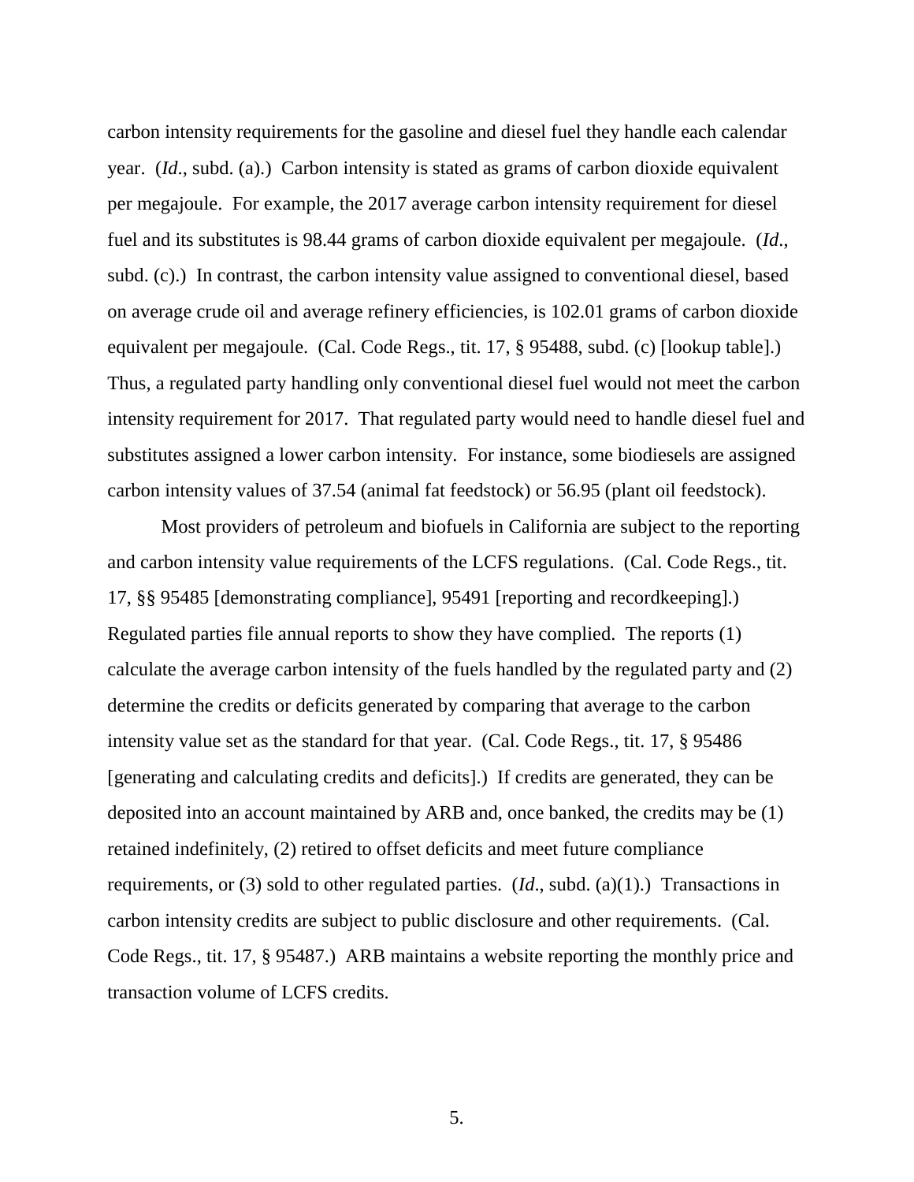carbon intensity requirements for the gasoline and diesel fuel they handle each calendar year. (*Id*., subd. (a).) Carbon intensity is stated as grams of carbon dioxide equivalent per megajoule. For example, the 2017 average carbon intensity requirement for diesel fuel and its substitutes is 98.44 grams of carbon dioxide equivalent per megajoule. (*Id*., subd. (c).) In contrast, the carbon intensity value assigned to conventional diesel, based on average crude oil and average refinery efficiencies, is 102.01 grams of carbon dioxide equivalent per megajoule. (Cal. Code Regs., tit. 17, § 95488, subd. (c) [lookup table].) Thus, a regulated party handling only conventional diesel fuel would not meet the carbon intensity requirement for 2017. That regulated party would need to handle diesel fuel and substitutes assigned a lower carbon intensity. For instance, some biodiesels are assigned carbon intensity values of 37.54 (animal fat feedstock) or 56.95 (plant oil feedstock).

Most providers of petroleum and biofuels in California are subject to the reporting and carbon intensity value requirements of the LCFS regulations. (Cal. Code Regs., tit. 17, §§ 95485 [demonstrating compliance], 95491 [reporting and recordkeeping].) Regulated parties file annual reports to show they have complied. The reports (1) calculate the average carbon intensity of the fuels handled by the regulated party and (2) determine the credits or deficits generated by comparing that average to the carbon intensity value set as the standard for that year. (Cal. Code Regs., tit. 17, § 95486 [generating and calculating credits and deficits].) If credits are generated, they can be deposited into an account maintained by ARB and, once banked, the credits may be (1) retained indefinitely, (2) retired to offset deficits and meet future compliance requirements, or (3) sold to other regulated parties. (*Id*., subd. (a)(1).) Transactions in carbon intensity credits are subject to public disclosure and other requirements. (Cal. Code Regs., tit. 17, § 95487.) ARB maintains a website reporting the monthly price and transaction volume of LCFS credits.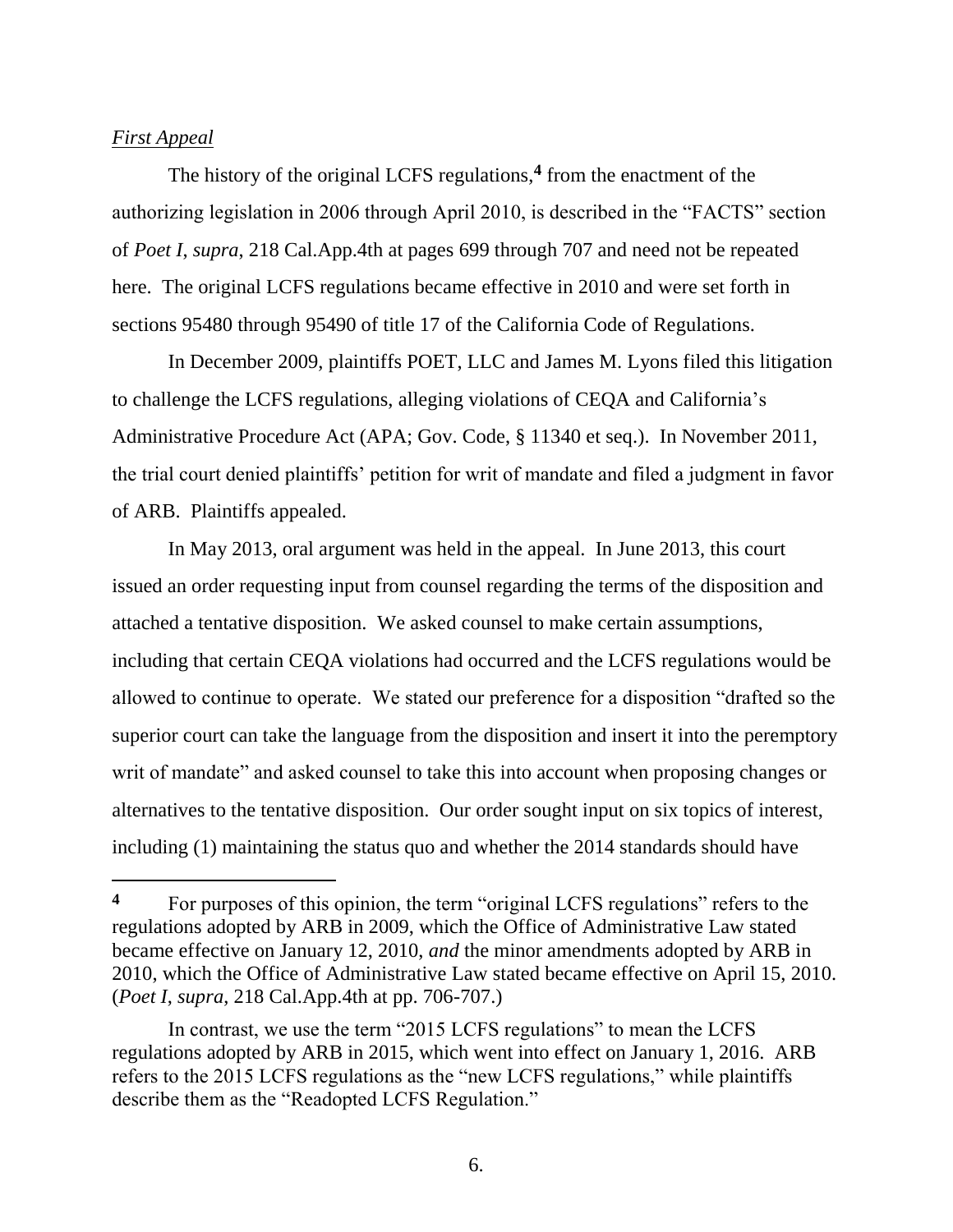*First Appeal*

The history of the original LCFS regulations,[4] from the enactment of the authorizing legislation in 2006 through April 2010, is described in the "FACTS" section of *Poet I*, *supra*, 218 Cal.App.4th at pages 699 through 707 and need not be repeated here. The original LCFS regulations became effective in 2010 and were set forth in sections 95480 through 95490 of title 17 of the California Code of Regulations.

In December 2009, plaintiffs POET, LLC and James M. Lyons filed this litigation to challenge the LCFS regulations, alleging violations of CEQA and California's Administrative Procedure Act (APA; Gov. Code, § 11340 et seq.). In November 2011, the trial court denied plaintiffs' petition for writ of mandate and filed a judgment in favor of ARB. Plaintiffs appealed.

In May 2013, oral argument was held in the appeal. In June 2013, this court issued an order requesting input from counsel regarding the terms of the disposition and attached a tentative disposition. We asked counsel to make certain assumptions, including that certain CEQA violations had occurred and the LCFS regulations would be allowed to continue to operate. We stated our preference for a disposition "drafted so the superior court can take the language from the disposition and insert it into the peremptory writ of mandate" and asked counsel to take this into account when proposing changes or alternatives to the tentative disposition. Our order sought input on six topics of interest, including (1) maintaining the status quo and whether the 2014 standards should have

---

**4** For purposes of this opinion, the term "original LCFS regulations" refers to the regulations adopted by ARB in 2009, which the Office of Administrative Law stated became effective on January 12, 2010, *and* the minor amendments adopted by ARB in 2010, which the Office of Administrative Law stated became effective on April 15, 2010. (*Poet I*, *supra*, 218 Cal.App.4th at pp. 706-707.)

In contrast, we use the term "2015 LCFS regulations" to mean the LCFS regulations adopted by ARB in 2015, which went into effect on January 1, 2016. ARB refers to the 2015 LCFS regulations as the "new LCFS regulations," while plaintiffs describe them as the "Readopted LCFS Regulation."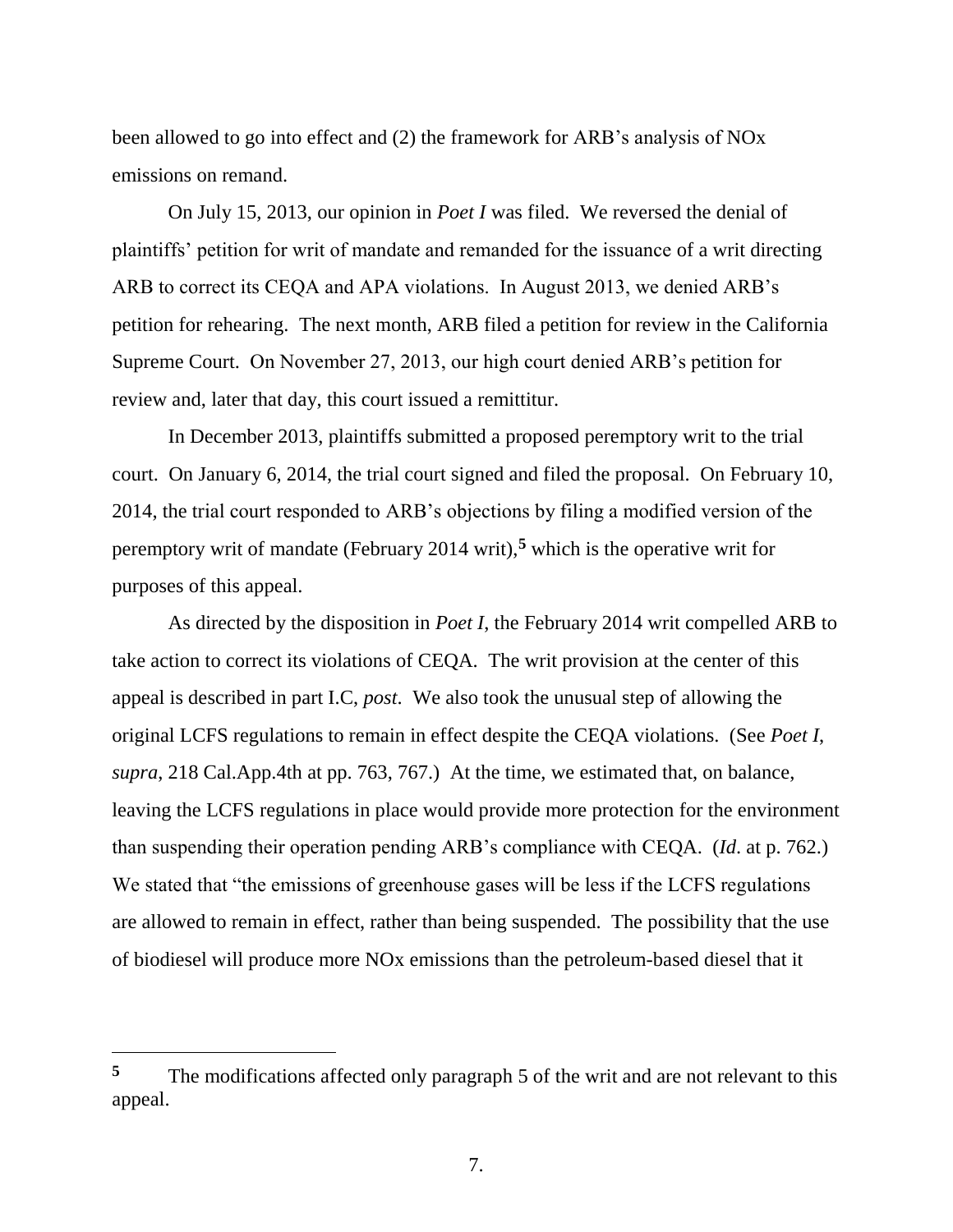been allowed to go into effect and (2) the framework for ARB's analysis of NOx emissions on remand.

On July 15, 2013, our opinion in *Poet I* was filed. We reversed the denial of plaintiffs' petition for writ of mandate and remanded for the issuance of a writ directing ARB to correct its CEQA and APA violations. In August 2013, we denied ARB's petition for rehearing. The next month, ARB filed a petition for review in the California Supreme Court. On November 27, 2013, our high court denied ARB's petition for review and, later that day, this court issued a remittitur.

In December 2013, plaintiffs submitted a proposed peremptory writ to the trial court. On January 6, 2014, the trial court signed and filed the proposal. On February 10, 2014, the trial court responded to ARB's objections by filing a modified version of the peremptory writ of mandate (February 2014 writ),[5] which is the operative writ for purposes of this appeal.

As directed by the disposition in *Poet I*, the February 2014 writ compelled ARB to take action to correct its violations of CEQA. The writ provision at the center of this appeal is described in part I.C, *post*. We also took the unusual step of allowing the original LCFS regulations to remain in effect despite the CEQA violations. (See *Poet I*, *supra*, 218 Cal.App.4th at pp. 763, 767.) At the time, we estimated that, on balance, leaving the LCFS regulations in place would provide more protection for the environment than suspending their operation pending ARB's compliance with CEQA. (*Id*. at p. 762.) We stated that "the emissions of greenhouse gases will be less if the LCFS regulations are allowed to remain in effect, rather than being suspended. The possibility that the use of biodiesel will produce more NOx emissions than the petroleum-based diesel that it

---

[5] The modifications affected only paragraph 5 of the writ and are not relevant to this appeal.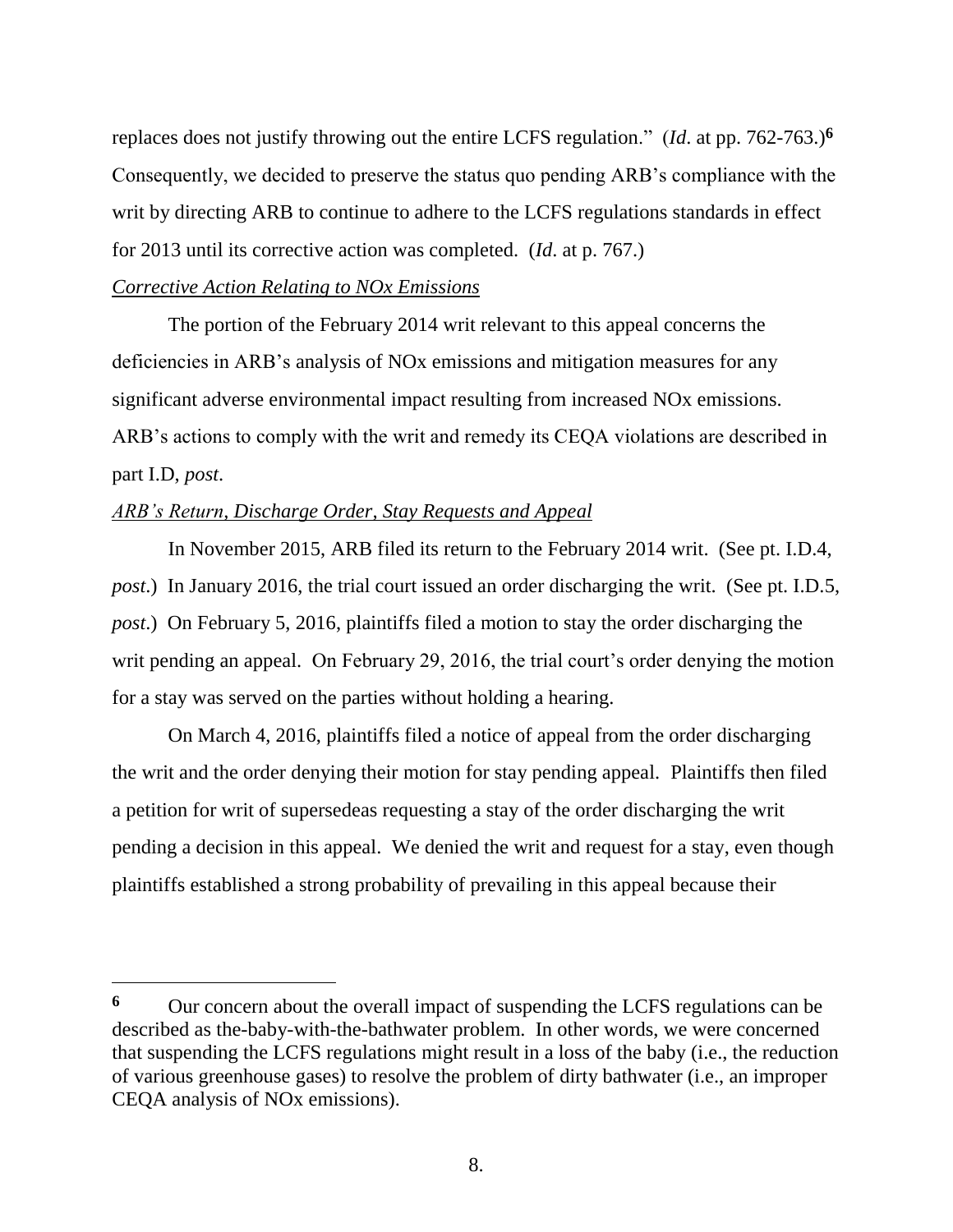replaces does not justify throwing out the entire LCFS regulation." (*Id*. at pp. 762-763.)[6] Consequently, we decided to preserve the status quo pending ARB's compliance with the writ by directing ARB to continue to adhere to the LCFS regulations standards in effect for 2013 until its corrective action was completed. (*Id*. at p. 767.)

*Corrective Action Relating to NOx Emissions*

The portion of the February 2014 writ relevant to this appeal concerns the deficiencies in ARB's analysis of NOx emissions and mitigation measures for any significant adverse environmental impact resulting from increased NOx emissions. ARB's actions to comply with the writ and remedy its CEQA violations are described in part I.D, *post*.

*ARB's Return, Discharge Order, Stay Requests and Appeal*

In November 2015, ARB filed its return to the February 2014 writ. (See pt. I.D.4, *post*.) In January 2016, the trial court issued an order discharging the writ. (See pt. I.D.5, *post*.) On February 5, 2016, plaintiffs filed a motion to stay the order discharging the writ pending an appeal. On February 29, 2016, the trial court's order denying the motion for a stay was served on the parties without holding a hearing.

On March 4, 2016, plaintiffs filed a notice of appeal from the order discharging the writ and the order denying their motion for stay pending appeal. Plaintiffs then filed a petition for writ of supersedeas requesting a stay of the order discharging the writ pending a decision in this appeal. We denied the writ and request for a stay, even though plaintiffs established a strong probability of prevailing in this appeal because their

---

[6] Our concern about the overall impact of suspending the LCFS regulations can be described as the-baby-with-the-bathwater problem. In other words, we were concerned that suspending the LCFS regulations might result in a loss of the baby (i.e., the reduction of various greenhouse gases) to resolve the problem of dirty bathwater (i.e., an improper CEQA analysis of NOx emissions).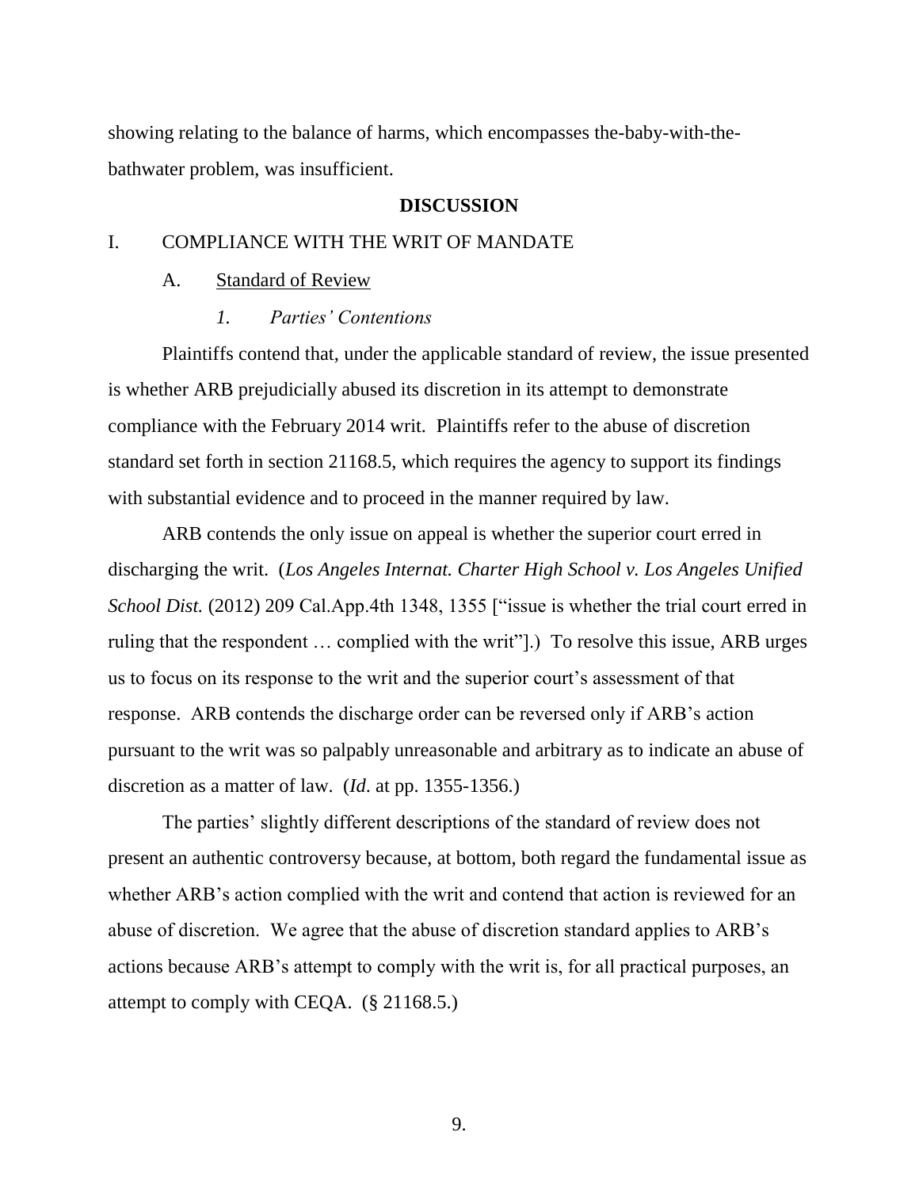showing relating to the balance of harms, which encompasses the-baby-with-the-bathwater problem, was insufficient.

## DISCUSSION

### I. COMPLIANCE WITH THE WRIT OF MANDATE

#### A. Standard of Review

##### *1. Parties' Contentions*

Plaintiffs contend that, under the applicable standard of review, the issue presented is whether ARB prejudicially abused its discretion in its attempt to demonstrate compliance with the February 2014 writ. Plaintiffs refer to the abuse of discretion standard set forth in section 21168.5, which requires the agency to support its findings with substantial evidence and to proceed in the manner required by law.

ARB contends the only issue on appeal is whether the superior court erred in discharging the writ. (*Los Angeles Internat. Charter High School v. Los Angeles Unified School Dist.* (2012) 209 Cal.App.4th 1348, 1355 ["issue is whether the trial court erred in ruling that the respondent … complied with the writ"].) To resolve this issue, ARB urges us to focus on its response to the writ and the superior court's assessment of that response. ARB contends the discharge order can be reversed only if ARB's action pursuant to the writ was so palpably unreasonable and arbitrary as to indicate an abuse of discretion as a matter of law. (*Id*. at pp. 1355-1356.)

The parties' slightly different descriptions of the standard of review does not present an authentic controversy because, at bottom, both regard the fundamental issue as whether ARB's action complied with the writ and contend that action is reviewed for an abuse of discretion. We agree that the abuse of discretion standard applies to ARB's actions because ARB's attempt to comply with the writ is, for all practical purposes, an attempt to comply with CEQA. (§ 21168.5.)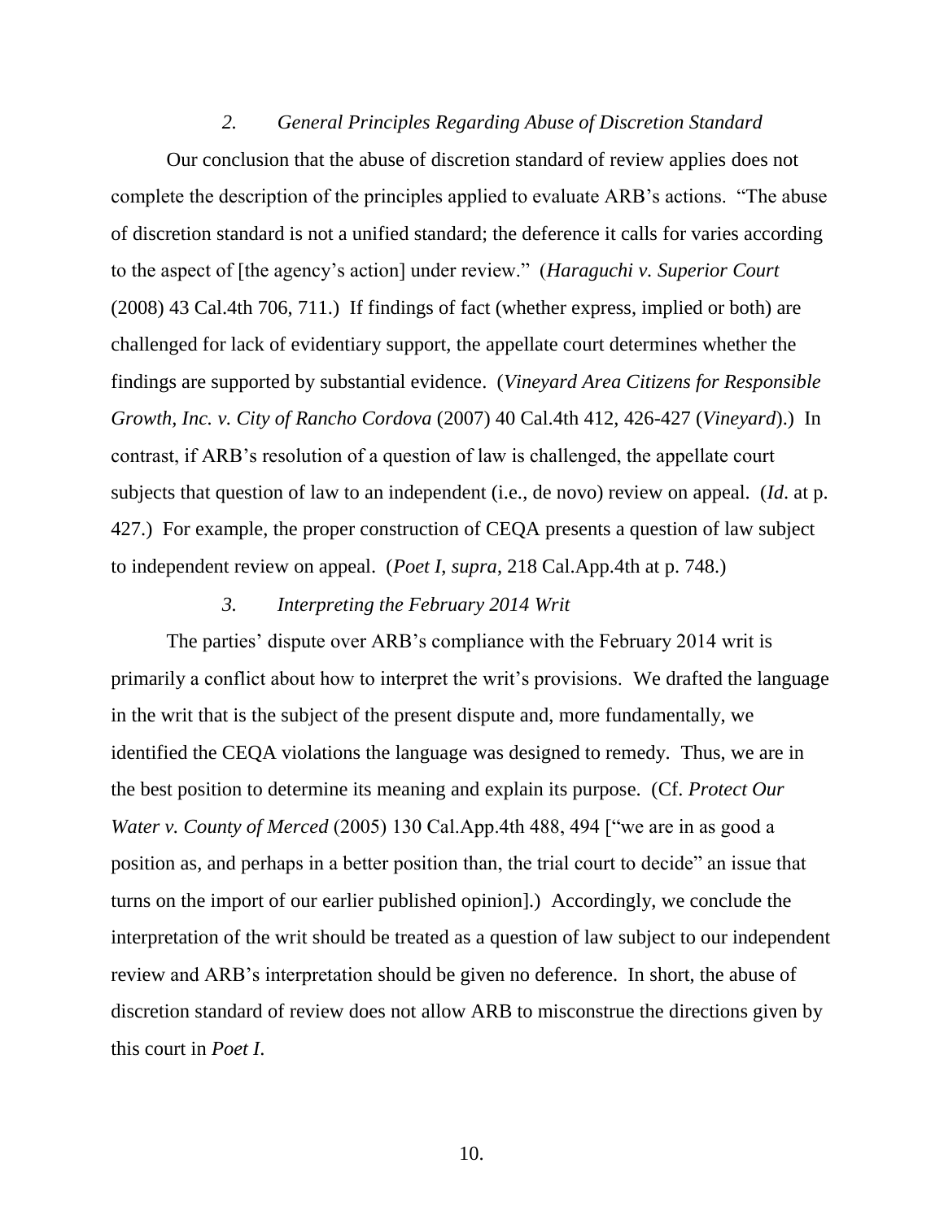### *2. General Principles Regarding Abuse of Discretion Standard*

Our conclusion that the abuse of discretion standard of review applies does not complete the description of the principles applied to evaluate ARB's actions. "The abuse of discretion standard is not a unified standard; the deference it calls for varies according to the aspect of [the agency's action] under review." (*Haraguchi v. Superior Court* (2008) 43 Cal.4th 706, 711.) If findings of fact (whether express, implied or both) are challenged for lack of evidentiary support, the appellate court determines whether the findings are supported by substantial evidence. (*Vineyard Area Citizens for Responsible Growth, Inc. v. City of Rancho Cordova* (2007) 40 Cal.4th 412, 426-427 (*Vineyard*).) In contrast, if ARB's resolution of a question of law is challenged, the appellate court subjects that question of law to an independent (i.e., de novo) review on appeal. (*Id*. at p. 427.) For example, the proper construction of CEQA presents a question of law subject to independent review on appeal. (*Poet I*, *supra*, 218 Cal.App.4th at p. 748.)

### *3. Interpreting the February 2014 Writ*

The parties' dispute over ARB's compliance with the February 2014 writ is primarily a conflict about how to interpret the writ's provisions. We drafted the language in the writ that is the subject of the present dispute and, more fundamentally, we identified the CEQA violations the language was designed to remedy. Thus, we are in the best position to determine its meaning and explain its purpose. (Cf. *Protect Our Water v. County of Merced* (2005) 130 Cal.App.4th 488, 494 ["we are in as good a position as, and perhaps in a better position than, the trial court to decide" an issue that turns on the import of our earlier published opinion].) Accordingly, we conclude the interpretation of the writ should be treated as a question of law subject to our independent review and ARB's interpretation should be given no deference. In short, the abuse of discretion standard of review does not allow ARB to misconstrue the directions given by this court in *Poet I*.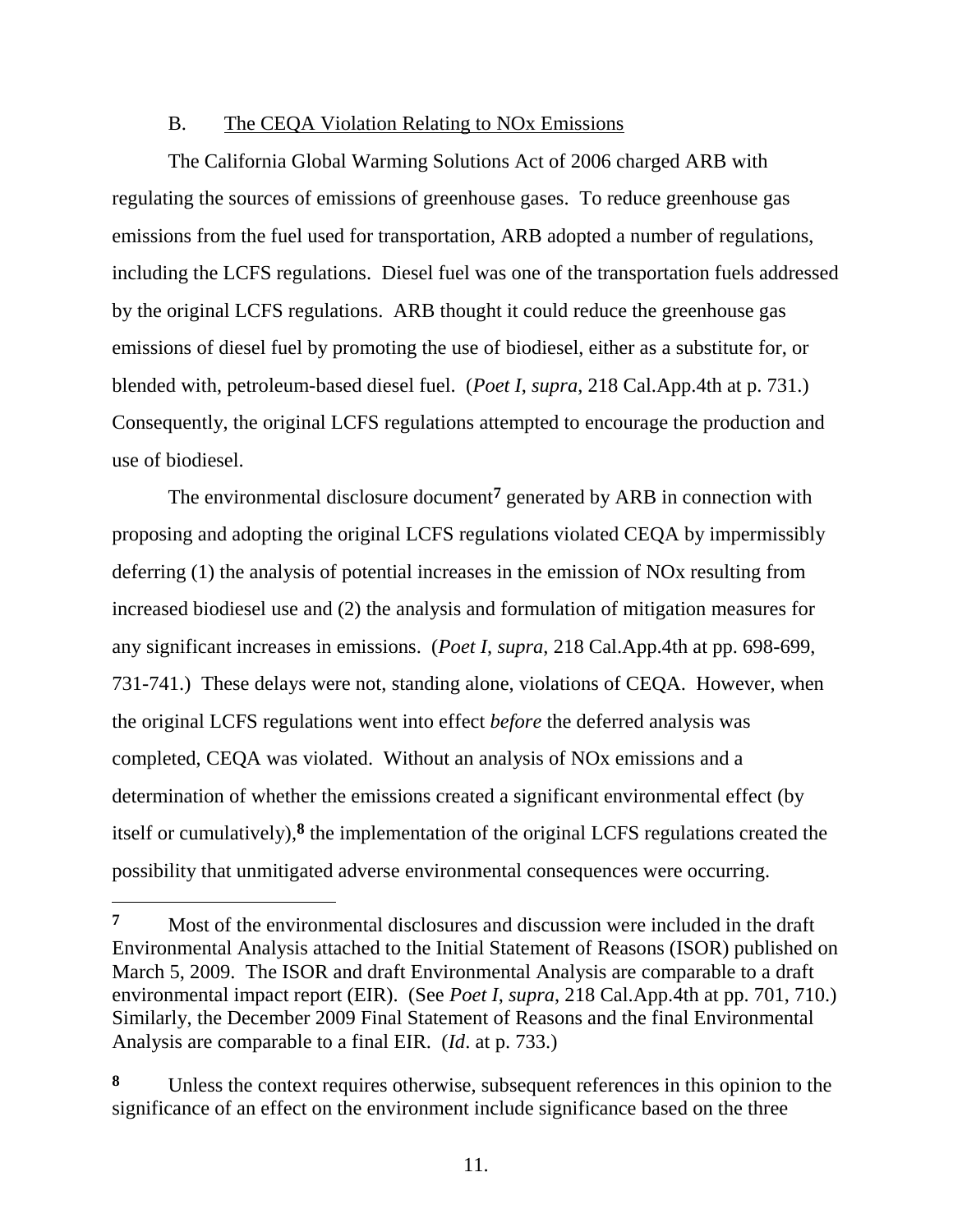### B. The CEQA Violation Relating to NOx Emissions

The California Global Warming Solutions Act of 2006 charged ARB with regulating the sources of emissions of greenhouse gases. To reduce greenhouse gas emissions from the fuel used for transportation, ARB adopted a number of regulations, including the LCFS regulations. Diesel fuel was one of the transportation fuels addressed by the original LCFS regulations. ARB thought it could reduce the greenhouse gas emissions of diesel fuel by promoting the use of biodiesel, either as a substitute for, or blended with, petroleum-based diesel fuel. (*Poet I*, *supra*, 218 Cal.App.4th at p. 731.) Consequently, the original LCFS regulations attempted to encourage the production and use of biodiesel.

The environmental disclosure document[7] generated by ARB in connection with proposing and adopting the original LCFS regulations violated CEQA by impermissibly deferring (1) the analysis of potential increases in the emission of NOx resulting from increased biodiesel use and (2) the analysis and formulation of mitigation measures for any significant increases in emissions. (*Poet I*, *supra*, 218 Cal.App.4th at pp. 698-699, 731-741.) These delays were not, standing alone, violations of CEQA. However, when the original LCFS regulations went into effect *before* the deferred analysis was completed, CEQA was violated. Without an analysis of NOx emissions and a determination of whether the emissions created a significant environmental effect (by itself or cumulatively),[8] the implementation of the original LCFS regulations created the possibility that unmitigated adverse environmental consequences were occurring.

---

[7] Most of the environmental disclosures and discussion were included in the draft Environmental Analysis attached to the Initial Statement of Reasons (ISOR) published on March 5, 2009. The ISOR and draft Environmental Analysis are comparable to a draft environmental impact report (EIR). (See *Poet I*, *supra*, 218 Cal.App.4th at pp. 701, 710.) Similarly, the December 2009 Final Statement of Reasons and the final Environmental Analysis are comparable to a final EIR. (*Id*. at p. 733.)

[8] Unless the context requires otherwise, subsequent references in this opinion to the significance of an effect on the environment include significance based on the three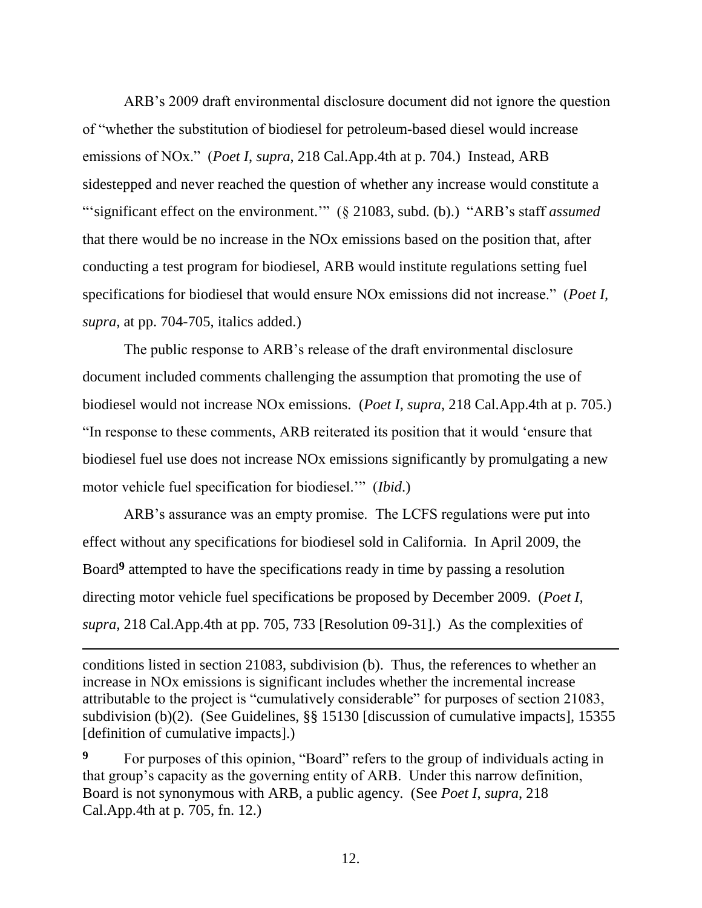ARB's 2009 draft environmental disclosure document did not ignore the question of "whether the substitution of biodiesel for petroleum-based diesel would increase emissions of NOx." (*Poet I*, *supra*, 218 Cal.App.4th at p. 704.) Instead, ARB sidestepped and never reached the question of whether any increase would constitute a "'significant effect on the environment.'" (§ 21083, subd. (b).) "ARB's staff *assumed* that there would be no increase in the NOx emissions based on the position that, after conducting a test program for biodiesel, ARB would institute regulations setting fuel specifications for biodiesel that would ensure NOx emissions did not increase." (*Poet I*, *supra*, at pp. 704-705, italics added.)

The public response to ARB's release of the draft environmental disclosure document included comments challenging the assumption that promoting the use of biodiesel would not increase NOx emissions. (*Poet I*, *supra*, 218 Cal.App.4th at p. 705.) "In response to these comments, ARB reiterated its position that it would 'ensure that biodiesel fuel use does not increase NOx emissions significantly by promulgating a new motor vehicle fuel specification for biodiesel.'" (*Ibid*.)

ARB's assurance was an empty promise. The LCFS regulations were put into effect without any specifications for biodiesel sold in California. In April 2009, the Board[9] attempted to have the specifications ready in time by passing a resolution directing motor vehicle fuel specifications be proposed by December 2009. (*Poet I*, *supra*, 218 Cal.App.4th at pp. 705, 733 [Resolution 09-31].) As the complexities of

---

conditions listed in section 21083, subdivision (b). Thus, the references to whether an increase in NOx emissions is significant includes whether the incremental increase attributable to the project is "cumulatively considerable" for purposes of section 21083, subdivision (b)(2). (See Guidelines, §§ 15130 [discussion of cumulative impacts], 15355 [definition of cumulative impacts].)

[9] For purposes of this opinion, "Board" refers to the group of individuals acting in that group's capacity as the governing entity of ARB. Under this narrow definition, Board is not synonymous with ARB, a public agency. (See *Poet I*, *supra*, 218 Cal.App.4th at p. 705, fn. 12.)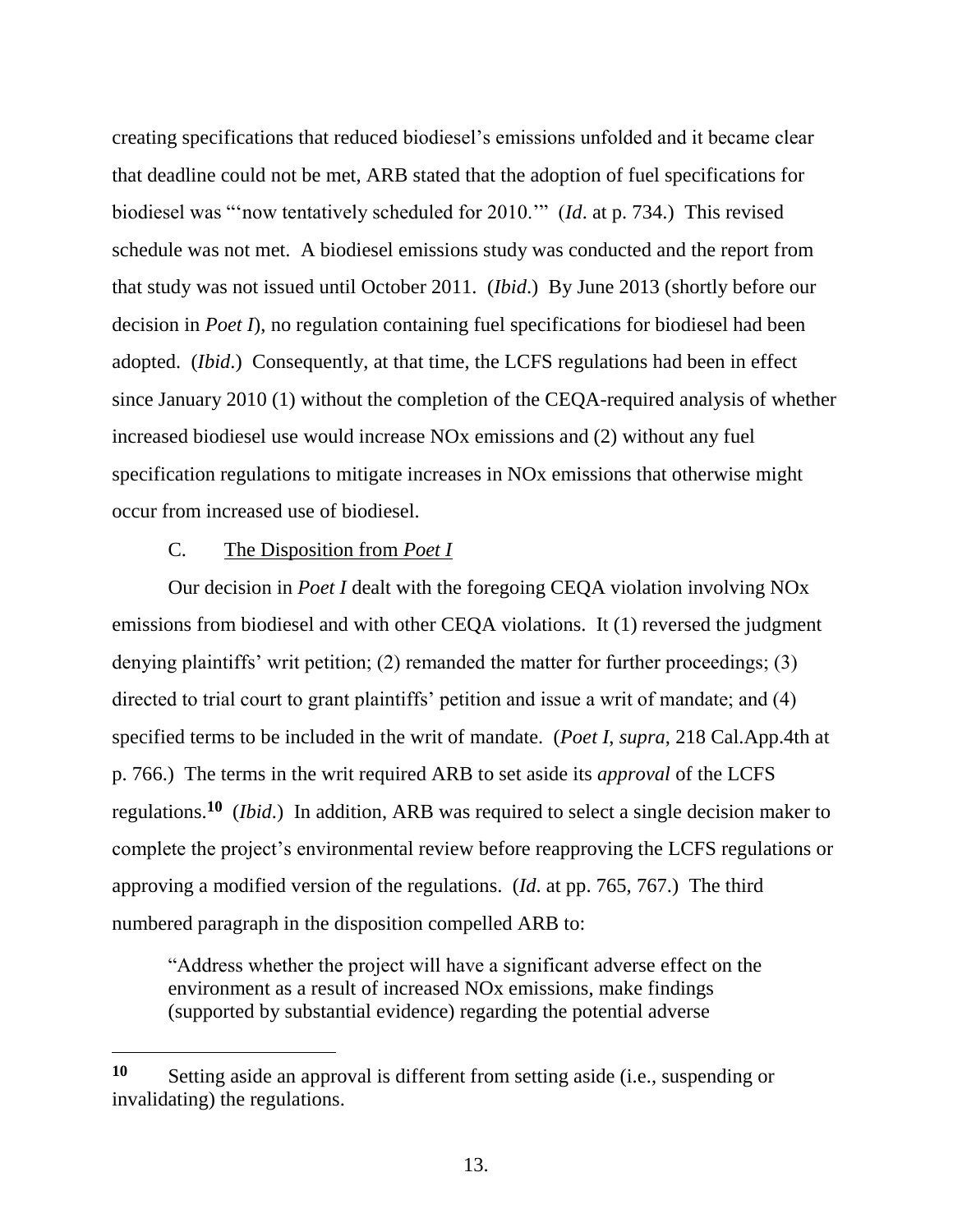creating specifications that reduced biodiesel's emissions unfolded and it became clear that deadline could not be met, ARB stated that the adoption of fuel specifications for biodiesel was "'now tentatively scheduled for 2010.'" (*Id*. at p. 734.) This revised schedule was not met. A biodiesel emissions study was conducted and the report from that study was not issued until October 2011. (*Ibid*.) By June 2013 (shortly before our decision in *Poet I*), no regulation containing fuel specifications for biodiesel had been adopted. (*Ibid*.) Consequently, at that time, the LCFS regulations had been in effect since January 2010 (1) without the completion of the CEQA-required analysis of whether increased biodiesel use would increase NOx emissions and (2) without any fuel specification regulations to mitigate increases in NOx emissions that otherwise might occur from increased use of biodiesel.

C. <u>The Disposition from *Poet I*</u>

Our decision in *Poet I* dealt with the foregoing CEQA violation involving NOx emissions from biodiesel and with other CEQA violations. It (1) reversed the judgment denying plaintiffs' writ petition; (2) remanded the matter for further proceedings; (3) directed to trial court to grant plaintiffs' petition and issue a writ of mandate; and (4) specified terms to be included in the writ of mandate. (*Poet I*, *supra*, 218 Cal.App.4th at p. 766.) The terms in the writ required ARB to set aside its *approval* of the LCFS regulations.[10] (*Ibid*.) In addition, ARB was required to select a single decision maker to complete the project's environmental review before reapproving the LCFS regulations or approving a modified version of the regulations. (*Id*. at pp. 765, 767.) The third numbered paragraph in the disposition compelled ARB to:

> "Address whether the project will have a significant adverse effect on the environment as a result of increased NOx emissions, make findings (supported by substantial evidence) regarding the potential adverse

---

[10] Setting aside an approval is different from setting aside (i.e., suspending or invalidating) the regulations.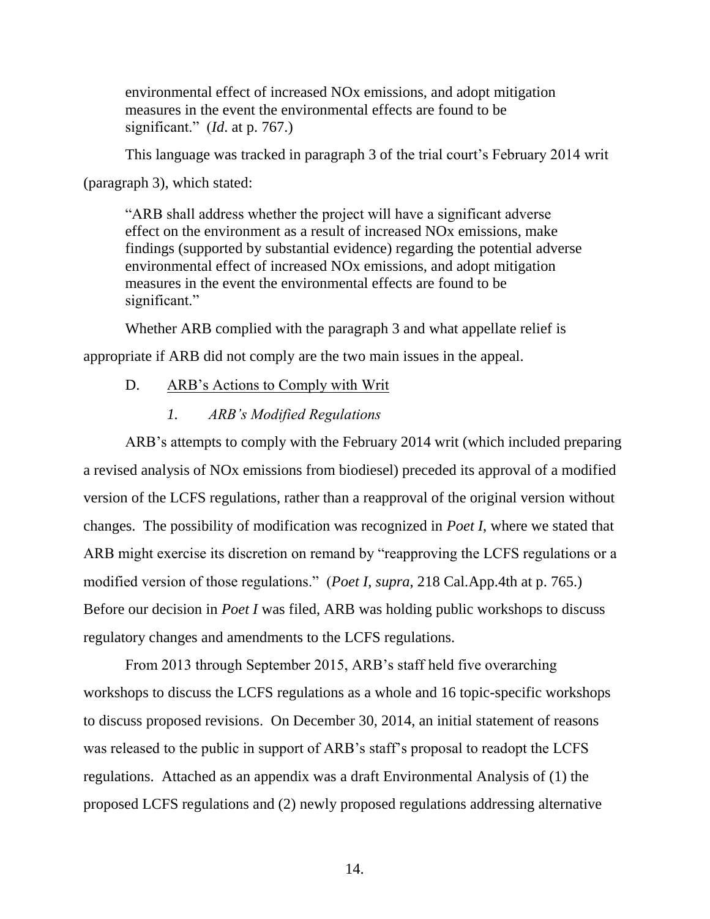> environmental effect of increased NOx emissions, and adopt mitigation measures in the event the environmental effects are found to be significant." (*Id*. at p. 767.)

This language was tracked in paragraph 3 of the trial court's February 2014 writ (paragraph 3), which stated:

> "ARB shall address whether the project will have a significant adverse effect on the environment as a result of increased NOx emissions, make findings (supported by substantial evidence) regarding the potential adverse environmental effect of increased NOx emissions, and adopt mitigation measures in the event the environmental effects are found to be significant."

Whether ARB complied with the paragraph 3 and what appellate relief is appropriate if ARB did not comply are the two main issues in the appeal.

D. <u>ARB's Actions to Comply with Writ</u>

*1. ARB's Modified Regulations*

ARB's attempts to comply with the February 2014 writ (which included preparing a revised analysis of NOx emissions from biodiesel) preceded its approval of a modified version of the LCFS regulations, rather than a reapproval of the original version without changes. The possibility of modification was recognized in *Poet I*, where we stated that ARB might exercise its discretion on remand by "reapproving the LCFS regulations or a modified version of those regulations." (*Poet I*, *supra*, 218 Cal.App.4th at p. 765.) Before our decision in *Poet I* was filed, ARB was holding public workshops to discuss regulatory changes and amendments to the LCFS regulations.

From 2013 through September 2015, ARB's staff held five overarching workshops to discuss the LCFS regulations as a whole and 16 topic-specific workshops to discuss proposed revisions. On December 30, 2014, an initial statement of reasons was released to the public in support of ARB's staff's proposal to readopt the LCFS regulations. Attached as an appendix was a draft Environmental Analysis of (1) the proposed LCFS regulations and (2) newly proposed regulations addressing alternative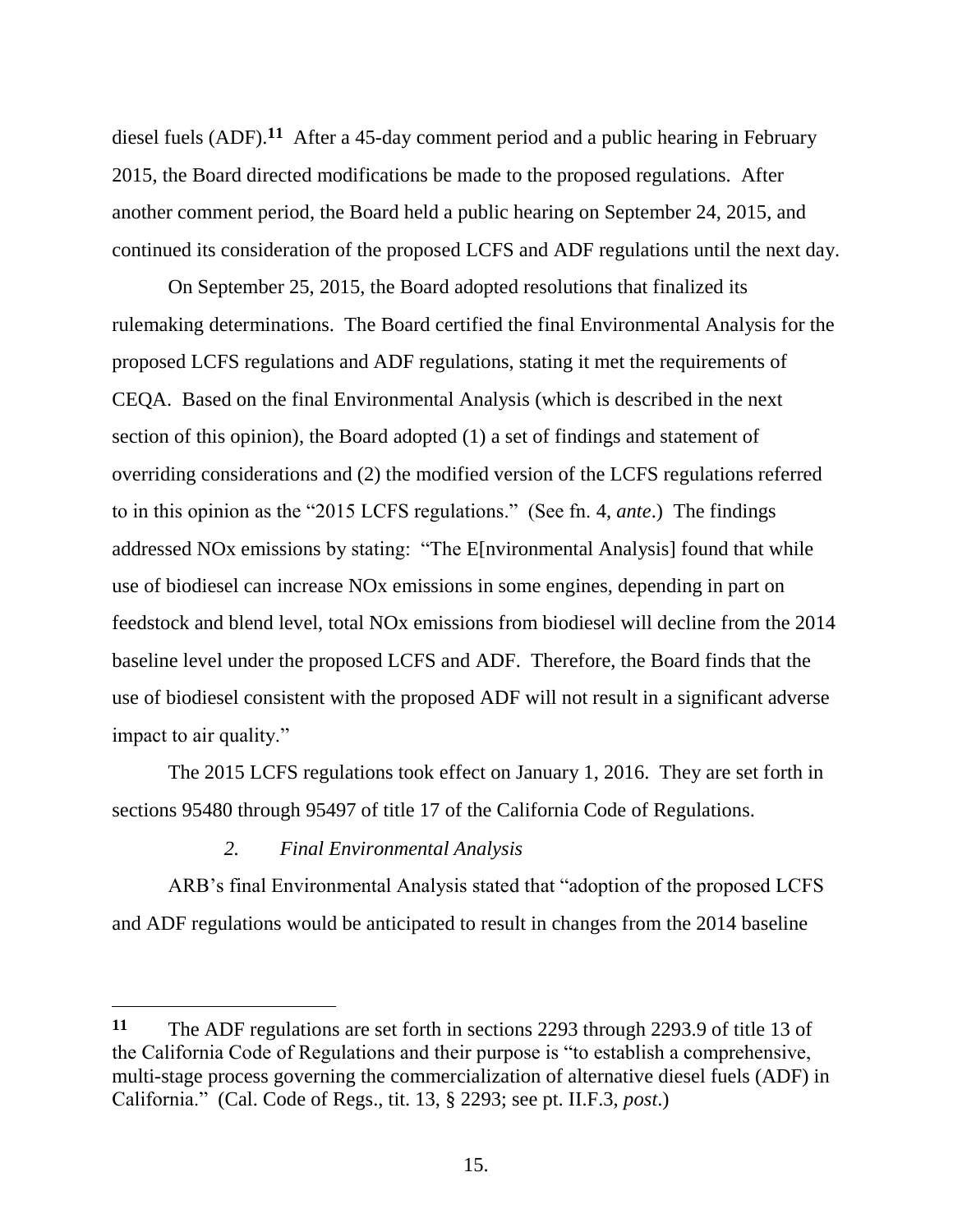diesel fuels (ADF).[11] After a 45-day comment period and a public hearing in February 2015, the Board directed modifications be made to the proposed regulations. After another comment period, the Board held a public hearing on September 24, 2015, and continued its consideration of the proposed LCFS and ADF regulations until the next day.

On September 25, 2015, the Board adopted resolutions that finalized its rulemaking determinations. The Board certified the final Environmental Analysis for the proposed LCFS regulations and ADF regulations, stating it met the requirements of CEQA. Based on the final Environmental Analysis (which is described in the next section of this opinion), the Board adopted (1) a set of findings and statement of overriding considerations and (2) the modified version of the LCFS regulations referred to in this opinion as the "2015 LCFS regulations." (See fn. 4, *ante*.) The findings addressed NOx emissions by stating: "The E[nvironmental Analysis] found that while use of biodiesel can increase NOx emissions in some engines, depending in part on feedstock and blend level, total NOx emissions from biodiesel will decline from the 2014 baseline level under the proposed LCFS and ADF. Therefore, the Board finds that the use of biodiesel consistent with the proposed ADF will not result in a significant adverse impact to air quality."

The 2015 LCFS regulations took effect on January 1, 2016. They are set forth in sections 95480 through 95497 of title 17 of the California Code of Regulations.

### *2. Final Environmental Analysis*

ARB's final Environmental Analysis stated that "adoption of the proposed LCFS and ADF regulations would be anticipated to result in changes from the 2014 baseline

---

[11] The ADF regulations are set forth in sections 2293 through 2293.9 of title 13 of the California Code of Regulations and their purpose is "to establish a comprehensive, multi-stage process governing the commercialization of alternative diesel fuels (ADF) in California." (Cal. Code of Regs., tit. 13, § 2293; see pt. II.F.3, *post*.)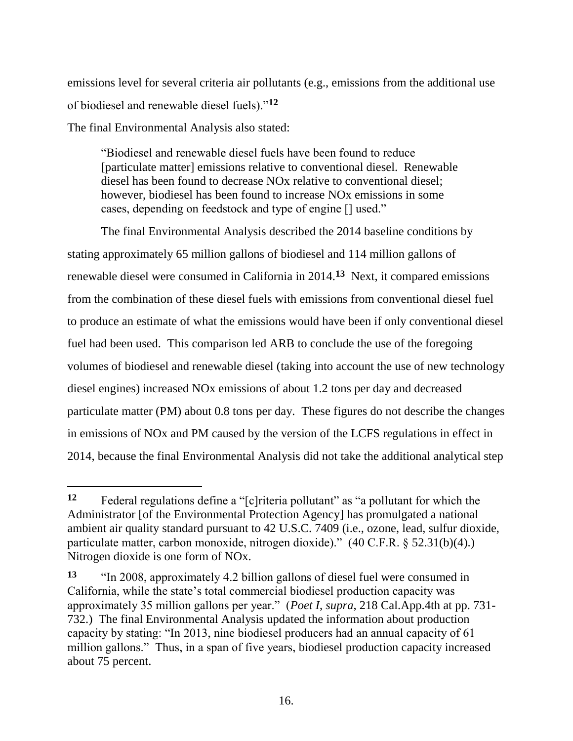emissions level for several criteria air pollutants (e.g., emissions from the additional use of biodiesel and renewable diesel fuels)."[12]

The final Environmental Analysis also stated:

> "Biodiesel and renewable diesel fuels have been found to reduce [particulate matter] emissions relative to conventional diesel. Renewable diesel has been found to decrease NOx relative to conventional diesel; however, biodiesel has been found to increase NOx emissions in some cases, depending on feedstock and type of engine [] used."

The final Environmental Analysis described the 2014 baseline conditions by stating approximately 65 million gallons of biodiesel and 114 million gallons of renewable diesel were consumed in California in 2014.[13] Next, it compared emissions from the combination of these diesel fuels with emissions from conventional diesel fuel to produce an estimate of what the emissions would have been if only conventional diesel fuel had been used. This comparison led ARB to conclude the use of the foregoing volumes of biodiesel and renewable diesel (taking into account the use of new technology diesel engines) increased NOx emissions of about 1.2 tons per day and decreased particulate matter (PM) about 0.8 tons per day. These figures do not describe the changes in emissions of NOx and PM caused by the version of the LCFS regulations in effect in 2014, because the final Environmental Analysis did not take the additional analytical step

---

[12] Federal regulations define a "[c]riteria pollutant" as "a pollutant for which the Administrator [of the Environmental Protection Agency] has promulgated a national ambient air quality standard pursuant to 42 U.S.C. 7409 (i.e., ozone, lead, sulfur dioxide, particulate matter, carbon monoxide, nitrogen dioxide)." (40 C.F.R. § 52.31(b)(4).) Nitrogen dioxide is one form of NOx.

[13] "In 2008, approximately 4.2 billion gallons of diesel fuel were consumed in California, while the state's total commercial biodiesel production capacity was approximately 35 million gallons per year." (*Poet I*, *supra*, 218 Cal.App.4th at pp. 731-732.) The final Environmental Analysis updated the information about production capacity by stating: "In 2013, nine biodiesel producers had an annual capacity of 61 million gallons." Thus, in a span of five years, biodiesel production capacity increased about 75 percent.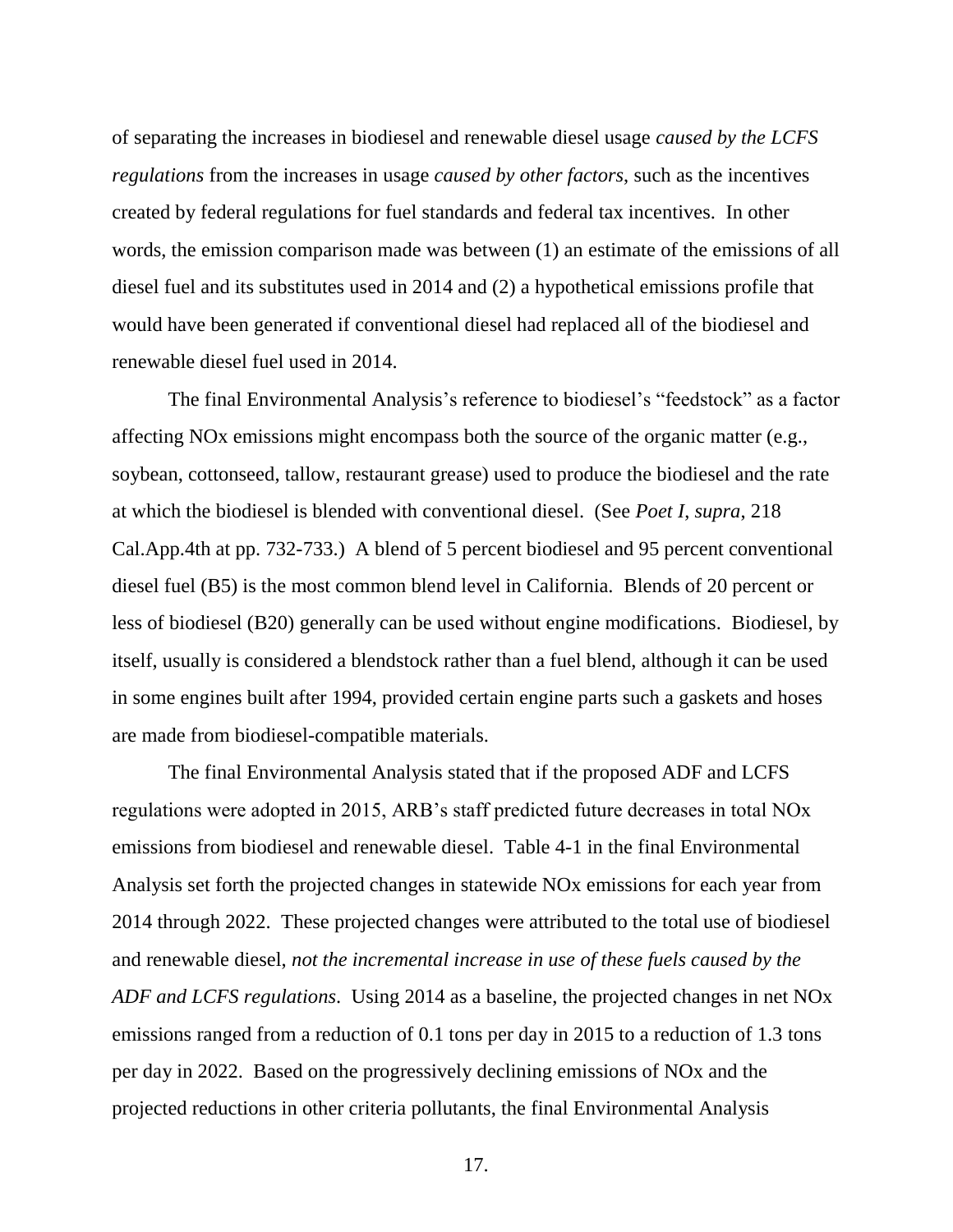of separating the increases in biodiesel and renewable diesel usage *caused by the LCFS regulations* from the increases in usage *caused by other factors*, such as the incentives created by federal regulations for fuel standards and federal tax incentives. In other words, the emission comparison made was between (1) an estimate of the emissions of all diesel fuel and its substitutes used in 2014 and (2) a hypothetical emissions profile that would have been generated if conventional diesel had replaced all of the biodiesel and renewable diesel fuel used in 2014.

The final Environmental Analysis's reference to biodiesel's "feedstock" as a factor affecting NOx emissions might encompass both the source of the organic matter (e.g., soybean, cottonseed, tallow, restaurant grease) used to produce the biodiesel and the rate at which the biodiesel is blended with conventional diesel. (See *Poet I*, *supra*, 218 Cal.App.4th at pp. 732-733.) A blend of 5 percent biodiesel and 95 percent conventional diesel fuel (B5) is the most common blend level in California. Blends of 20 percent or less of biodiesel (B20) generally can be used without engine modifications. Biodiesel, by itself, usually is considered a blendstock rather than a fuel blend, although it can be used in some engines built after 1994, provided certain engine parts such a gaskets and hoses are made from biodiesel-compatible materials.

The final Environmental Analysis stated that if the proposed ADF and LCFS regulations were adopted in 2015, ARB's staff predicted future decreases in total NOx emissions from biodiesel and renewable diesel. Table 4-1 in the final Environmental Analysis set forth the projected changes in statewide NOx emissions for each year from 2014 through 2022. These projected changes were attributed to the total use of biodiesel and renewable diesel, *not the incremental increase in use of these fuels caused by the ADF and LCFS regulations*. Using 2014 as a baseline, the projected changes in net NOx emissions ranged from a reduction of 0.1 tons per day in 2015 to a reduction of 1.3 tons per day in 2022. Based on the progressively declining emissions of NOx and the projected reductions in other criteria pollutants, the final Environmental Analysis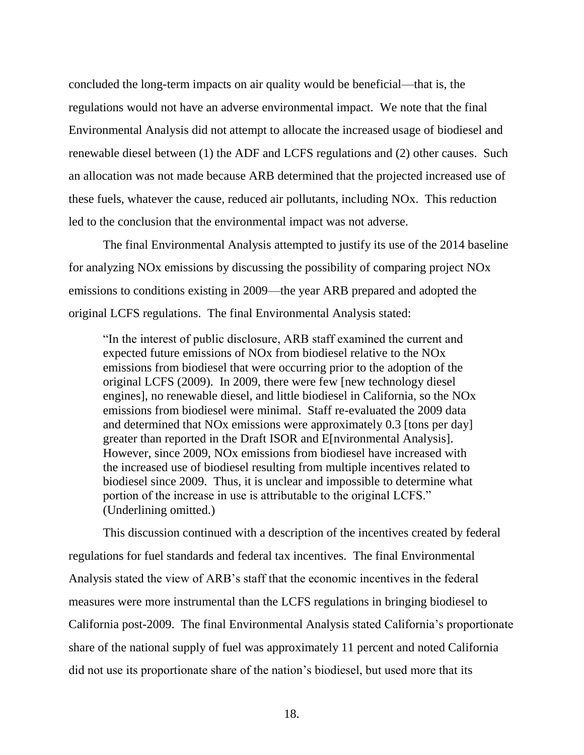concluded the long-term impacts on air quality would be beneficial—that is, the regulations would not have an adverse environmental impact. We note that the final Environmental Analysis did not attempt to allocate the increased usage of biodiesel and renewable diesel between (1) the ADF and LCFS regulations and (2) other causes. Such an allocation was not made because ARB determined that the projected increased use of these fuels, whatever the cause, reduced air pollutants, including NOx. This reduction led to the conclusion that the environmental impact was not adverse.

The final Environmental Analysis attempted to justify its use of the 2014 baseline for analyzing NOx emissions by discussing the possibility of comparing project NOx emissions to conditions existing in 2009—the year ARB prepared and adopted the original LCFS regulations. The final Environmental Analysis stated:

> "In the interest of public disclosure, ARB staff examined the current and expected future emissions of NOx from biodiesel relative to the NOx emissions from biodiesel that were occurring prior to the adoption of the original LCFS (2009). In 2009, there were few [new technology diesel engines], no renewable diesel, and little biodiesel in California, so the NOx emissions from biodiesel were minimal. Staff re-evaluated the 2009 data and determined that NOx emissions were approximately 0.3 [tons per day] greater than reported in the Draft ISOR and E[nvironmental Analysis]. However, since 2009, NOx emissions from biodiesel have increased with the increased use of biodiesel resulting from multiple incentives related to biodiesel since 2009. Thus, it is unclear and impossible to determine what portion of the increase in use is attributable to the original LCFS." (Underlining omitted.)

This discussion continued with a description of the incentives created by federal regulations for fuel standards and federal tax incentives. The final Environmental Analysis stated the view of ARB's staff that the economic incentives in the federal measures were more instrumental than the LCFS regulations in bringing biodiesel to California post-2009. The final Environmental Analysis stated California's proportionate share of the national supply of fuel was approximately 11 percent and noted California did not use its proportionate share of the nation's biodiesel, but used more that its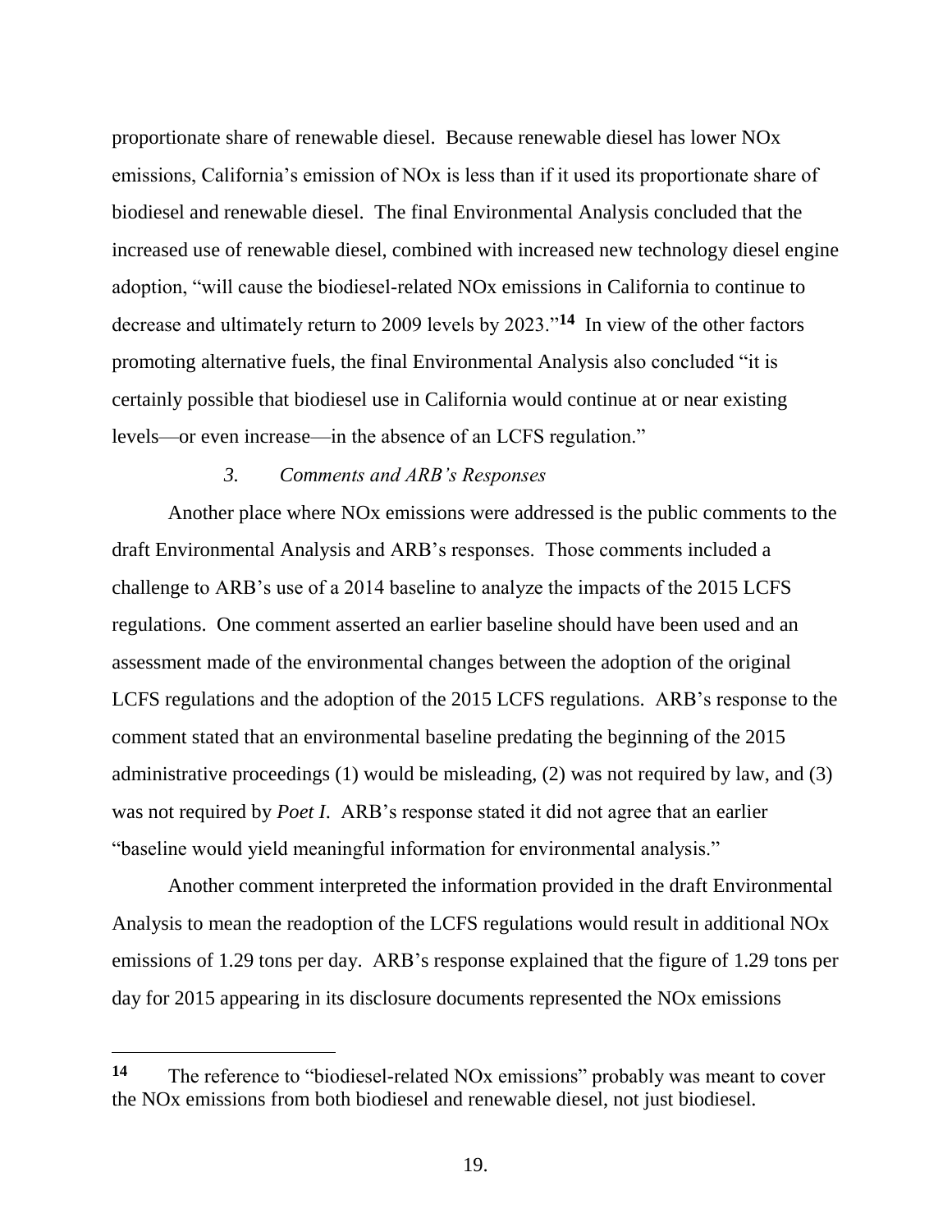proportionate share of renewable diesel. Because renewable diesel has lower NOx emissions, California's emission of NOx is less than if it used its proportionate share of biodiesel and renewable diesel. The final Environmental Analysis concluded that the increased use of renewable diesel, combined with increased new technology diesel engine adoption, "will cause the biodiesel-related NOx emissions in California to continue to decrease and ultimately return to 2009 levels by 2023."[14] In view of the other factors promoting alternative fuels, the final Environmental Analysis also concluded "it is certainly possible that biodiesel use in California would continue at or near existing levels—or even increase—in the absence of an LCFS regulation."

### *3. Comments and ARB's Responses*

Another place where NOx emissions were addressed is the public comments to the draft Environmental Analysis and ARB's responses. Those comments included a challenge to ARB's use of a 2014 baseline to analyze the impacts of the 2015 LCFS regulations. One comment asserted an earlier baseline should have been used and an assessment made of the environmental changes between the adoption of the original LCFS regulations and the adoption of the 2015 LCFS regulations. ARB's response to the comment stated that an environmental baseline predating the beginning of the 2015 administrative proceedings (1) would be misleading, (2) was not required by law, and (3) was not required by *Poet I*. ARB's response stated it did not agree that an earlier "baseline would yield meaningful information for environmental analysis."

Another comment interpreted the information provided in the draft Environmental Analysis to mean the readoption of the LCFS regulations would result in additional NOx emissions of 1.29 tons per day. ARB's response explained that the figure of 1.29 tons per day for 2015 appearing in its disclosure documents represented the NOx emissions

---

[14] The reference to "biodiesel-related NOx emissions" probably was meant to cover the NOx emissions from both biodiesel and renewable diesel, not just biodiesel.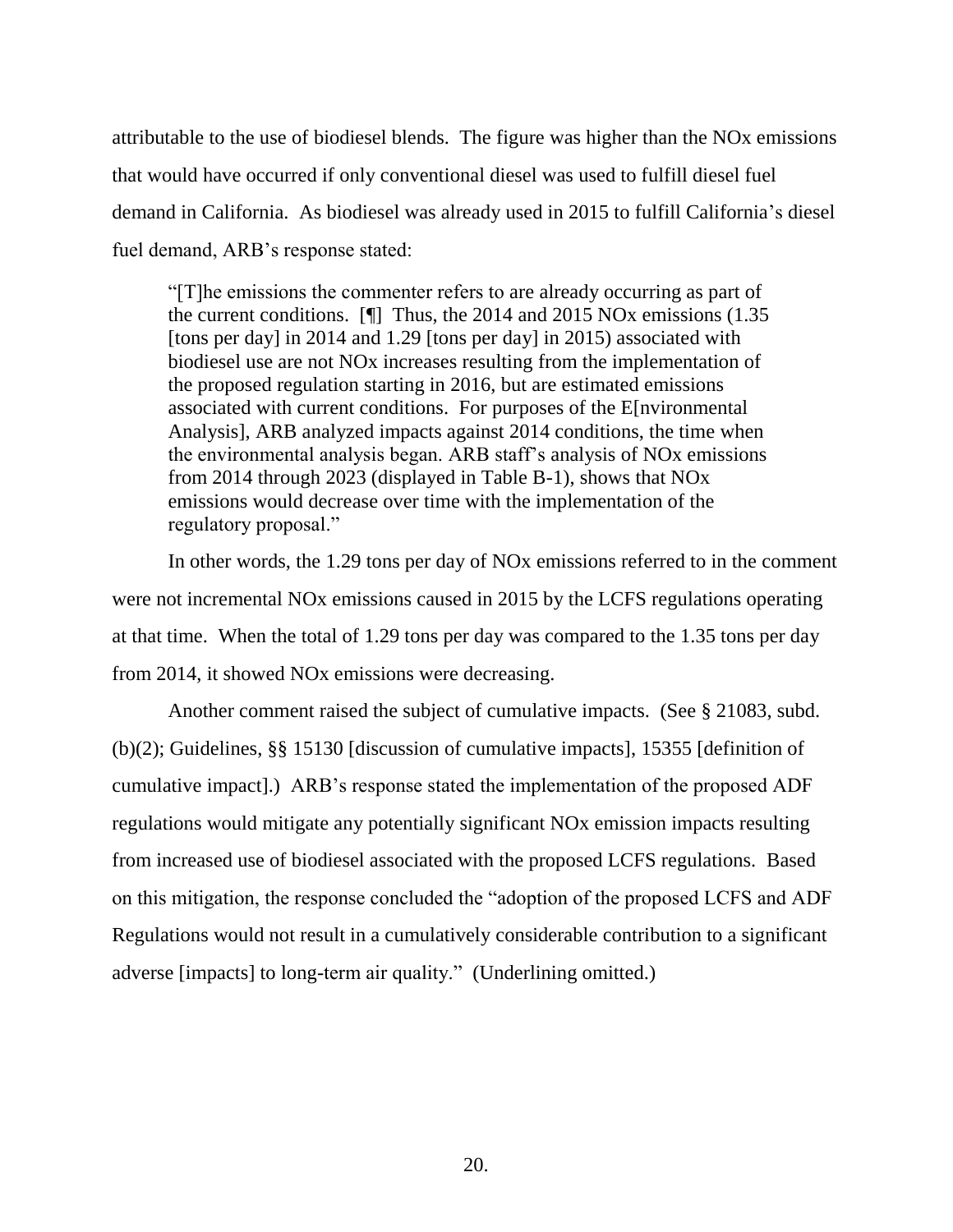attributable to the use of biodiesel blends. The figure was higher than the NOx emissions that would have occurred if only conventional diesel was used to fulfill diesel fuel demand in California. As biodiesel was already used in 2015 to fulfill California's diesel fuel demand, ARB's response stated:

> "[T]he emissions the commenter refers to are already occurring as part of the current conditions. [¶] Thus, the 2014 and 2015 NOx emissions (1.35 [tons per day] in 2014 and 1.29 [tons per day] in 2015) associated with biodiesel use are not NOx increases resulting from the implementation of the proposed regulation starting in 2016, but are estimated emissions associated with current conditions. For purposes of the E[nvironmental Analysis], ARB analyzed impacts against 2014 conditions, the time when the environmental analysis began. ARB staff's analysis of NOx emissions from 2014 through 2023 (displayed in Table B-1), shows that NOx emissions would decrease over time with the implementation of the regulatory proposal."

In other words, the 1.29 tons per day of NOx emissions referred to in the comment were not incremental NOx emissions caused in 2015 by the LCFS regulations operating at that time. When the total of 1.29 tons per day was compared to the 1.35 tons per day from 2014, it showed NOx emissions were decreasing.

Another comment raised the subject of cumulative impacts. (See § 21083, subd. (b)(2); Guidelines, §§ 15130 [discussion of cumulative impacts], 15355 [definition of cumulative impact].) ARB's response stated the implementation of the proposed ADF regulations would mitigate any potentially significant NOx emission impacts resulting from increased use of biodiesel associated with the proposed LCFS regulations. Based on this mitigation, the response concluded the "adoption of the proposed LCFS and ADF Regulations would not result in a cumulatively considerable contribution to a significant adverse [impacts] to long-term air quality." (Underlining omitted.)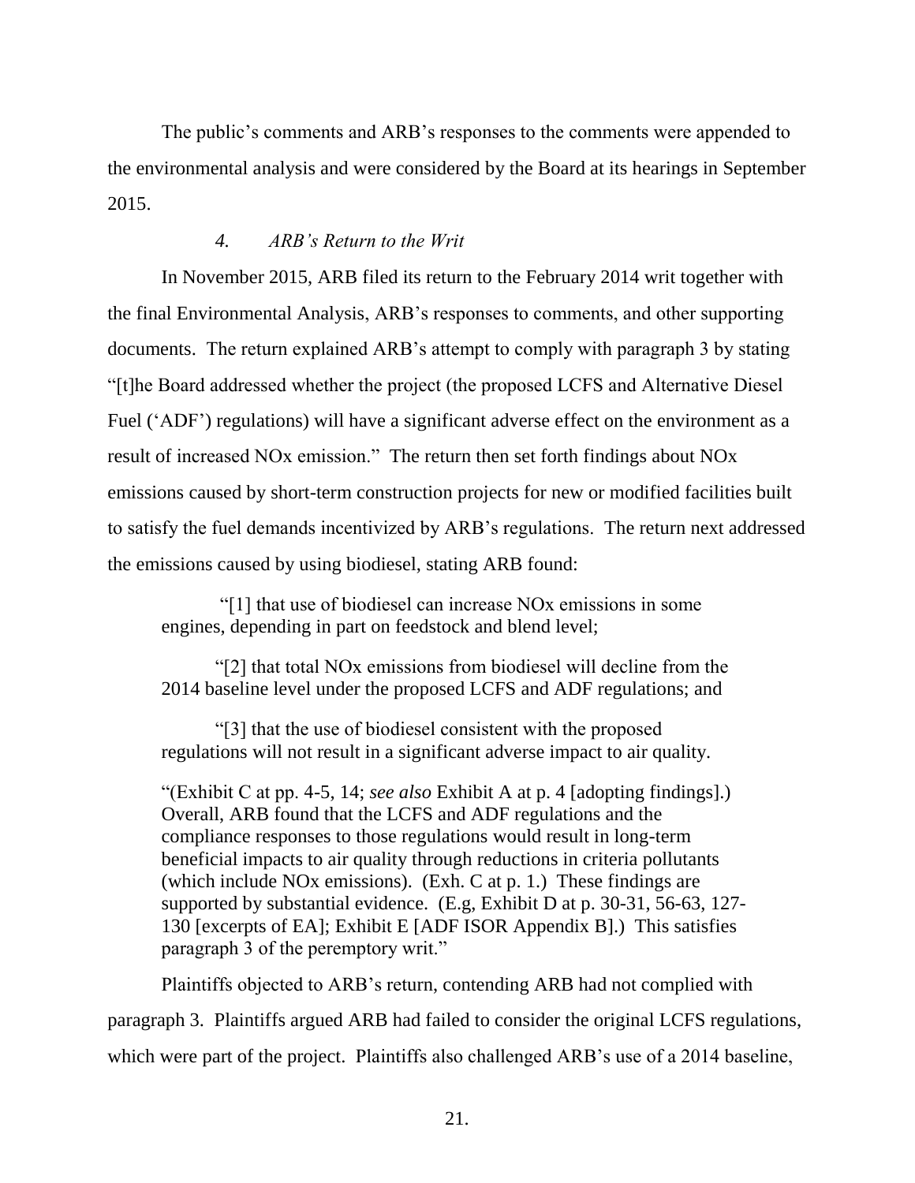The public's comments and ARB's responses to the comments were appended to the environmental analysis and were considered by the Board at its hearings in September 2015.

#### *4. ARB's Return to the Writ*

In November 2015, ARB filed its return to the February 2014 writ together with the final Environmental Analysis, ARB's responses to comments, and other supporting documents. The return explained ARB's attempt to comply with paragraph 3 by stating "[t]he Board addressed whether the project (the proposed LCFS and Alternative Diesel Fuel ('ADF') regulations) will have a significant adverse effect on the environment as a result of increased NOx emission." The return then set forth findings about NOx emissions caused by short-term construction projects for new or modified facilities built to satisfy the fuel demands incentivized by ARB's regulations. The return next addressed the emissions caused by using biodiesel, stating ARB found:

> "[1] that use of biodiesel can increase NOx emissions in some engines, depending in part on feedstock and blend level;
>
> "[2] that total NOx emissions from biodiesel will decline from the 2014 baseline level under the proposed LCFS and ADF regulations; and
>
> "[3] that the use of biodiesel consistent with the proposed regulations will not result in a significant adverse impact to air quality.
>
> "(Exhibit C at pp. 4-5, 14; *see also* Exhibit A at p. 4 [adopting findings].) Overall, ARB found that the LCFS and ADF regulations and the compliance responses to those regulations would result in long-term beneficial impacts to air quality through reductions in criteria pollutants (which include NOx emissions). (Exh. C at p. 1.) These findings are supported by substantial evidence. (E.g, Exhibit D at p. 30-31, 56-63, 127-130 [excerpts of EA]; Exhibit E [ADF ISOR Appendix B].) This satisfies paragraph 3 of the peremptory writ."

Plaintiffs objected to ARB's return, contending ARB had not complied with paragraph 3. Plaintiffs argued ARB had failed to consider the original LCFS regulations, which were part of the project. Plaintiffs also challenged ARB's use of a 2014 baseline,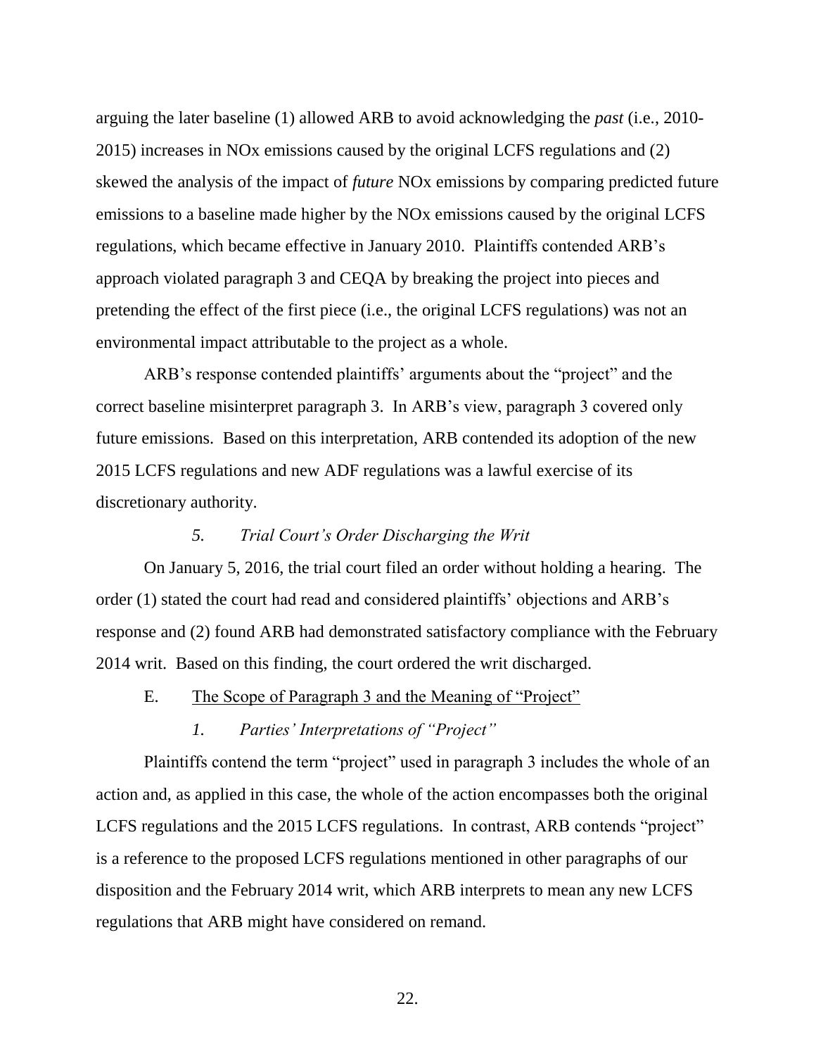arguing the later baseline (1) allowed ARB to avoid acknowledging the *past* (i.e., 2010-2015) increases in NOx emissions caused by the original LCFS regulations and (2) skewed the analysis of the impact of *future* NOx emissions by comparing predicted future emissions to a baseline made higher by the NOx emissions caused by the original LCFS regulations, which became effective in January 2010. Plaintiffs contended ARB's approach violated paragraph 3 and CEQA by breaking the project into pieces and pretending the effect of the first piece (i.e., the original LCFS regulations) was not an environmental impact attributable to the project as a whole.

ARB's response contended plaintiffs' arguments about the "project" and the correct baseline misinterpret paragraph 3. In ARB's view, paragraph 3 covered only future emissions. Based on this interpretation, ARB contended its adoption of the new 2015 LCFS regulations and new ADF regulations was a lawful exercise of its discretionary authority.

#### *5. Trial Court's Order Discharging the Writ*

On January 5, 2016, the trial court filed an order without holding a hearing. The order (1) stated the court had read and considered plaintiffs' objections and ARB's response and (2) found ARB had demonstrated satisfactory compliance with the February 2014 writ. Based on this finding, the court ordered the writ discharged.

### E. The Scope of Paragraph 3 and the Meaning of "Project"

#### *1. Parties' Interpretations of "Project"*

Plaintiffs contend the term "project" used in paragraph 3 includes the whole of an action and, as applied in this case, the whole of the action encompasses both the original LCFS regulations and the 2015 LCFS regulations. In contrast, ARB contends "project" is a reference to the proposed LCFS regulations mentioned in other paragraphs of our disposition and the February 2014 writ, which ARB interprets to mean any new LCFS regulations that ARB might have considered on remand.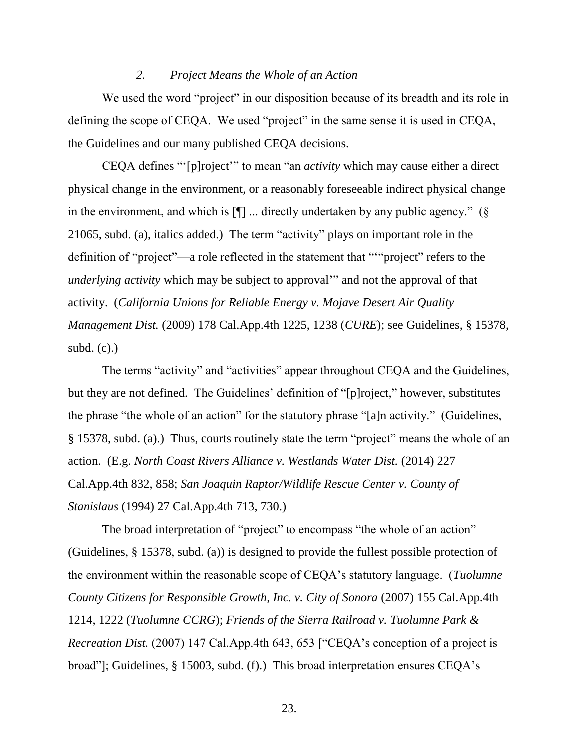### *2. Project Means the Whole of an Action*

We used the word "project" in our disposition because of its breadth and its role in defining the scope of CEQA. We used "project" in the same sense it is used in CEQA, the Guidelines and our many published CEQA decisions.

CEQA defines "'[p]roject'" to mean "an *activity* which may cause either a direct physical change in the environment, or a reasonably foreseeable indirect physical change in the environment, and which is [¶] ... directly undertaken by any public agency." (§ 21065, subd. (a), italics added.) The term "activity" plays on important role in the definition of "project"—a role reflected in the statement that "'"project" refers to the *underlying activity* which may be subject to approval'" and not the approval of that activity. (*California Unions for Reliable Energy v. Mojave Desert Air Quality Management Dist.* (2009) 178 Cal.App.4th 1225, 1238 (*CURE*); see Guidelines, § 15378, subd. (c).)

The terms "activity" and "activities" appear throughout CEQA and the Guidelines, but they are not defined. The Guidelines' definition of "[p]roject," however, substitutes the phrase "the whole of an action" for the statutory phrase "[a]n activity." (Guidelines, § 15378, subd. (a).) Thus, courts routinely state the term "project" means the whole of an action. (E.g. *North Coast Rivers Alliance v. Westlands Water Dist.* (2014) 227 Cal.App.4th 832, 858; *San Joaquin Raptor/Wildlife Rescue Center v. County of Stanislaus* (1994) 27 Cal.App.4th 713, 730.)

The broad interpretation of "project" to encompass "the whole of an action" (Guidelines, § 15378, subd. (a)) is designed to provide the fullest possible protection of the environment within the reasonable scope of CEQA's statutory language. (*Tuolumne County Citizens for Responsible Growth, Inc. v. City of Sonora* (2007) 155 Cal.App.4th 1214, 1222 (*Tuolumne CCRG*); *Friends of the Sierra Railroad v. Tuolumne Park & Recreation Dist.* (2007) 147 Cal.App.4th 643, 653 ["CEQA's conception of a project is broad"]; Guidelines, § 15003, subd. (f).) This broad interpretation ensures CEQA's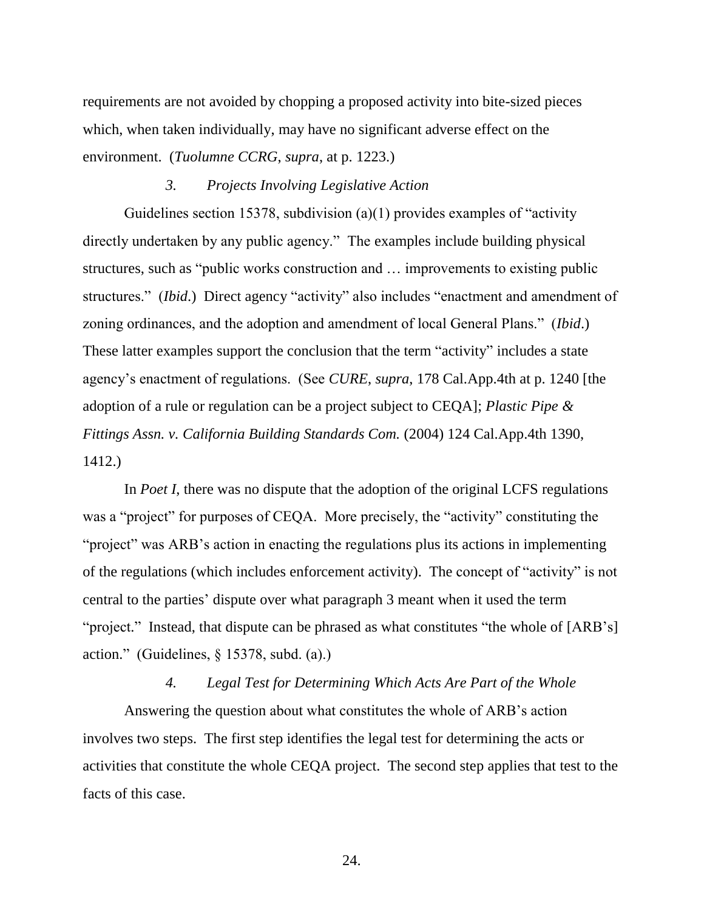requirements are not avoided by chopping a proposed activity into bite-sized pieces which, when taken individually, may have no significant adverse effect on the environment. (*Tuolumne CCRG, supra*, at p. 1223.)

### *3. Projects Involving Legislative Action*

Guidelines section 15378, subdivision (a)(1) provides examples of "activity directly undertaken by any public agency." The examples include building physical structures, such as "public works construction and … improvements to existing public structures." (*Ibid.*) Direct agency "activity" also includes "enactment and amendment of zoning ordinances, and the adoption and amendment of local General Plans." (*Ibid*.) These latter examples support the conclusion that the term "activity" includes a state agency's enactment of regulations. (See *CURE*, *supra*, 178 Cal.App.4th at p. 1240 [the adoption of a rule or regulation can be a project subject to CEQA]; *Plastic Pipe & Fittings Assn. v. California Building Standards Com.* (2004) 124 Cal.App.4th 1390, 1412.)

In *Poet I*, there was no dispute that the adoption of the original LCFS regulations was a "project" for purposes of CEQA. More precisely, the "activity" constituting the "project" was ARB's action in enacting the regulations plus its actions in implementing of the regulations (which includes enforcement activity). The concept of "activity" is not central to the parties' dispute over what paragraph 3 meant when it used the term "project." Instead, that dispute can be phrased as what constitutes "the whole of [ARB's] action." (Guidelines, § 15378, subd. (a).)

### *4. Legal Test for Determining Which Acts Are Part of the Whole*

Answering the question about what constitutes the whole of ARB's action involves two steps. The first step identifies the legal test for determining the acts or activities that constitute the whole CEQA project. The second step applies that test to the facts of this case.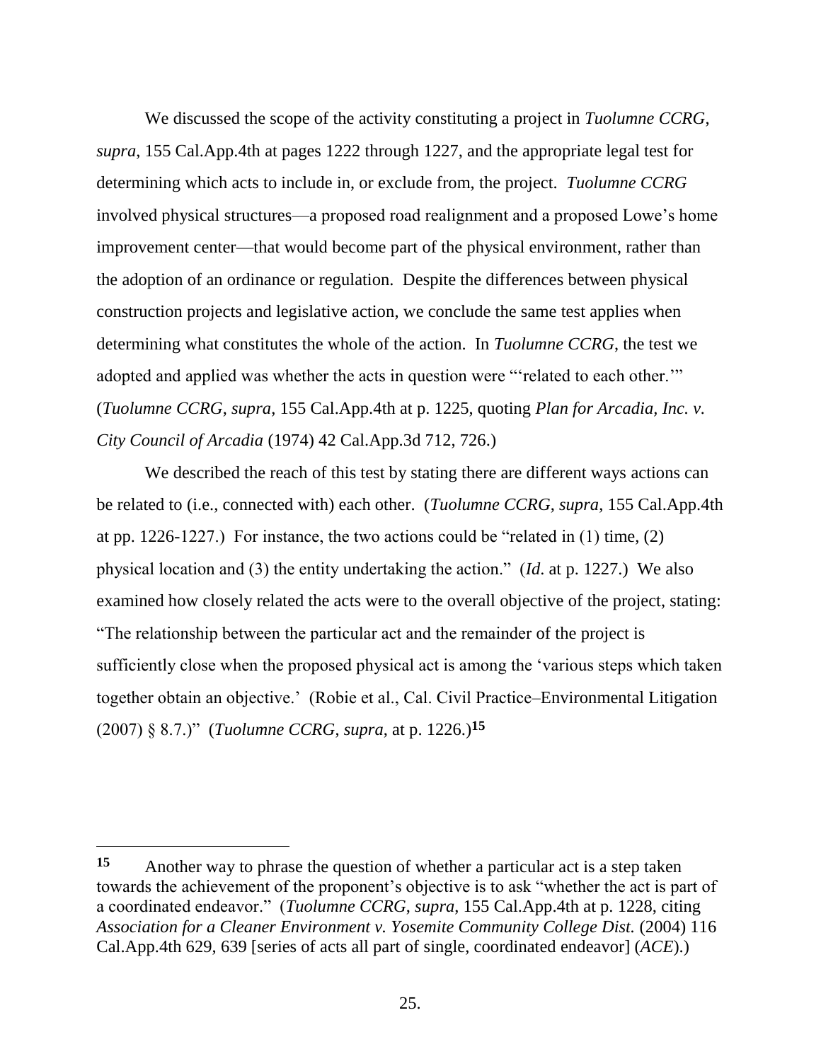We discussed the scope of the activity constituting a project in *Tuolumne CCRG*, *supra*, 155 Cal.App.4th at pages 1222 through 1227, and the appropriate legal test for determining which acts to include in, or exclude from, the project. *Tuolumne CCRG* involved physical structures—a proposed road realignment and a proposed Lowe's home improvement center—that would become part of the physical environment, rather than the adoption of an ordinance or regulation. Despite the differences between physical construction projects and legislative action, we conclude the same test applies when determining what constitutes the whole of the action. In *Tuolumne CCRG*, the test we adopted and applied was whether the acts in question were "'related to each other.'" (*Tuolumne CCRG*, *supra*, 155 Cal.App.4th at p. 1225, quoting *Plan for Arcadia, Inc. v. City Council of Arcadia* (1974) 42 Cal.App.3d 712, 726.)

We described the reach of this test by stating there are different ways actions can be related to (i.e., connected with) each other. (*Tuolumne CCRG*, *supra*, 155 Cal.App.4th at pp. 1226-1227.) For instance, the two actions could be "related in (1) time, (2) physical location and (3) the entity undertaking the action." (*Id*. at p. 1227.) We also examined how closely related the acts were to the overall objective of the project, stating: "The relationship between the particular act and the remainder of the project is sufficiently close when the proposed physical act is among the 'various steps which taken together obtain an objective.' (Robie et al., Cal. Civil Practice–Environmental Litigation (2007) § 8.7.)" (*Tuolumne CCRG*, *supra*, at p. 1226.)[15]

---

[15] Another way to phrase the question of whether a particular act is a step taken towards the achievement of the proponent's objective is to ask "whether the act is part of a coordinated endeavor." (*Tuolumne CCRG*, *supra*, 155 Cal.App.4th at p. 1228, citing *Association for a Cleaner Environment v. Yosemite Community College Dist.* (2004) 116 Cal.App.4th 629, 639 [series of acts all part of single, coordinated endeavor] (*ACE*).)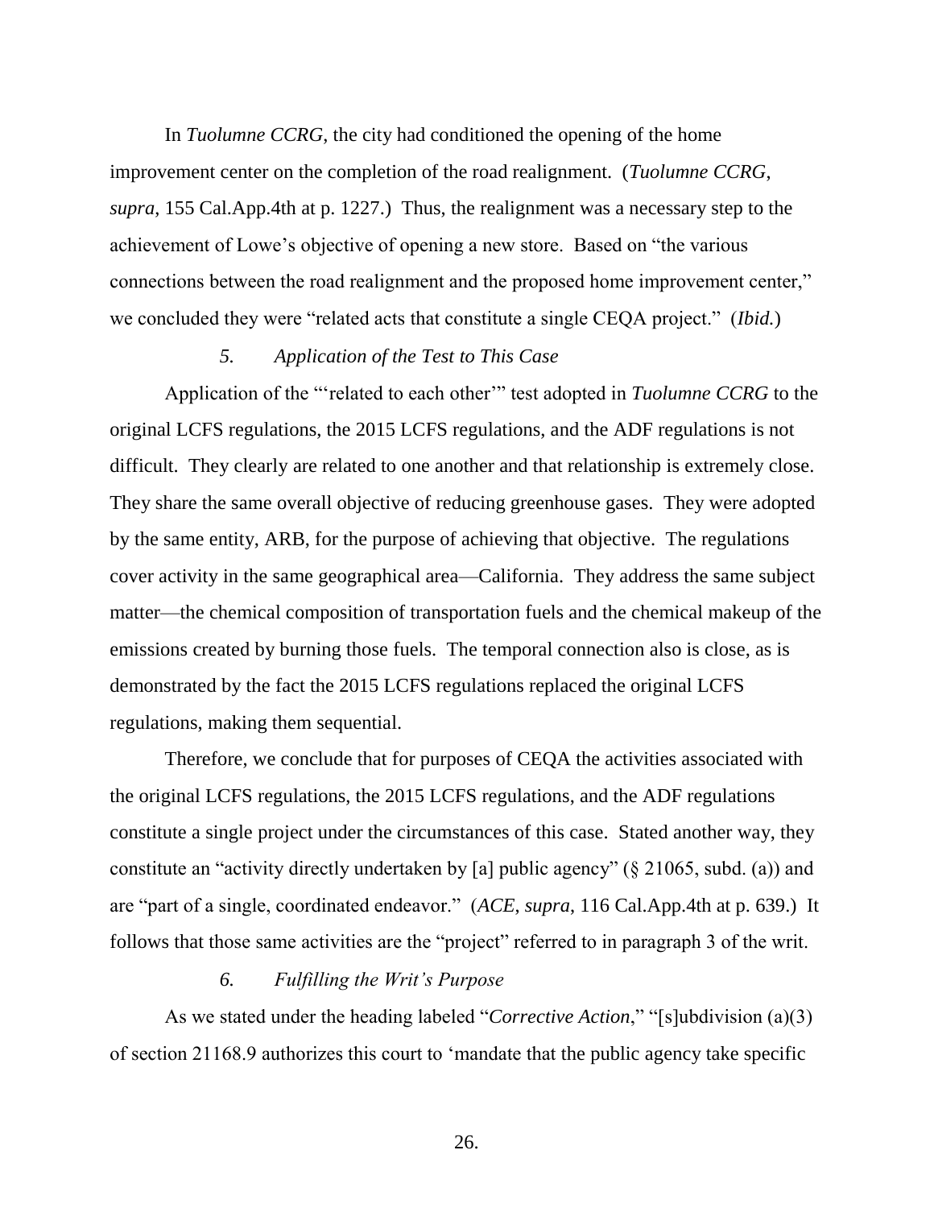In *Tuolumne CCRG*, the city had conditioned the opening of the home improvement center on the completion of the road realignment. (*Tuolumne CCRG*, *supra*, 155 Cal.App.4th at p. 1227.) Thus, the realignment was a necessary step to the achievement of Lowe's objective of opening a new store. Based on "the various connections between the road realignment and the proposed home improvement center," we concluded they were "related acts that constitute a single CEQA project." (*Ibid.*)

*5. Application of the Test to This Case*

Application of the "'related to each other'" test adopted in *Tuolumne CCRG* to the original LCFS regulations, the 2015 LCFS regulations, and the ADF regulations is not difficult. They clearly are related to one another and that relationship is extremely close. They share the same overall objective of reducing greenhouse gases. They were adopted by the same entity, ARB, for the purpose of achieving that objective. The regulations cover activity in the same geographical area—California. They address the same subject matter—the chemical composition of transportation fuels and the chemical makeup of the emissions created by burning those fuels. The temporal connection also is close, as is demonstrated by the fact the 2015 LCFS regulations replaced the original LCFS regulations, making them sequential.

Therefore, we conclude that for purposes of CEQA the activities associated with the original LCFS regulations, the 2015 LCFS regulations, and the ADF regulations constitute a single project under the circumstances of this case. Stated another way, they constitute an "activity directly undertaken by [a] public agency" (§ 21065, subd. (a)) and are "part of a single, coordinated endeavor." (*ACE*, *supra*, 116 Cal.App.4th at p. 639.) It follows that those same activities are the "project" referred to in paragraph 3 of the writ.

*6. Fulfilling the Writ's Purpose*

As we stated under the heading labeled "*Corrective Action*," "[s]ubdivision (a)(3) of section 21168.9 authorizes this court to 'mandate that the public agency take specific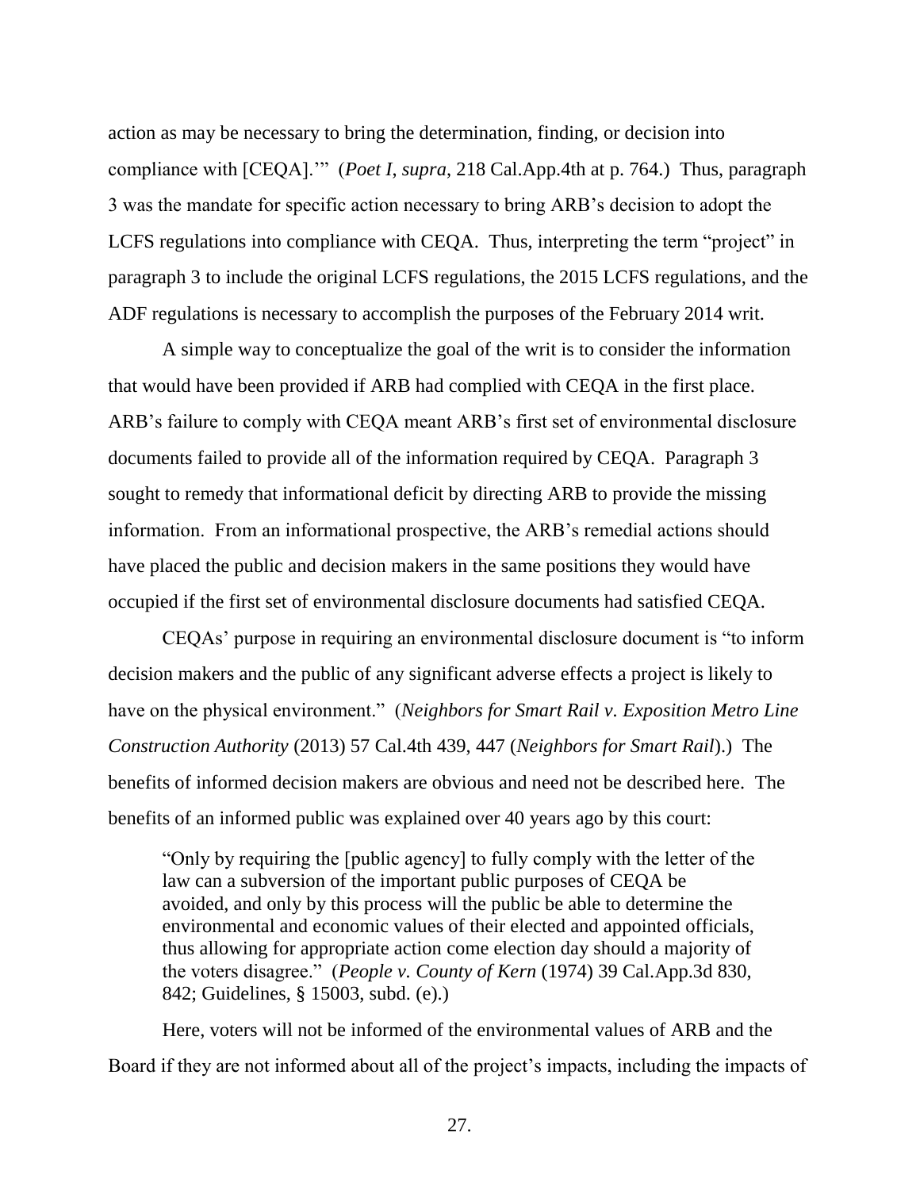action as may be necessary to bring the determination, finding, or decision into compliance with [CEQA].'" (*Poet I, supra*, 218 Cal.App.4th at p. 764.) Thus, paragraph 3 was the mandate for specific action necessary to bring ARB's decision to adopt the LCFS regulations into compliance with CEQA. Thus, interpreting the term "project" in paragraph 3 to include the original LCFS regulations, the 2015 LCFS regulations, and the ADF regulations is necessary to accomplish the purposes of the February 2014 writ.

A simple way to conceptualize the goal of the writ is to consider the information that would have been provided if ARB had complied with CEQA in the first place. ARB's failure to comply with CEQA meant ARB's first set of environmental disclosure documents failed to provide all of the information required by CEQA. Paragraph 3 sought to remedy that informational deficit by directing ARB to provide the missing information. From an informational prospective, the ARB's remedial actions should have placed the public and decision makers in the same positions they would have occupied if the first set of environmental disclosure documents had satisfied CEQA.

CEQAs' purpose in requiring an environmental disclosure document is "to inform decision makers and the public of any significant adverse effects a project is likely to have on the physical environment." (*Neighbors for Smart Rail v. Exposition Metro Line Construction Authority* (2013) 57 Cal.4th 439, 447 (*Neighbors for Smart Rail*).) The benefits of informed decision makers are obvious and need not be described here. The benefits of an informed public was explained over 40 years ago by this court:

> "Only by requiring the [public agency] to fully comply with the letter of the law can a subversion of the important public purposes of CEQA be avoided, and only by this process will the public be able to determine the environmental and economic values of their elected and appointed officials, thus allowing for appropriate action come election day should a majority of the voters disagree." (*People v. County of Kern* (1974) 39 Cal.App.3d 830, 842; Guidelines, § 15003, subd. (e).)

Here, voters will not be informed of the environmental values of ARB and the Board if they are not informed about all of the project's impacts, including the impacts of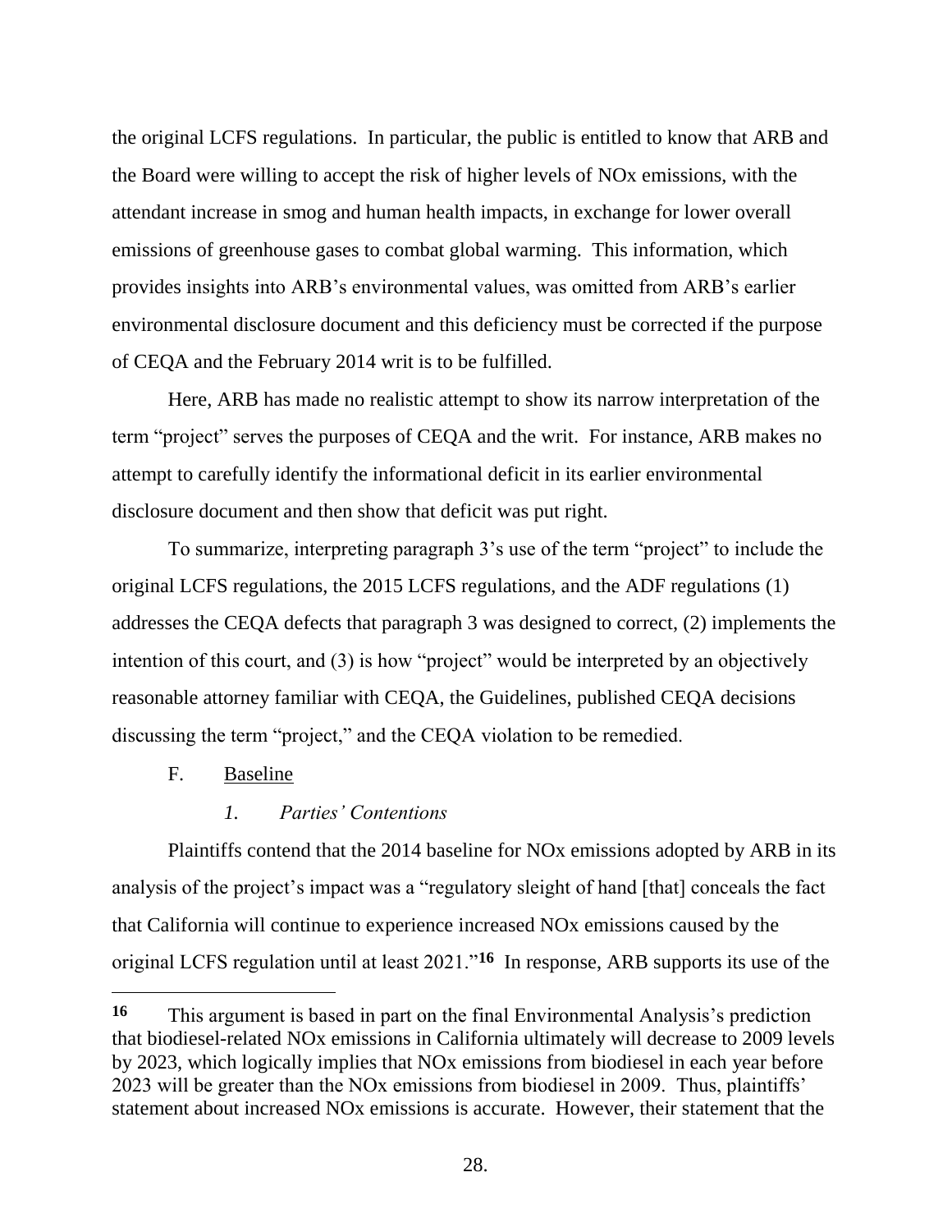the original LCFS regulations. In particular, the public is entitled to know that ARB and the Board were willing to accept the risk of higher levels of NOx emissions, with the attendant increase in smog and human health impacts, in exchange for lower overall emissions of greenhouse gases to combat global warming. This information, which provides insights into ARB's environmental values, was omitted from ARB's earlier environmental disclosure document and this deficiency must be corrected if the purpose of CEQA and the February 2014 writ is to be fulfilled.

Here, ARB has made no realistic attempt to show its narrow interpretation of the term "project" serves the purposes of CEQA and the writ. For instance, ARB makes no attempt to carefully identify the informational deficit in its earlier environmental disclosure document and then show that deficit was put right.

To summarize, interpreting paragraph 3's use of the term "project" to include the original LCFS regulations, the 2015 LCFS regulations, and the ADF regulations (1) addresses the CEQA defects that paragraph 3 was designed to correct, (2) implements the intention of this court, and (3) is how "project" would be interpreted by an objectively reasonable attorney familiar with CEQA, the Guidelines, published CEQA decisions discussing the term "project," and the CEQA violation to be remedied.

### F. Baseline

#### *1. Parties' Contentions*

Plaintiffs contend that the 2014 baseline for NOx emissions adopted by ARB in its analysis of the project's impact was a "regulatory sleight of hand [that] conceals the fact that California will continue to experience increased NOx emissions caused by the original LCFS regulation until at least 2021."[16] In response, ARB supports its use of the

---

[16] This argument is based in part on the final Environmental Analysis's prediction that biodiesel-related NOx emissions in California ultimately will decrease to 2009 levels by 2023, which logically implies that NOx emissions from biodiesel in each year before 2023 will be greater than the NOx emissions from biodiesel in 2009. Thus, plaintiffs' statement about increased NOx emissions is accurate. However, their statement that the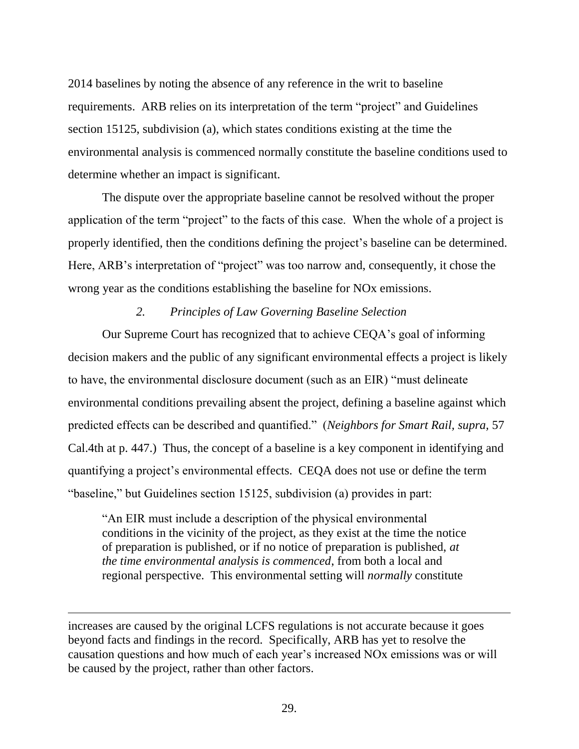2014 baselines by noting the absence of any reference in the writ to baseline requirements. ARB relies on its interpretation of the term "project" and Guidelines section 15125, subdivision (a), which states conditions existing at the time the environmental analysis is commenced normally constitute the baseline conditions used to determine whether an impact is significant.

The dispute over the appropriate baseline cannot be resolved without the proper application of the term "project" to the facts of this case. When the whole of a project is properly identified, then the conditions defining the project's baseline can be determined. Here, ARB's interpretation of "project" was too narrow and, consequently, it chose the wrong year as the conditions establishing the baseline for NOx emissions.

*2. Principles of Law Governing Baseline Selection*

Our Supreme Court has recognized that to achieve CEQA's goal of informing decision makers and the public of any significant environmental effects a project is likely to have, the environmental disclosure document (such as an EIR) "must delineate environmental conditions prevailing absent the project, defining a baseline against which predicted effects can be described and quantified." (*Neighbors for Smart Rail, supra,* 57 Cal.4th at p. 447.) Thus, the concept of a baseline is a key component in identifying and quantifying a project's environmental effects. CEQA does not use or define the term "baseline," but Guidelines section 15125, subdivision (a) provides in part:

> "An EIR must include a description of the physical environmental conditions in the vicinity of the project, as they exist at the time the notice of preparation is published, or if no notice of preparation is published, *at the time environmental analysis is commenced*, from both a local and regional perspective. This environmental setting will *normally* constitute

---

increases are caused by the original LCFS regulations is not accurate because it goes beyond facts and findings in the record. Specifically, ARB has yet to resolve the causation questions and how much of each year's increased NOx emissions was or will be caused by the project, rather than other factors.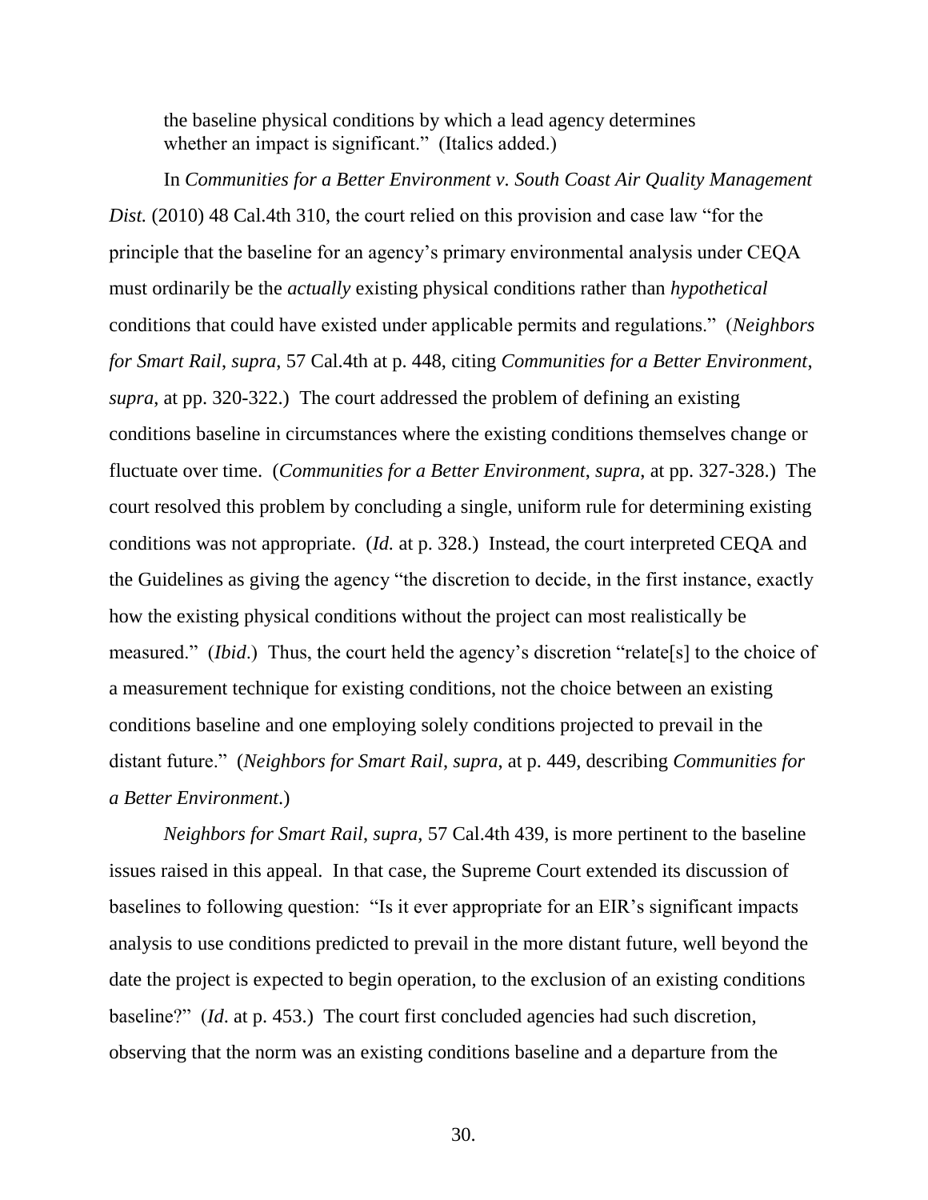the baseline physical conditions by which a lead agency determines whether an impact is significant." (Italics added.)

In *Communities for a Better Environment v. South Coast Air Quality Management Dist.* (2010) 48 Cal.4th 310, the court relied on this provision and case law "for the principle that the baseline for an agency's primary environmental analysis under CEQA must ordinarily be the *actually* existing physical conditions rather than *hypothetical* conditions that could have existed under applicable permits and regulations." (*Neighbors for Smart Rail*, *supra*, 57 Cal.4th at p. 448, citing *Communities for a Better Environment*, *supra*, at pp. 320-322.) The court addressed the problem of defining an existing conditions baseline in circumstances where the existing conditions themselves change or fluctuate over time. (*Communities for a Better Environment*, *supra*, at pp. 327-328.) The court resolved this problem by concluding a single, uniform rule for determining existing conditions was not appropriate. (*Id.* at p. 328.) Instead, the court interpreted CEQA and the Guidelines as giving the agency "the discretion to decide, in the first instance, exactly how the existing physical conditions without the project can most realistically be measured." (*Ibid*.) Thus, the court held the agency's discretion "relate[s] to the choice of a measurement technique for existing conditions, not the choice between an existing conditions baseline and one employing solely conditions projected to prevail in the distant future." (*Neighbors for Smart Rail*, *supra*, at p. 449, describing *Communities for a Better Environment*.)

*Neighbors for Smart Rail, supra,* 57 Cal.4th 439, is more pertinent to the baseline issues raised in this appeal. In that case, the Supreme Court extended its discussion of baselines to following question: "Is it ever appropriate for an EIR's significant impacts analysis to use conditions predicted to prevail in the more distant future, well beyond the date the project is expected to begin operation, to the exclusion of an existing conditions baseline?" (*Id*. at p. 453.) The court first concluded agencies had such discretion, observing that the norm was an existing conditions baseline and a departure from the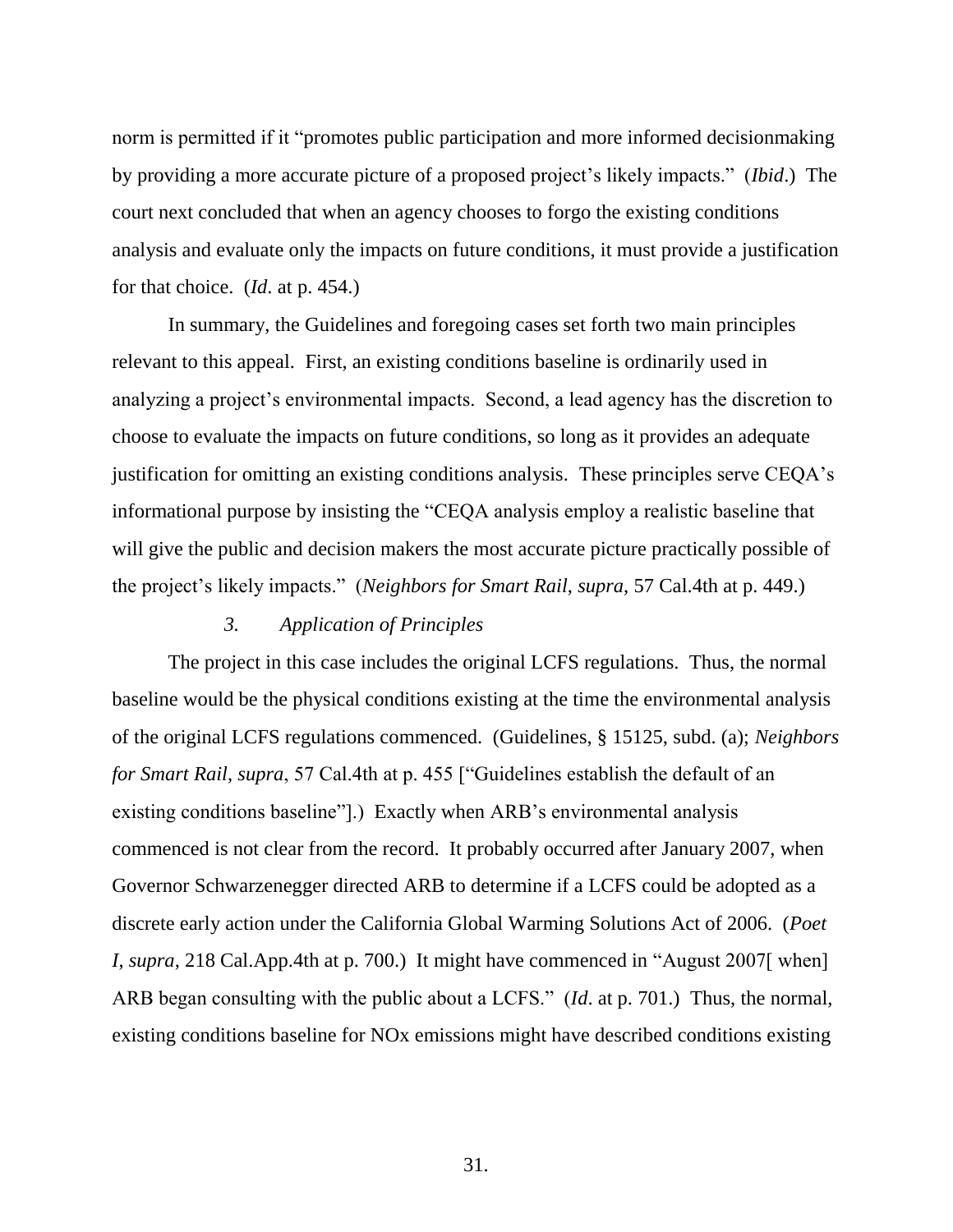norm is permitted if it "promotes public participation and more informed decisionmaking by providing a more accurate picture of a proposed project's likely impacts." (*Ibid*.) The court next concluded that when an agency chooses to forgo the existing conditions analysis and evaluate only the impacts on future conditions, it must provide a justification for that choice. (*Id*. at p. 454.)

In summary, the Guidelines and foregoing cases set forth two main principles relevant to this appeal. First, an existing conditions baseline is ordinarily used in analyzing a project's environmental impacts. Second, a lead agency has the discretion to choose to evaluate the impacts on future conditions, so long as it provides an adequate justification for omitting an existing conditions analysis. These principles serve CEQA's informational purpose by insisting the "CEQA analysis employ a realistic baseline that will give the public and decision makers the most accurate picture practically possible of the project's likely impacts." (*Neighbors for Smart Rail*, *supra*, 57 Cal.4th at p. 449.)

### *3. Application of Principles*

The project in this case includes the original LCFS regulations. Thus, the normal baseline would be the physical conditions existing at the time the environmental analysis of the original LCFS regulations commenced. (Guidelines, § 15125, subd. (a); *Neighbors for Smart Rail*, *supra*, 57 Cal.4th at p. 455 ["Guidelines establish the default of an existing conditions baseline"].) Exactly when ARB's environmental analysis commenced is not clear from the record. It probably occurred after January 2007, when Governor Schwarzenegger directed ARB to determine if a LCFS could be adopted as a discrete early action under the California Global Warming Solutions Act of 2006. (*Poet I*, *supra*, 218 Cal.App.4th at p. 700.) It might have commenced in "August 2007[ when] ARB began consulting with the public about a LCFS." (*Id*. at p. 701.) Thus, the normal, existing conditions baseline for NOx emissions might have described conditions existing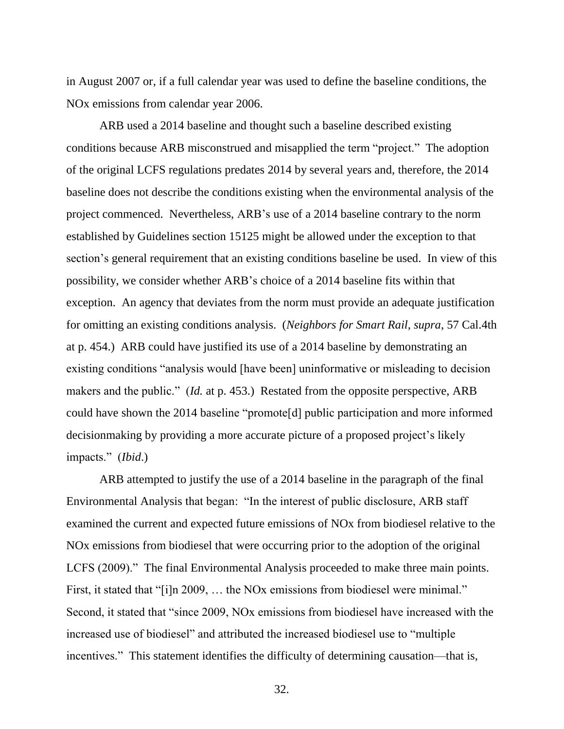in August 2007 or, if a full calendar year was used to define the baseline conditions, the NOx emissions from calendar year 2006.

ARB used a 2014 baseline and thought such a baseline described existing conditions because ARB misconstrued and misapplied the term "project." The adoption of the original LCFS regulations predates 2014 by several years and, therefore, the 2014 baseline does not describe the conditions existing when the environmental analysis of the project commenced. Nevertheless, ARB's use of a 2014 baseline contrary to the norm established by Guidelines section 15125 might be allowed under the exception to that section's general requirement that an existing conditions baseline be used. In view of this possibility, we consider whether ARB's choice of a 2014 baseline fits within that exception. An agency that deviates from the norm must provide an adequate justification for omitting an existing conditions analysis. (*Neighbors for Smart Rail*, *supra*, 57 Cal.4th at p. 454.) ARB could have justified its use of a 2014 baseline by demonstrating an existing conditions "analysis would [have been] uninformative or misleading to decision makers and the public." (*Id.* at p. 453.) Restated from the opposite perspective, ARB could have shown the 2014 baseline "promote[d] public participation and more informed decisionmaking by providing a more accurate picture of a proposed project's likely impacts." (*Ibid*.)

ARB attempted to justify the use of a 2014 baseline in the paragraph of the final Environmental Analysis that began: "In the interest of public disclosure, ARB staff examined the current and expected future emissions of NOx from biodiesel relative to the NOx emissions from biodiesel that were occurring prior to the adoption of the original LCFS (2009)." The final Environmental Analysis proceeded to make three main points. First, it stated that "[i]n 2009, … the NOx emissions from biodiesel were minimal." Second, it stated that "since 2009, NOx emissions from biodiesel have increased with the increased use of biodiesel" and attributed the increased biodiesel use to "multiple incentives." This statement identifies the difficulty of determining causation—that is,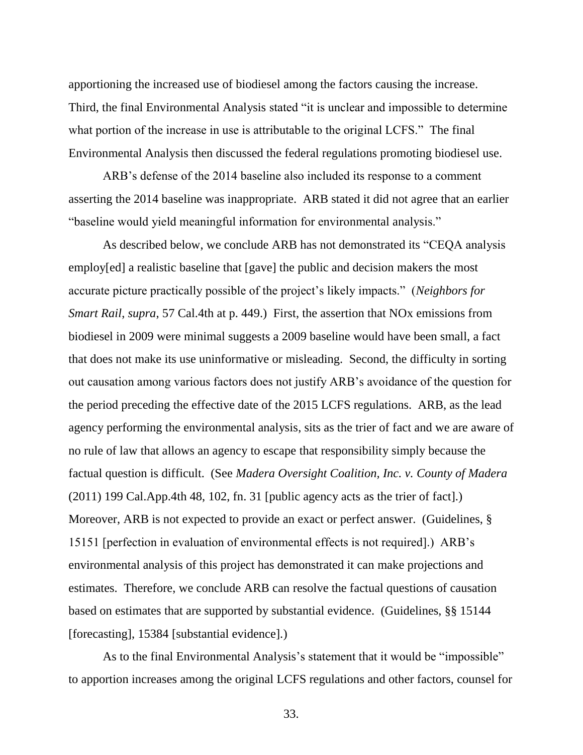apportioning the increased use of biodiesel among the factors causing the increase. Third, the final Environmental Analysis stated "it is unclear and impossible to determine what portion of the increase in use is attributable to the original LCFS." The final Environmental Analysis then discussed the federal regulations promoting biodiesel use.

ARB's defense of the 2014 baseline also included its response to a comment asserting the 2014 baseline was inappropriate. ARB stated it did not agree that an earlier "baseline would yield meaningful information for environmental analysis."

As described below, we conclude ARB has not demonstrated its "CEQA analysis employ[ed] a realistic baseline that [gave] the public and decision makers the most accurate picture practically possible of the project's likely impacts." (*Neighbors for Smart Rail, supra*, 57 Cal.4th at p. 449.) First, the assertion that NOx emissions from biodiesel in 2009 were minimal suggests a 2009 baseline would have been small, a fact that does not make its use uninformative or misleading. Second, the difficulty in sorting out causation among various factors does not justify ARB's avoidance of the question for the period preceding the effective date of the 2015 LCFS regulations. ARB, as the lead agency performing the environmental analysis, sits as the trier of fact and we are aware of no rule of law that allows an agency to escape that responsibility simply because the factual question is difficult. (See *Madera Oversight Coalition, Inc. v. County of Madera* (2011) 199 Cal.App.4th 48, 102, fn. 31 [public agency acts as the trier of fact].) Moreover, ARB is not expected to provide an exact or perfect answer. (Guidelines, § 15151 [perfection in evaluation of environmental effects is not required].) ARB's environmental analysis of this project has demonstrated it can make projections and estimates. Therefore, we conclude ARB can resolve the factual questions of causation based on estimates that are supported by substantial evidence. (Guidelines, §§ 15144 [forecasting], 15384 [substantial evidence].)

As to the final Environmental Analysis's statement that it would be "impossible" to apportion increases among the original LCFS regulations and other factors, counsel for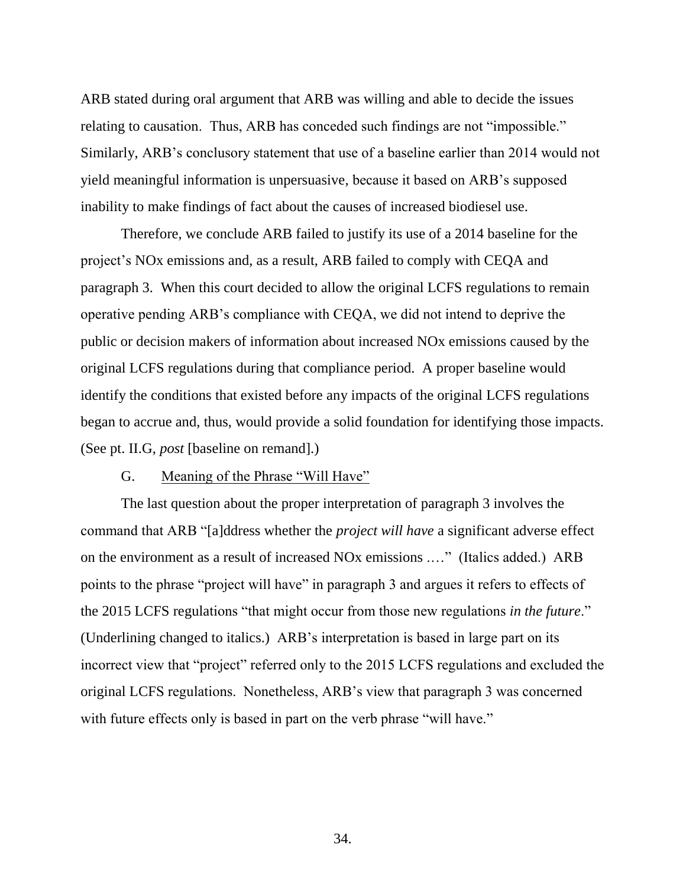ARB stated during oral argument that ARB was willing and able to decide the issues relating to causation. Thus, ARB has conceded such findings are not "impossible." Similarly, ARB's conclusory statement that use of a baseline earlier than 2014 would not yield meaningful information is unpersuasive, because it based on ARB's supposed inability to make findings of fact about the causes of increased biodiesel use.

Therefore, we conclude ARB failed to justify its use of a 2014 baseline for the project's NOx emissions and, as a result, ARB failed to comply with CEQA and paragraph 3. When this court decided to allow the original LCFS regulations to remain operative pending ARB's compliance with CEQA, we did not intend to deprive the public or decision makers of information about increased NOx emissions caused by the original LCFS regulations during that compliance period. A proper baseline would identify the conditions that existed before any impacts of the original LCFS regulations began to accrue and, thus, would provide a solid foundation for identifying those impacts. (See pt. II.G, *post* [baseline on remand].)

### G. Meaning of the Phrase "Will Have"

The last question about the proper interpretation of paragraph 3 involves the command that ARB "[a]ddress whether the *project will have* a significant adverse effect on the environment as a result of increased NOx emissions .…" (Italics added.) ARB points to the phrase "project will have" in paragraph 3 and argues it refers to effects of the 2015 LCFS regulations "that might occur from those new regulations *in the future*." (Underlining changed to italics.) ARB's interpretation is based in large part on its incorrect view that "project" referred only to the 2015 LCFS regulations and excluded the original LCFS regulations. Nonetheless, ARB's view that paragraph 3 was concerned with future effects only is based in part on the verb phrase "will have."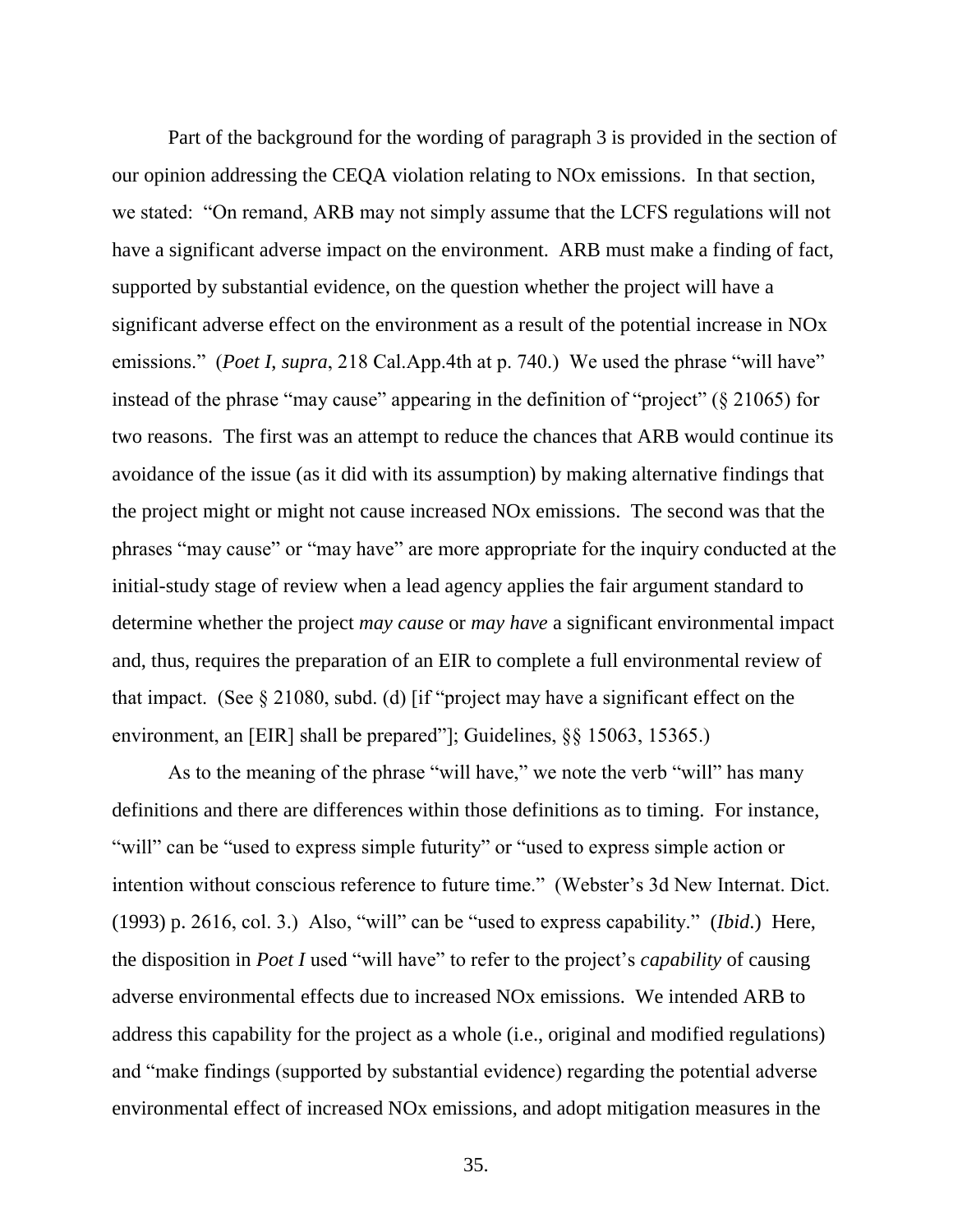Part of the background for the wording of paragraph 3 is provided in the section of our opinion addressing the CEQA violation relating to NOx emissions. In that section, we stated: "On remand, ARB may not simply assume that the LCFS regulations will not have a significant adverse impact on the environment. ARB must make a finding of fact, supported by substantial evidence, on the question whether the project will have a significant adverse effect on the environment as a result of the potential increase in NOx emissions." (*Poet I*, *supra*, 218 Cal.App.4th at p. 740.) We used the phrase "will have" instead of the phrase "may cause" appearing in the definition of "project" (§ 21065) for two reasons. The first was an attempt to reduce the chances that ARB would continue its avoidance of the issue (as it did with its assumption) by making alternative findings that the project might or might not cause increased NOx emissions. The second was that the phrases "may cause" or "may have" are more appropriate for the inquiry conducted at the initial-study stage of review when a lead agency applies the fair argument standard to determine whether the project *may cause* or *may have* a significant environmental impact and, thus, requires the preparation of an EIR to complete a full environmental review of that impact. (See § 21080, subd. (d) [if "project may have a significant effect on the environment, an [EIR] shall be prepared"]; Guidelines, §§ 15063, 15365.)

As to the meaning of the phrase "will have," we note the verb "will" has many definitions and there are differences within those definitions as to timing. For instance, "will" can be "used to express simple futurity" or "used to express simple action or intention without conscious reference to future time." (Webster's 3d New Internat. Dict. (1993) p. 2616, col. 3.) Also, "will" can be "used to express capability." (*Ibid*.) Here, the disposition in *Poet I* used "will have" to refer to the project's *capability* of causing adverse environmental effects due to increased NOx emissions. We intended ARB to address this capability for the project as a whole (i.e., original and modified regulations) and "make findings (supported by substantial evidence) regarding the potential adverse environmental effect of increased NOx emissions, and adopt mitigation measures in the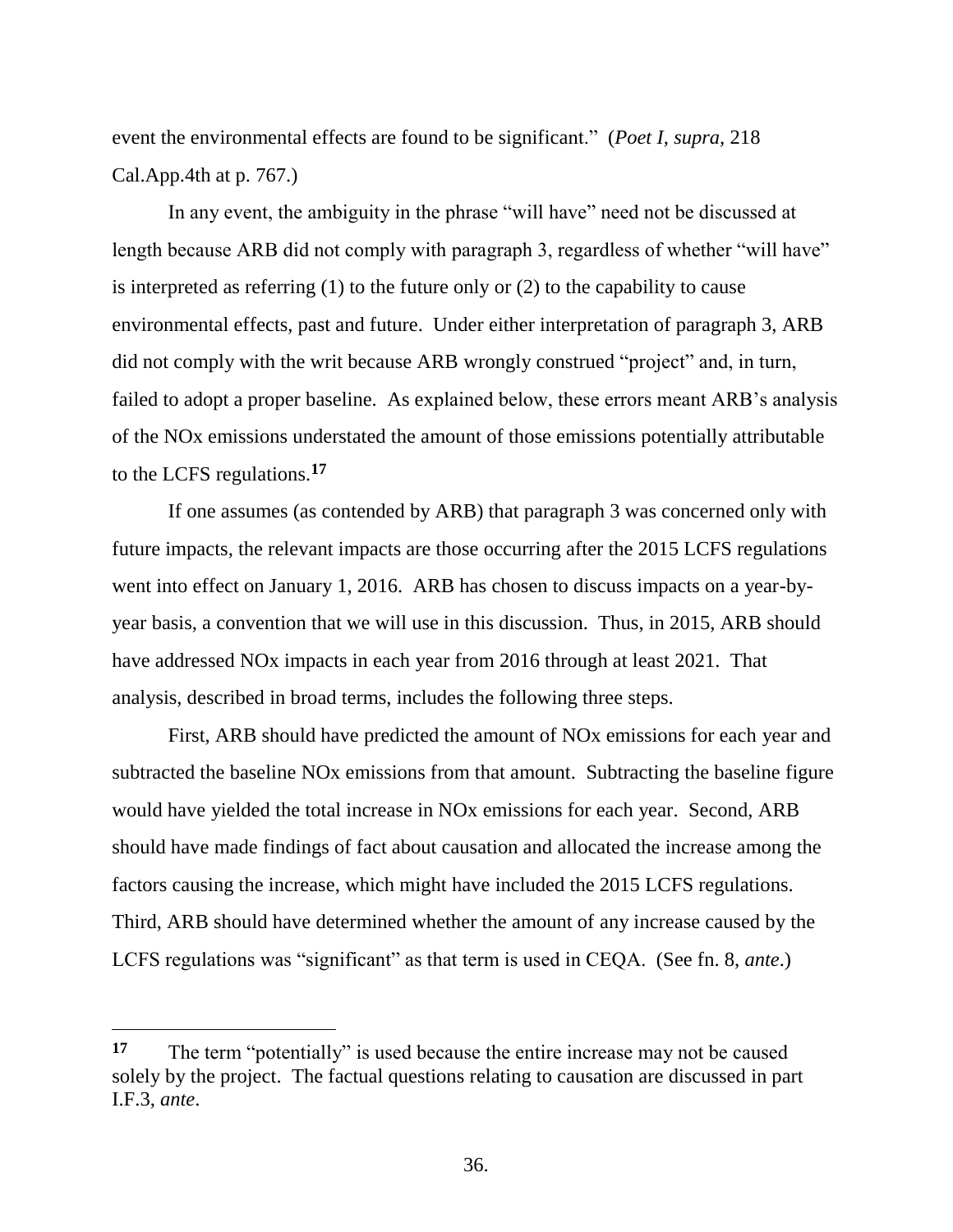event the environmental effects are found to be significant." (*Poet I, supra,* 218 Cal.App.4th at p. 767.)

In any event, the ambiguity in the phrase "will have" need not be discussed at length because ARB did not comply with paragraph 3, regardless of whether "will have" is interpreted as referring (1) to the future only or (2) to the capability to cause environmental effects, past and future. Under either interpretation of paragraph 3, ARB did not comply with the writ because ARB wrongly construed "project" and, in turn, failed to adopt a proper baseline. As explained below, these errors meant ARB's analysis of the NOx emissions understated the amount of those emissions potentially attributable to the LCFS regulations.[17]

If one assumes (as contended by ARB) that paragraph 3 was concerned only with future impacts, the relevant impacts are those occurring after the 2015 LCFS regulations went into effect on January 1, 2016. ARB has chosen to discuss impacts on a year-by-year basis, a convention that we will use in this discussion. Thus, in 2015, ARB should have addressed NOx impacts in each year from 2016 through at least 2021. That analysis, described in broad terms, includes the following three steps.

First, ARB should have predicted the amount of NOx emissions for each year and subtracted the baseline NOx emissions from that amount. Subtracting the baseline figure would have yielded the total increase in NOx emissions for each year. Second, ARB should have made findings of fact about causation and allocated the increase among the factors causing the increase, which might have included the 2015 LCFS regulations. Third, ARB should have determined whether the amount of any increase caused by the LCFS regulations was "significant" as that term is used in CEQA. (See fn. 8, *ante*.)

---

[17] The term "potentially" is used because the entire increase may not be caused solely by the project. The factual questions relating to causation are discussed in part I.F.3, *ante*.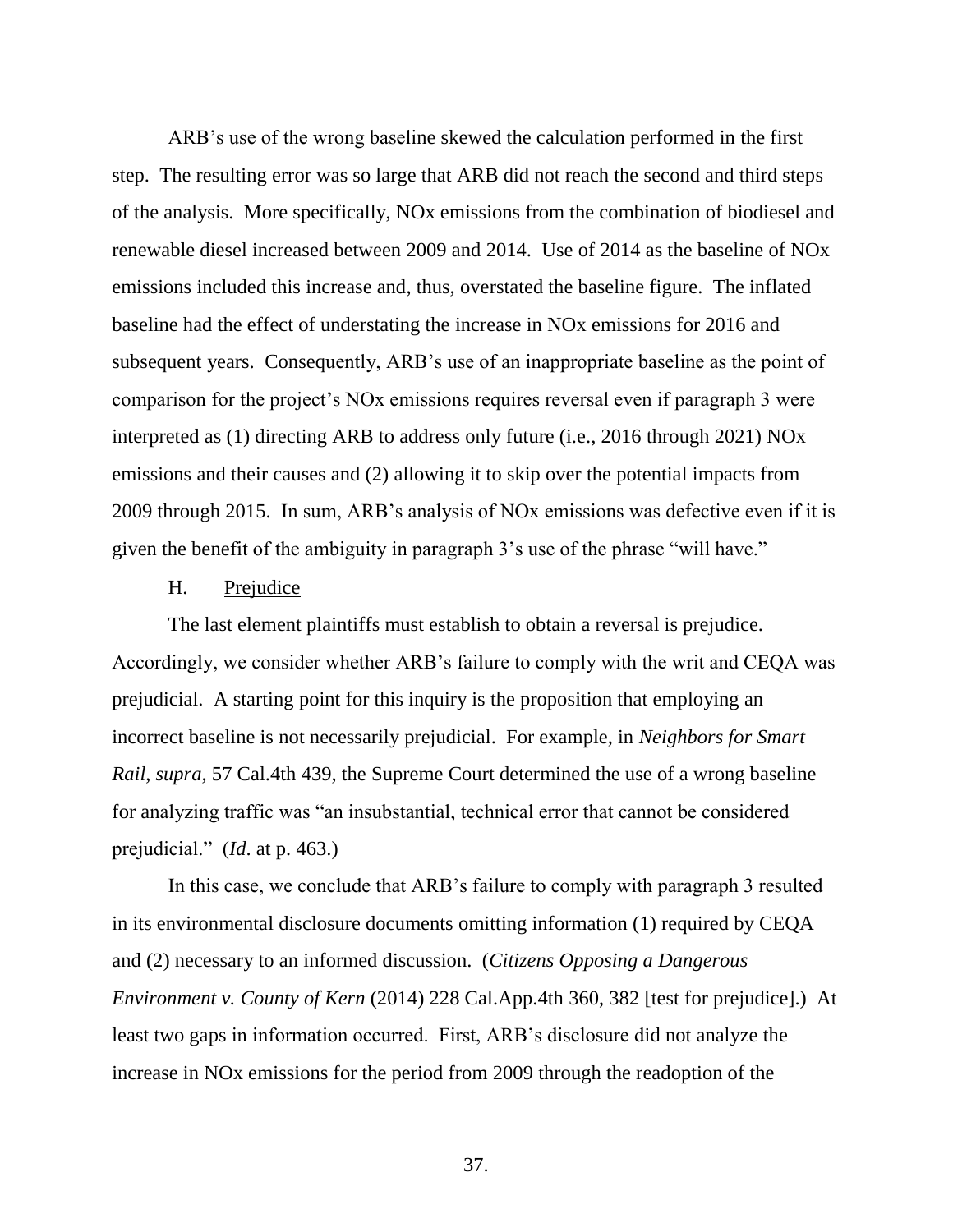ARB's use of the wrong baseline skewed the calculation performed in the first step. The resulting error was so large that ARB did not reach the second and third steps of the analysis. More specifically, NOx emissions from the combination of biodiesel and renewable diesel increased between 2009 and 2014. Use of 2014 as the baseline of NOx emissions included this increase and, thus, overstated the baseline figure. The inflated baseline had the effect of understating the increase in NOx emissions for 2016 and subsequent years. Consequently, ARB's use of an inappropriate baseline as the point of comparison for the project's NOx emissions requires reversal even if paragraph 3 were interpreted as (1) directing ARB to address only future (i.e., 2016 through 2021) NOx emissions and their causes and (2) allowing it to skip over the potential impacts from 2009 through 2015. In sum, ARB's analysis of NOx emissions was defective even if it is given the benefit of the ambiguity in paragraph 3's use of the phrase "will have."

### H. Prejudice

The last element plaintiffs must establish to obtain a reversal is prejudice. Accordingly, we consider whether ARB's failure to comply with the writ and CEQA was prejudicial. A starting point for this inquiry is the proposition that employing an incorrect baseline is not necessarily prejudicial. For example, in *Neighbors for Smart Rail*, *supra*, 57 Cal.4th 439, the Supreme Court determined the use of a wrong baseline for analyzing traffic was "an insubstantial, technical error that cannot be considered prejudicial." (*Id*. at p. 463.)

In this case, we conclude that ARB's failure to comply with paragraph 3 resulted in its environmental disclosure documents omitting information (1) required by CEQA and (2) necessary to an informed discussion. (*Citizens Opposing a Dangerous Environment v. County of Kern* (2014) 228 Cal.App.4th 360, 382 [test for prejudice].) At least two gaps in information occurred. First, ARB's disclosure did not analyze the increase in NOx emissions for the period from 2009 through the readoption of the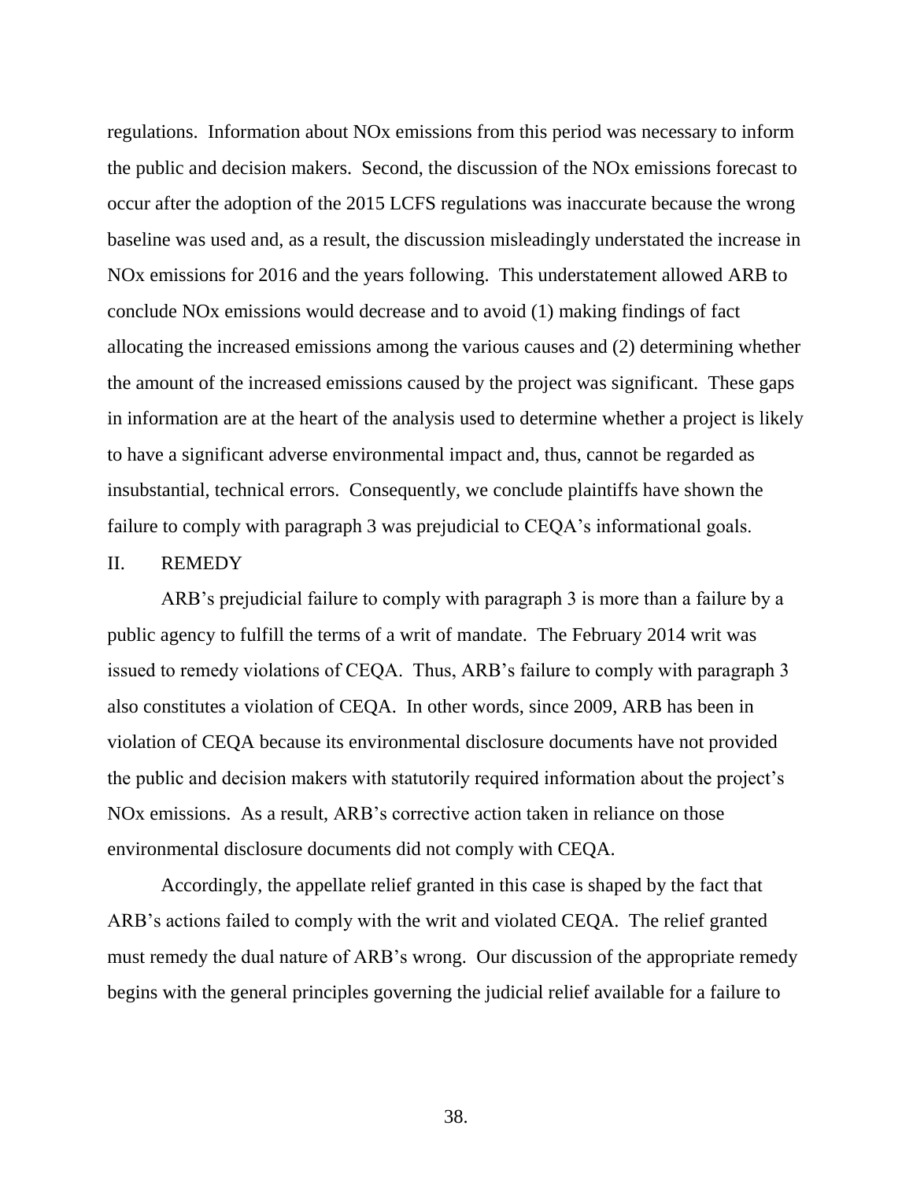regulations. Information about NOx emissions from this period was necessary to inform the public and decision makers. Second, the discussion of the NOx emissions forecast to occur after the adoption of the 2015 LCFS regulations was inaccurate because the wrong baseline was used and, as a result, the discussion misleadingly understated the increase in NOx emissions for 2016 and the years following. This understatement allowed ARB to conclude NOx emissions would decrease and to avoid (1) making findings of fact allocating the increased emissions among the various causes and (2) determining whether the amount of the increased emissions caused by the project was significant. These gaps in information are at the heart of the analysis used to determine whether a project is likely to have a significant adverse environmental impact and, thus, cannot be regarded as insubstantial, technical errors. Consequently, we conclude plaintiffs have shown the failure to comply with paragraph 3 was prejudicial to CEQA's informational goals.

## II. REMEDY

ARB's prejudicial failure to comply with paragraph 3 is more than a failure by a public agency to fulfill the terms of a writ of mandate. The February 2014 writ was issued to remedy violations of CEQA. Thus, ARB's failure to comply with paragraph 3 also constitutes a violation of CEQA. In other words, since 2009, ARB has been in violation of CEQA because its environmental disclosure documents have not provided the public and decision makers with statutorily required information about the project's NOx emissions. As a result, ARB's corrective action taken in reliance on those environmental disclosure documents did not comply with CEQA.

Accordingly, the appellate relief granted in this case is shaped by the fact that ARB's actions failed to comply with the writ and violated CEQA. The relief granted must remedy the dual nature of ARB's wrong. Our discussion of the appropriate remedy begins with the general principles governing the judicial relief available for a failure to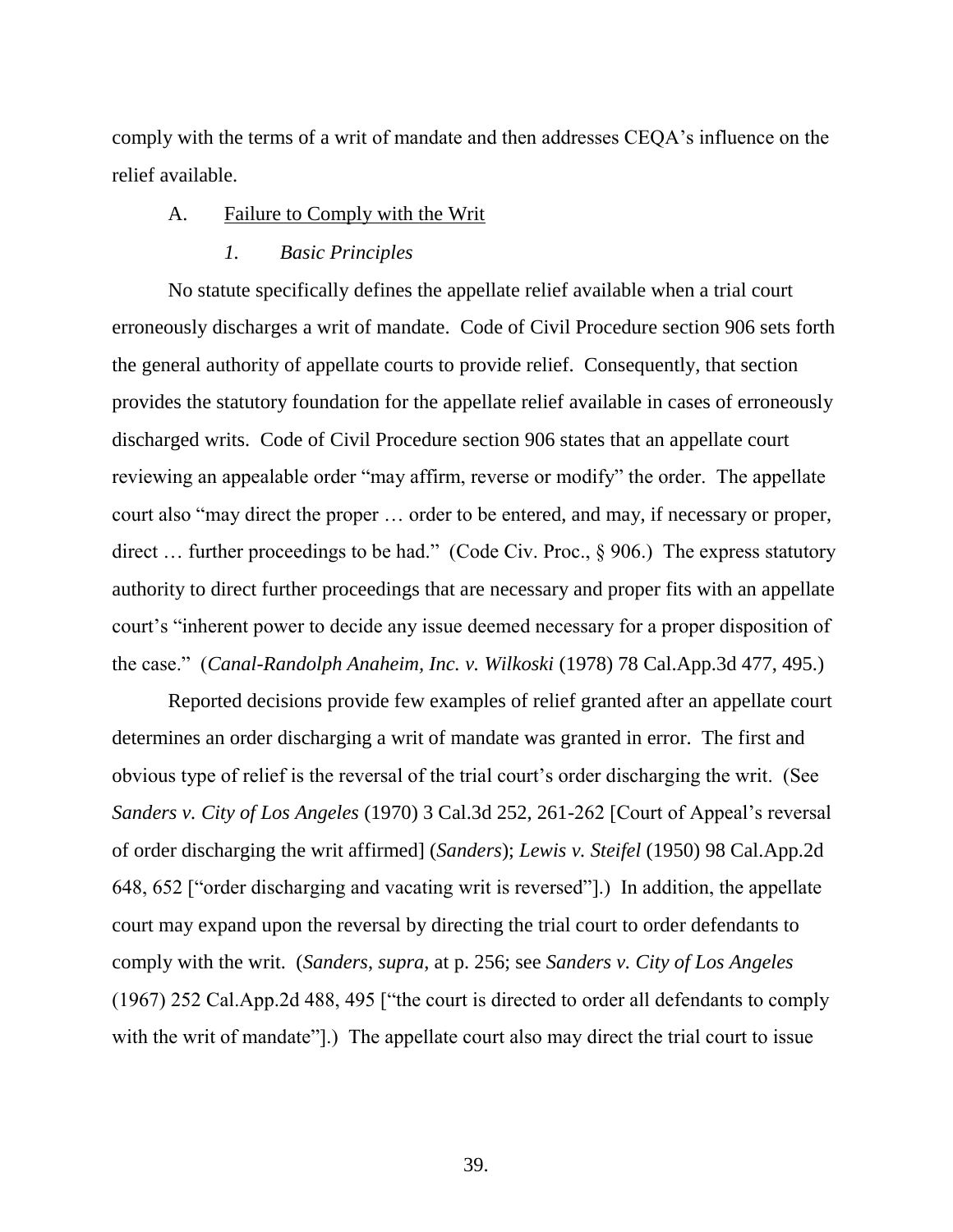comply with the terms of a writ of mandate and then addresses CEQA's influence on the relief available.

### A. Failure to Comply with the Writ

#### *1. Basic Principles*

No statute specifically defines the appellate relief available when a trial court erroneously discharges a writ of mandate. Code of Civil Procedure section 906 sets forth the general authority of appellate courts to provide relief. Consequently, that section provides the statutory foundation for the appellate relief available in cases of erroneously discharged writs. Code of Civil Procedure section 906 states that an appellate court reviewing an appealable order "may affirm, reverse or modify" the order. The appellate court also "may direct the proper … order to be entered, and may, if necessary or proper, direct … further proceedings to be had." (Code Civ. Proc., § 906.) The express statutory authority to direct further proceedings that are necessary and proper fits with an appellate court's "inherent power to decide any issue deemed necessary for a proper disposition of the case." (*Canal-Randolph Anaheim, Inc. v. Wilkoski* (1978) 78 Cal.App.3d 477, 495.)

Reported decisions provide few examples of relief granted after an appellate court determines an order discharging a writ of mandate was granted in error. The first and obvious type of relief is the reversal of the trial court's order discharging the writ. (See *Sanders v. City of Los Angeles* (1970) 3 Cal.3d 252, 261-262 [Court of Appeal's reversal of order discharging the writ affirmed] (*Sanders*); *Lewis v. Steifel* (1950) 98 Cal.App.2d 648, 652 ["order discharging and vacating writ is reversed"].) In addition, the appellate court may expand upon the reversal by directing the trial court to order defendants to comply with the writ. (*Sanders*, *supra*, at p. 256; see *Sanders v. City of Los Angeles* (1967) 252 Cal.App.2d 488, 495 ["the court is directed to order all defendants to comply with the writ of mandate"].) The appellate court also may direct the trial court to issue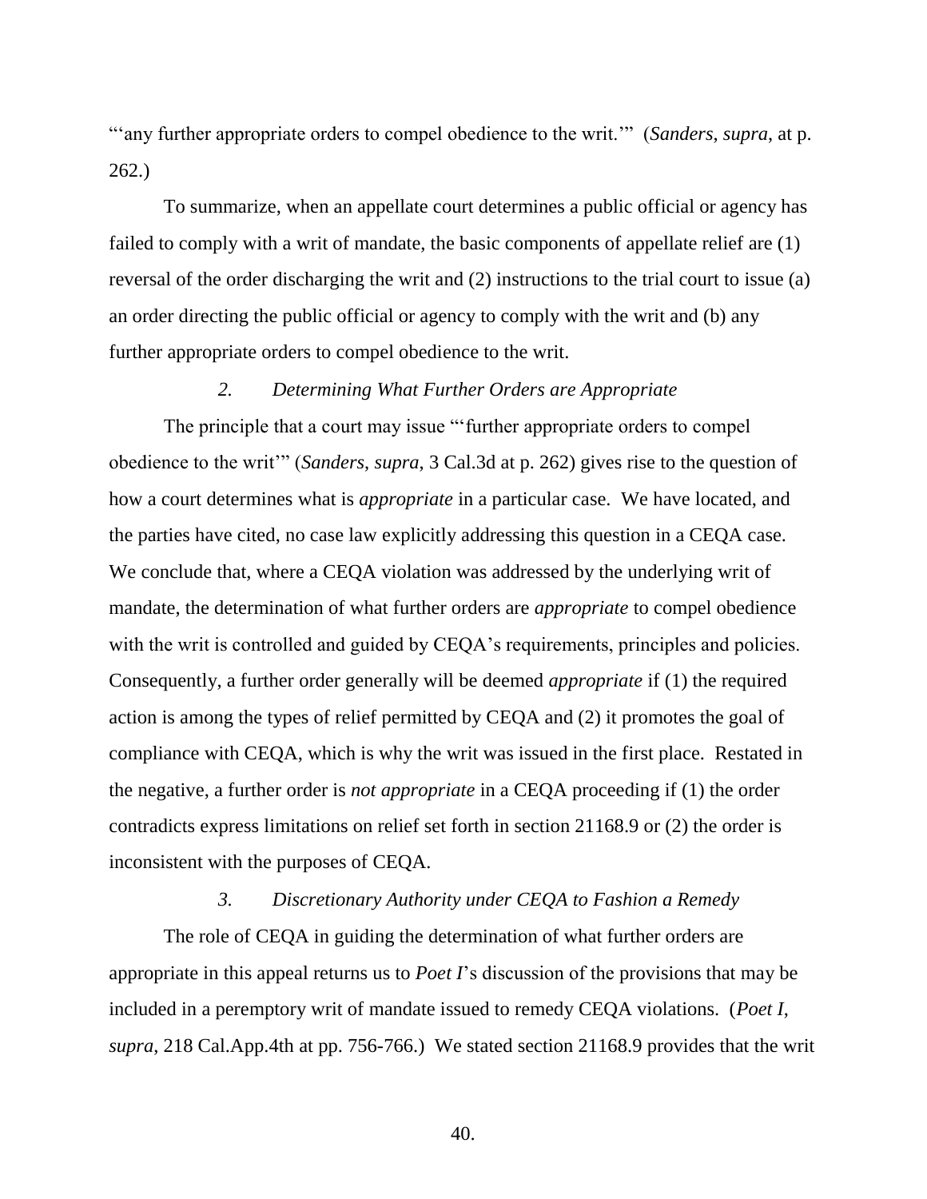"'any further appropriate orders to compel obedience to the writ.'" (*Sanders*, *supra*, at p. 262.)

To summarize, when an appellate court determines a public official or agency has failed to comply with a writ of mandate, the basic components of appellate relief are (1) reversal of the order discharging the writ and (2) instructions to the trial court to issue (a) an order directing the public official or agency to comply with the writ and (b) any further appropriate orders to compel obedience to the writ.

### *2. Determining What Further Orders are Appropriate*

The principle that a court may issue "'further appropriate orders to compel obedience to the writ'" (*Sanders*, *supra*, 3 Cal.3d at p. 262) gives rise to the question of how a court determines what is *appropriate* in a particular case. We have located, and the parties have cited, no case law explicitly addressing this question in a CEQA case. We conclude that, where a CEQA violation was addressed by the underlying writ of mandate, the determination of what further orders are *appropriate* to compel obedience with the writ is controlled and guided by CEQA's requirements, principles and policies. Consequently, a further order generally will be deemed *appropriate* if (1) the required action is among the types of relief permitted by CEQA and (2) it promotes the goal of compliance with CEQA, which is why the writ was issued in the first place. Restated in the negative, a further order is *not appropriate* in a CEQA proceeding if (1) the order contradicts express limitations on relief set forth in section 21168.9 or (2) the order is inconsistent with the purposes of CEQA.

### *3. Discretionary Authority under CEQA to Fashion a Remedy*

The role of CEQA in guiding the determination of what further orders are appropriate in this appeal returns us to *Poet I*'s discussion of the provisions that may be included in a peremptory writ of mandate issued to remedy CEQA violations. (*Poet I*, *supra*, 218 Cal.App.4th at pp. 756-766.) We stated section 21168.9 provides that the writ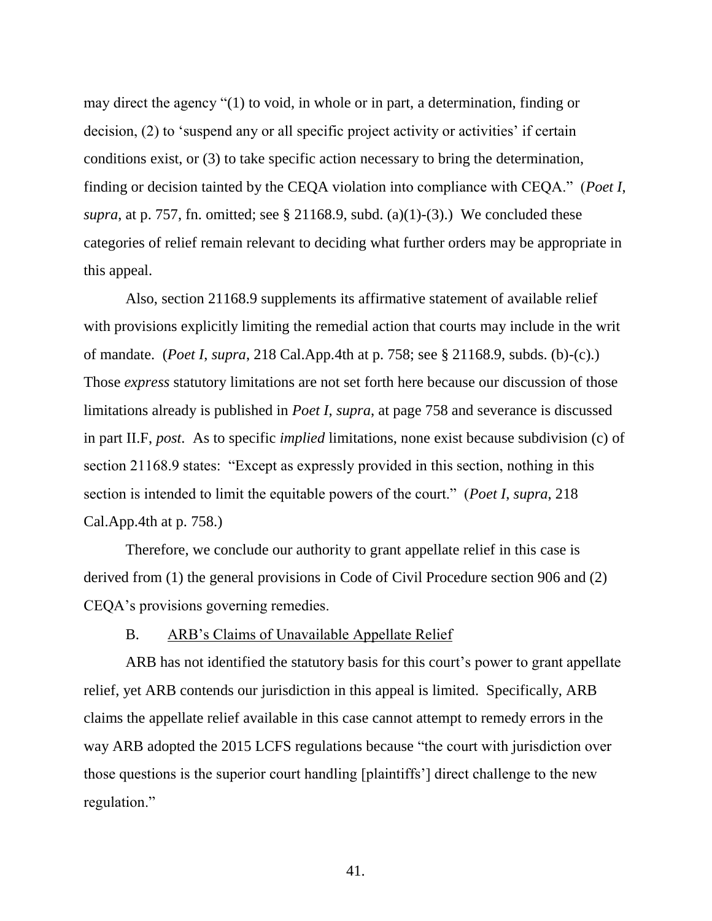may direct the agency "(1) to void, in whole or in part, a determination, finding or decision, (2) to 'suspend any or all specific project activity or activities' if certain conditions exist, or (3) to take specific action necessary to bring the determination, finding or decision tainted by the CEQA violation into compliance with CEQA." (*Poet I*, *supra*, at p. 757, fn. omitted; see § 21168.9, subd. (a)(1)-(3).) We concluded these categories of relief remain relevant to deciding what further orders may be appropriate in this appeal.

Also, section 21168.9 supplements its affirmative statement of available relief with provisions explicitly limiting the remedial action that courts may include in the writ of mandate. (*Poet I*, *supra*, 218 Cal.App.4th at p. 758; see § 21168.9, subds. (b)-(c).) Those *express* statutory limitations are not set forth here because our discussion of those limitations already is published in *Poet I*, *supra*, at page 758 and severance is discussed in part II.F, *post*. As to specific *implied* limitations, none exist because subdivision (c) of section 21168.9 states: "Except as expressly provided in this section, nothing in this section is intended to limit the equitable powers of the court." (*Poet I*, *supra*, 218 Cal.App.4th at p. 758.)

Therefore, we conclude our authority to grant appellate relief in this case is derived from (1) the general provisions in Code of Civil Procedure section 906 and (2) CEQA's provisions governing remedies.

B. <u>ARB's Claims of Unavailable Appellate Relief</u>

ARB has not identified the statutory basis for this court's power to grant appellate relief, yet ARB contends our jurisdiction in this appeal is limited. Specifically, ARB claims the appellate relief available in this case cannot attempt to remedy errors in the way ARB adopted the 2015 LCFS regulations because "the court with jurisdiction over those questions is the superior court handling [plaintiffs'] direct challenge to the new regulation."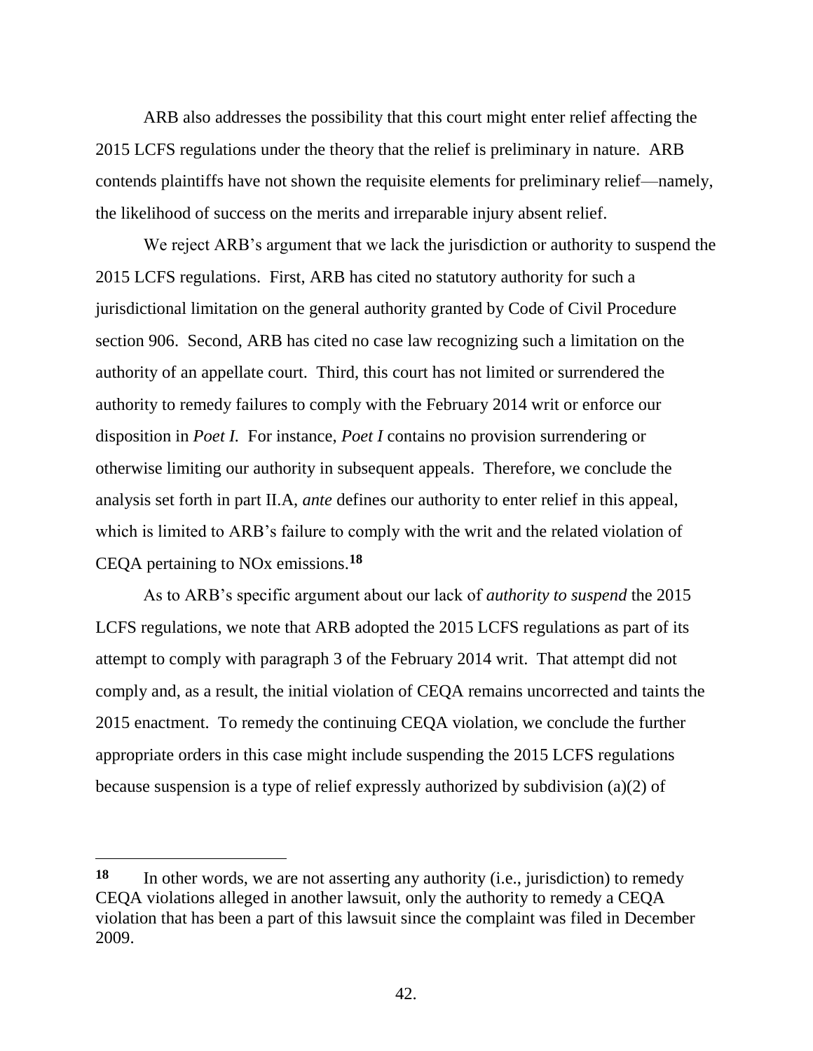ARB also addresses the possibility that this court might enter relief affecting the 2015 LCFS regulations under the theory that the relief is preliminary in nature. ARB contends plaintiffs have not shown the requisite elements for preliminary relief—namely, the likelihood of success on the merits and irreparable injury absent relief.

We reject ARB's argument that we lack the jurisdiction or authority to suspend the 2015 LCFS regulations. First, ARB has cited no statutory authority for such a jurisdictional limitation on the general authority granted by Code of Civil Procedure section 906. Second, ARB has cited no case law recognizing such a limitation on the authority of an appellate court. Third, this court has not limited or surrendered the authority to remedy failures to comply with the February 2014 writ or enforce our disposition in *Poet I.* For instance, *Poet I* contains no provision surrendering or otherwise limiting our authority in subsequent appeals. Therefore, we conclude the analysis set forth in part II.A, *ante* defines our authority to enter relief in this appeal, which is limited to ARB's failure to comply with the writ and the related violation of CEQA pertaining to NOx emissions.[18]

As to ARB's specific argument about our lack of *authority to suspend* the 2015 LCFS regulations, we note that ARB adopted the 2015 LCFS regulations as part of its attempt to comply with paragraph 3 of the February 2014 writ. That attempt did not comply and, as a result, the initial violation of CEQA remains uncorrected and taints the 2015 enactment. To remedy the continuing CEQA violation, we conclude the further appropriate orders in this case might include suspending the 2015 LCFS regulations because suspension is a type of relief expressly authorized by subdivision (a)(2) of

---

[18] In other words, we are not asserting any authority (i.e., jurisdiction) to remedy CEQA violations alleged in another lawsuit, only the authority to remedy a CEQA violation that has been a part of this lawsuit since the complaint was filed in December 2009.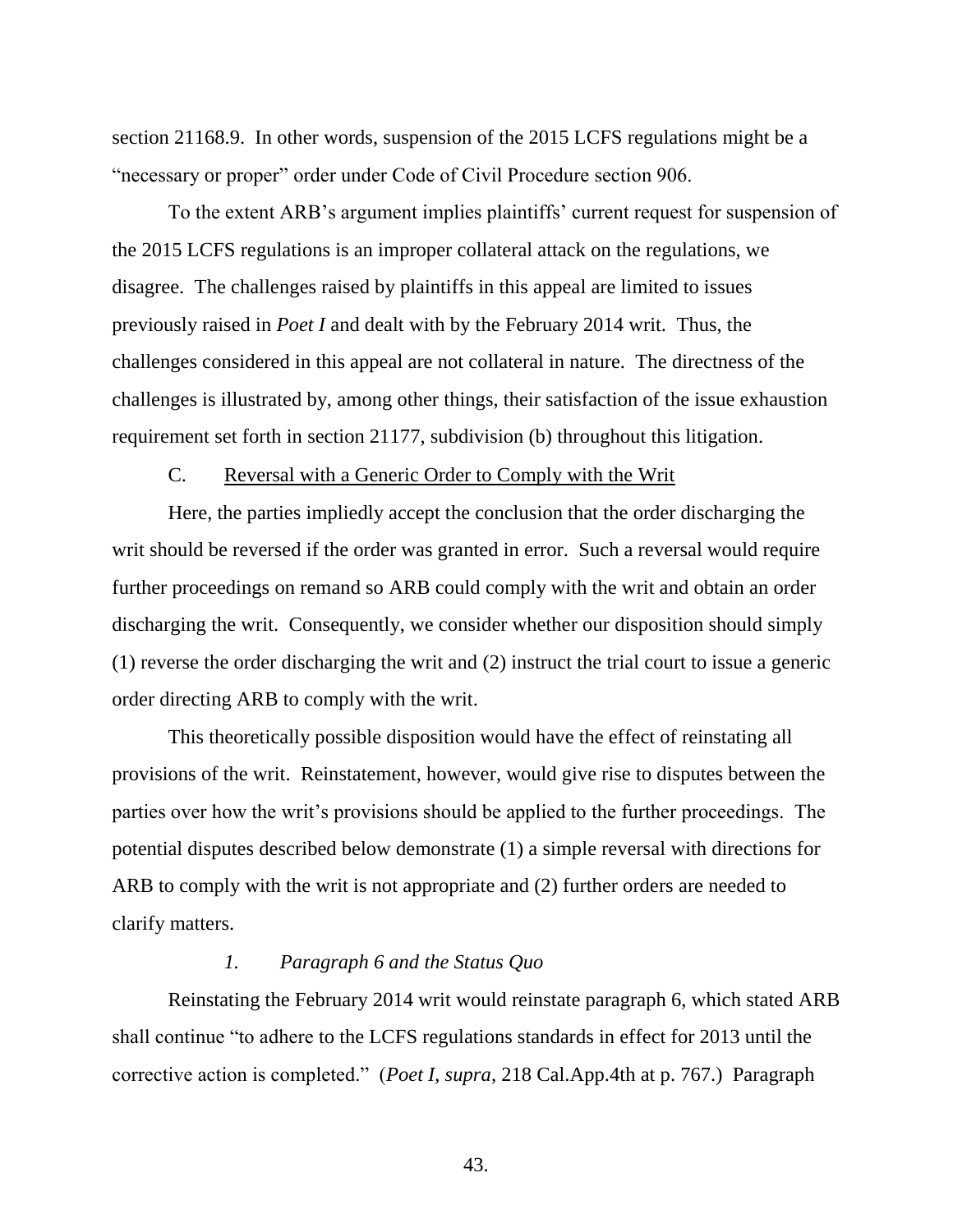section 21168.9. In other words, suspension of the 2015 LCFS regulations might be a "necessary or proper" order under Code of Civil Procedure section 906.

To the extent ARB's argument implies plaintiffs' current request for suspension of the 2015 LCFS regulations is an improper collateral attack on the regulations, we disagree. The challenges raised by plaintiffs in this appeal are limited to issues previously raised in *Poet I* and dealt with by the February 2014 writ. Thus, the challenges considered in this appeal are not collateral in nature. The directness of the challenges is illustrated by, among other things, their satisfaction of the issue exhaustion requirement set forth in section 21177, subdivision (b) throughout this litigation.

### C. <u>Reversal with a Generic Order to Comply with the Writ</u>

Here, the parties impliedly accept the conclusion that the order discharging the writ should be reversed if the order was granted in error. Such a reversal would require further proceedings on remand so ARB could comply with the writ and obtain an order discharging the writ. Consequently, we consider whether our disposition should simply (1) reverse the order discharging the writ and (2) instruct the trial court to issue a generic order directing ARB to comply with the writ.

This theoretically possible disposition would have the effect of reinstating all provisions of the writ. Reinstatement, however, would give rise to disputes between the parties over how the writ's provisions should be applied to the further proceedings. The potential disputes described below demonstrate (1) a simple reversal with directions for ARB to comply with the writ is not appropriate and (2) further orders are needed to clarify matters.

#### *1. Paragraph 6 and the Status Quo*

Reinstating the February 2014 writ would reinstate paragraph 6, which stated ARB shall continue "to adhere to the LCFS regulations standards in effect for 2013 until the corrective action is completed." (*Poet I, supra*, 218 Cal.App.4th at p. 767.) Paragraph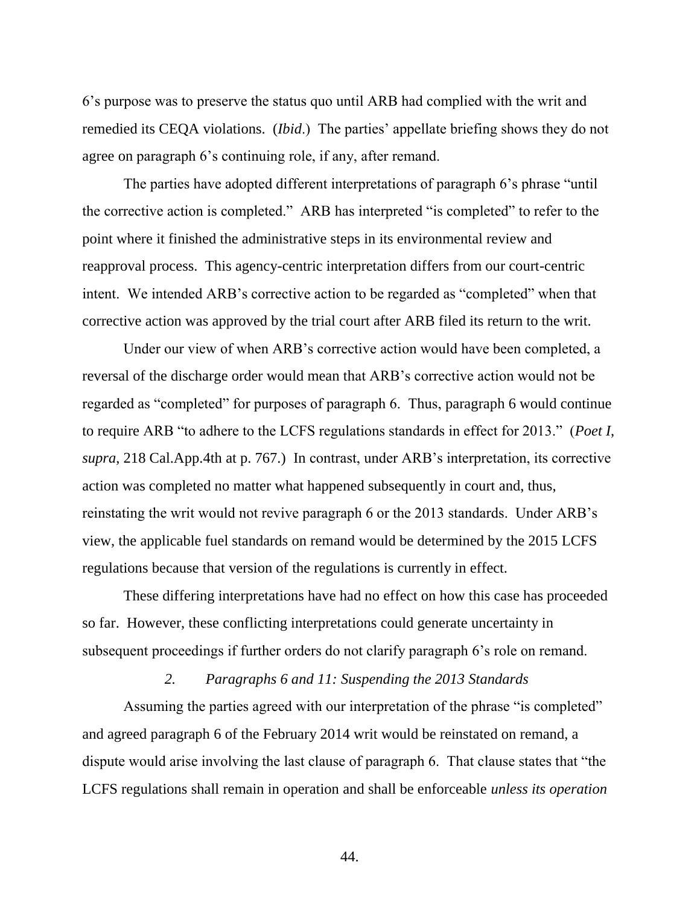6's purpose was to preserve the status quo until ARB had complied with the writ and remedied its CEQA violations. (*Ibid*.) The parties' appellate briefing shows they do not agree on paragraph 6's continuing role, if any, after remand.

The parties have adopted different interpretations of paragraph 6's phrase "until the corrective action is completed." ARB has interpreted "is completed" to refer to the point where it finished the administrative steps in its environmental review and reapproval process. This agency-centric interpretation differs from our court-centric intent. We intended ARB's corrective action to be regarded as "completed" when that corrective action was approved by the trial court after ARB filed its return to the writ.

Under our view of when ARB's corrective action would have been completed, a reversal of the discharge order would mean that ARB's corrective action would not be regarded as "completed" for purposes of paragraph 6. Thus, paragraph 6 would continue to require ARB "to adhere to the LCFS regulations standards in effect for 2013." (*Poet I*, *supra*, 218 Cal.App.4th at p. 767.) In contrast, under ARB's interpretation, its corrective action was completed no matter what happened subsequently in court and, thus, reinstating the writ would not revive paragraph 6 or the 2013 standards. Under ARB's view, the applicable fuel standards on remand would be determined by the 2015 LCFS regulations because that version of the regulations is currently in effect.

These differing interpretations have had no effect on how this case has proceeded so far. However, these conflicting interpretations could generate uncertainty in subsequent proceedings if further orders do not clarify paragraph 6's role on remand.

### *2. Paragraphs 6 and 11: Suspending the 2013 Standards*

Assuming the parties agreed with our interpretation of the phrase "is completed" and agreed paragraph 6 of the February 2014 writ would be reinstated on remand, a dispute would arise involving the last clause of paragraph 6. That clause states that "the LCFS regulations shall remain in operation and shall be enforceable *unless its operation*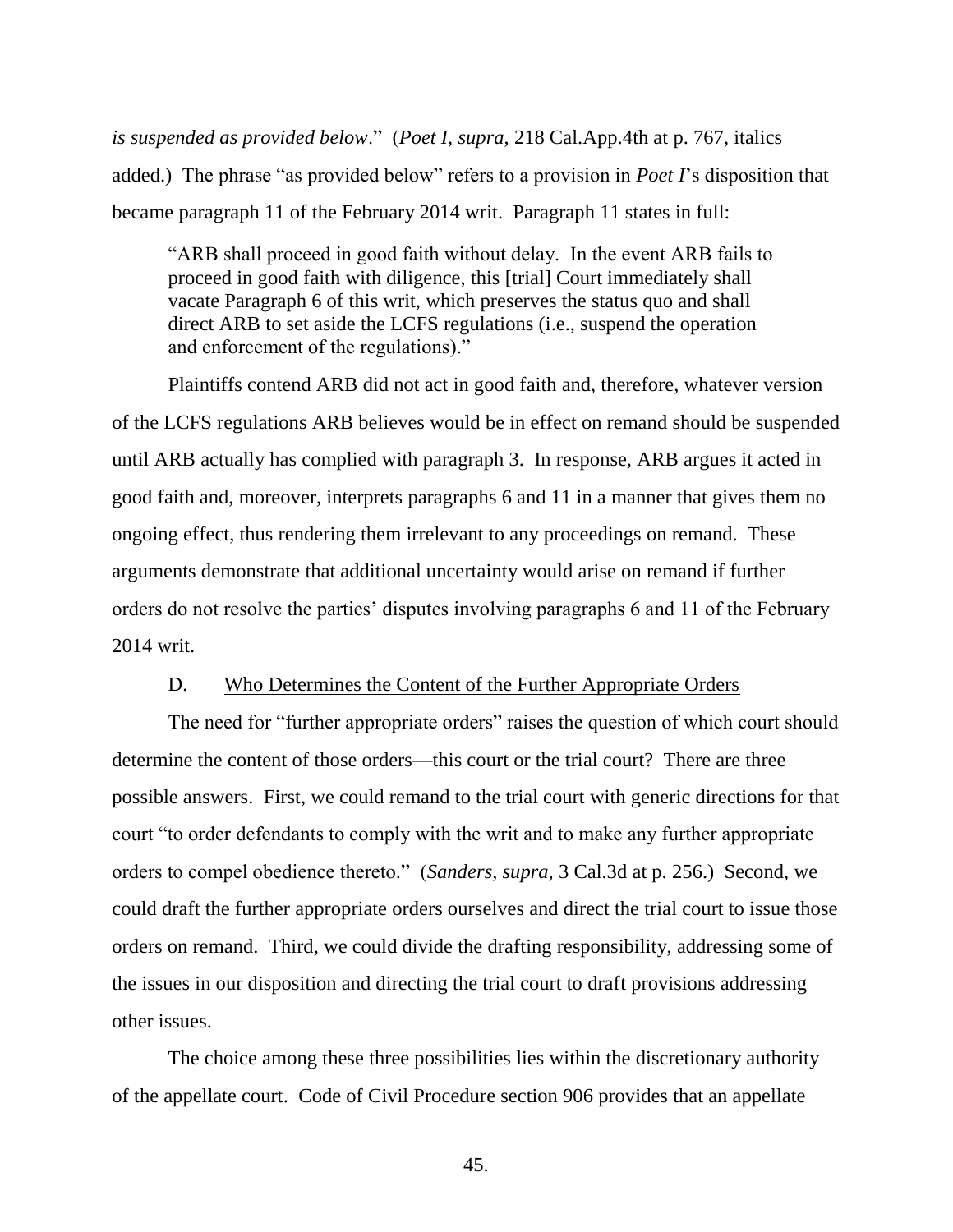*is suspended as provided below*." (*Poet I*, *supra*, 218 Cal.App.4th at p. 767, italics added.) The phrase "as provided below" refers to a provision in *Poet I*'s disposition that became paragraph 11 of the February 2014 writ. Paragraph 11 states in full:

> "ARB shall proceed in good faith without delay. In the event ARB fails to proceed in good faith with diligence, this [trial] Court immediately shall vacate Paragraph 6 of this writ, which preserves the status quo and shall direct ARB to set aside the LCFS regulations (i.e., suspend the operation and enforcement of the regulations)."

Plaintiffs contend ARB did not act in good faith and, therefore, whatever version of the LCFS regulations ARB believes would be in effect on remand should be suspended until ARB actually has complied with paragraph 3. In response, ARB argues it acted in good faith and, moreover, interprets paragraphs 6 and 11 in a manner that gives them no ongoing effect, thus rendering them irrelevant to any proceedings on remand. These arguments demonstrate that additional uncertainty would arise on remand if further orders do not resolve the parties' disputes involving paragraphs 6 and 11 of the February 2014 writ.

### D. Who Determines the Content of the Further Appropriate Orders

The need for "further appropriate orders" raises the question of which court should determine the content of those orders—this court or the trial court? There are three possible answers. First, we could remand to the trial court with generic directions for that court "to order defendants to comply with the writ and to make any further appropriate orders to compel obedience thereto." (*Sanders*, *supra*, 3 Cal.3d at p. 256.) Second, we could draft the further appropriate orders ourselves and direct the trial court to issue those orders on remand. Third, we could divide the drafting responsibility, addressing some of the issues in our disposition and directing the trial court to draft provisions addressing other issues.

The choice among these three possibilities lies within the discretionary authority of the appellate court. Code of Civil Procedure section 906 provides that an appellate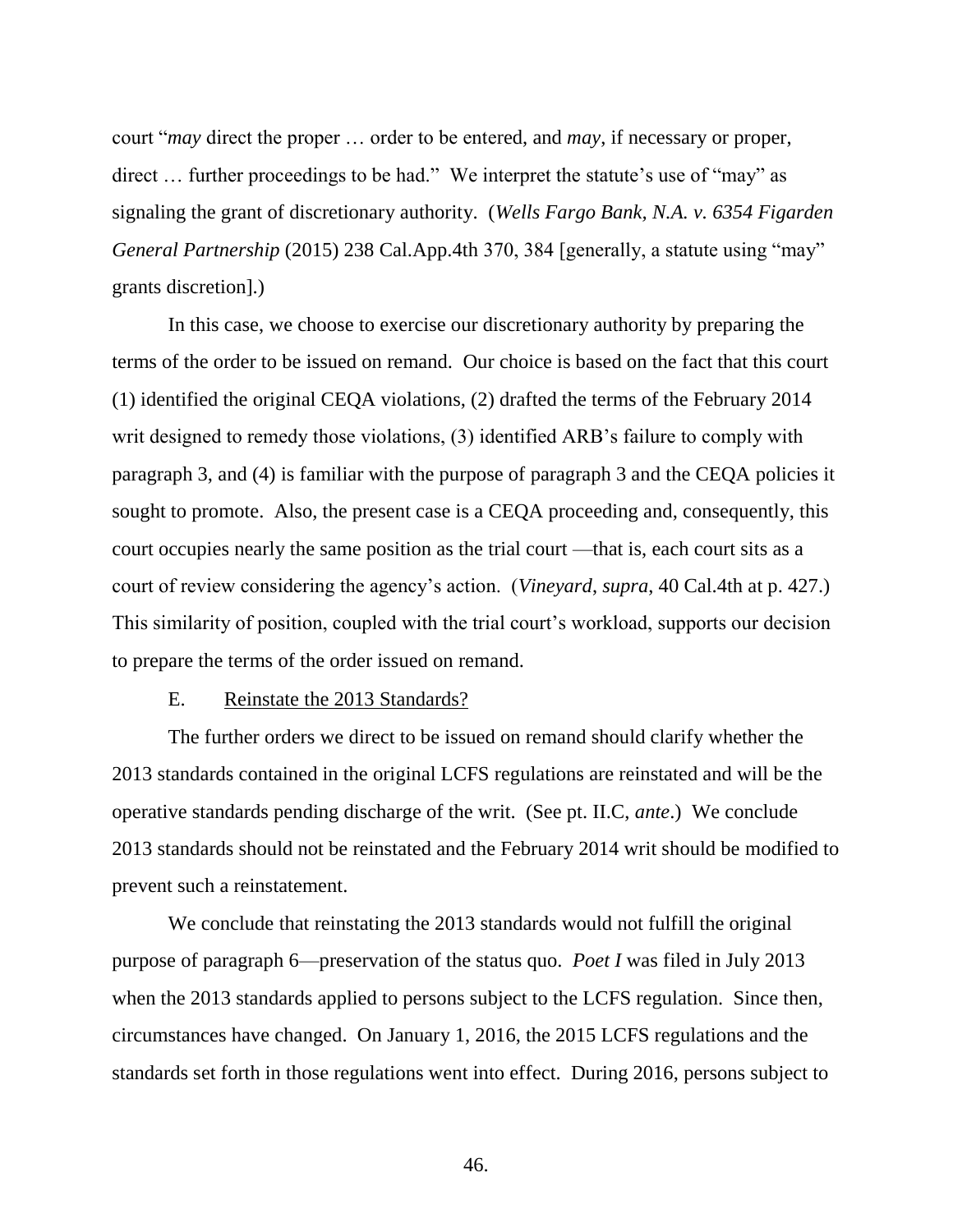court "*may* direct the proper … order to be entered, and *may*, if necessary or proper, direct … further proceedings to be had." We interpret the statute's use of "may" as signaling the grant of discretionary authority. (*Wells Fargo Bank, N.A. v. 6354 Figarden General Partnership* (2015) 238 Cal.App.4th 370, 384 [generally, a statute using "may" grants discretion].)

In this case, we choose to exercise our discretionary authority by preparing the terms of the order to be issued on remand. Our choice is based on the fact that this court (1) identified the original CEQA violations, (2) drafted the terms of the February 2014 writ designed to remedy those violations, (3) identified ARB's failure to comply with paragraph 3, and (4) is familiar with the purpose of paragraph 3 and the CEQA policies it sought to promote. Also, the present case is a CEQA proceeding and, consequently, this court occupies nearly the same position as the trial court —that is, each court sits as a court of review considering the agency's action. (*Vineyard*, *supra*, 40 Cal.4th at p. 427.) This similarity of position, coupled with the trial court's workload, supports our decision to prepare the terms of the order issued on remand.

### E. <u>Reinstate the 2013 Standards?</u>

The further orders we direct to be issued on remand should clarify whether the 2013 standards contained in the original LCFS regulations are reinstated and will be the operative standards pending discharge of the writ. (See pt. II.C, *ante*.) We conclude 2013 standards should not be reinstated and the February 2014 writ should be modified to prevent such a reinstatement.

We conclude that reinstating the 2013 standards would not fulfill the original purpose of paragraph 6—preservation of the status quo. *Poet I* was filed in July 2013 when the 2013 standards applied to persons subject to the LCFS regulation. Since then, circumstances have changed. On January 1, 2016, the 2015 LCFS regulations and the standards set forth in those regulations went into effect. During 2016, persons subject to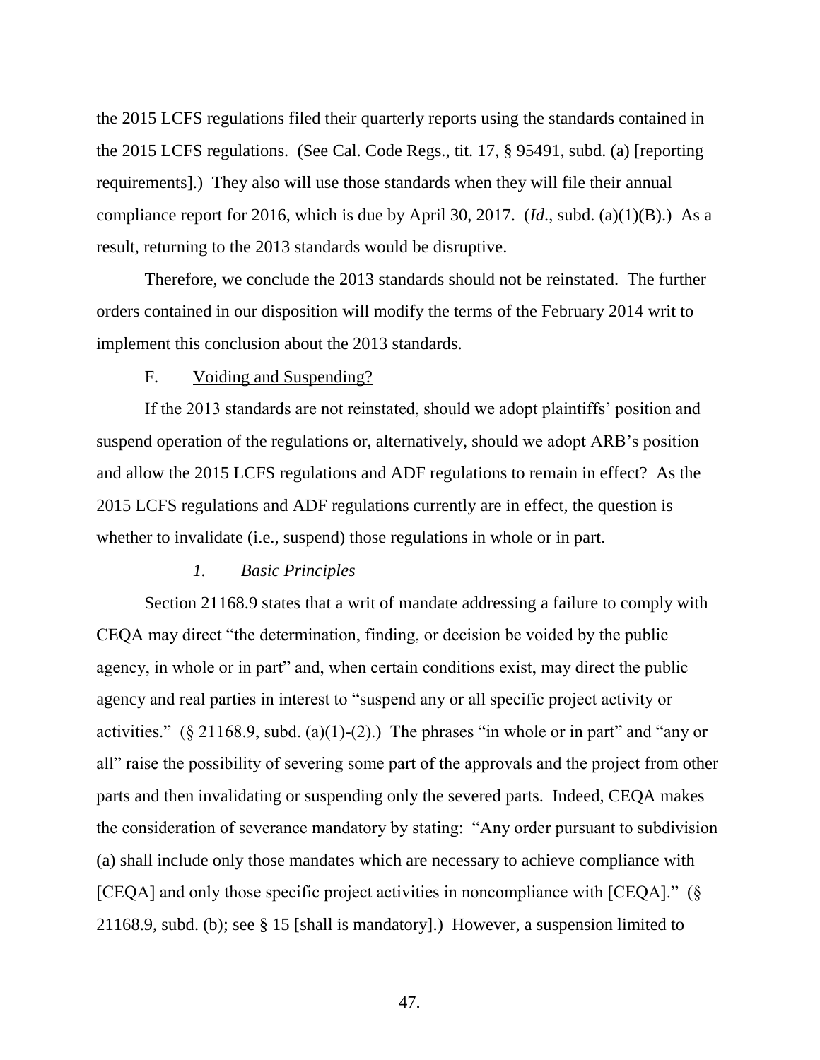the 2015 LCFS regulations filed their quarterly reports using the standards contained in the 2015 LCFS regulations. (See Cal. Code Regs., tit. 17, § 95491, subd. (a) [reporting requirements].) They also will use those standards when they will file their annual compliance report for 2016, which is due by April 30, 2017. (*Id*., subd. (a)(1)(B).) As a result, returning to the 2013 standards would be disruptive.

Therefore, we conclude the 2013 standards should not be reinstated. The further orders contained in our disposition will modify the terms of the February 2014 writ to implement this conclusion about the 2013 standards.

## F. Voiding and Suspending?

If the 2013 standards are not reinstated, should we adopt plaintiffs' position and suspend operation of the regulations or, alternatively, should we adopt ARB's position and allow the 2015 LCFS regulations and ADF regulations to remain in effect? As the 2015 LCFS regulations and ADF regulations currently are in effect, the question is whether to invalidate (i.e., suspend) those regulations in whole or in part.

### *1. Basic Principles*

Section 21168.9 states that a writ of mandate addressing a failure to comply with CEQA may direct "the determination, finding, or decision be voided by the public agency, in whole or in part" and, when certain conditions exist, may direct the public agency and real parties in interest to "suspend any or all specific project activity or activities." (§ 21168.9, subd. (a)(1)-(2).) The phrases "in whole or in part" and "any or all" raise the possibility of severing some part of the approvals and the project from other parts and then invalidating or suspending only the severed parts. Indeed, CEQA makes the consideration of severance mandatory by stating: "Any order pursuant to subdivision (a) shall include only those mandates which are necessary to achieve compliance with [CEQA] and only those specific project activities in noncompliance with [CEQA]." (§ 21168.9, subd. (b); see § 15 [shall is mandatory].) However, a suspension limited to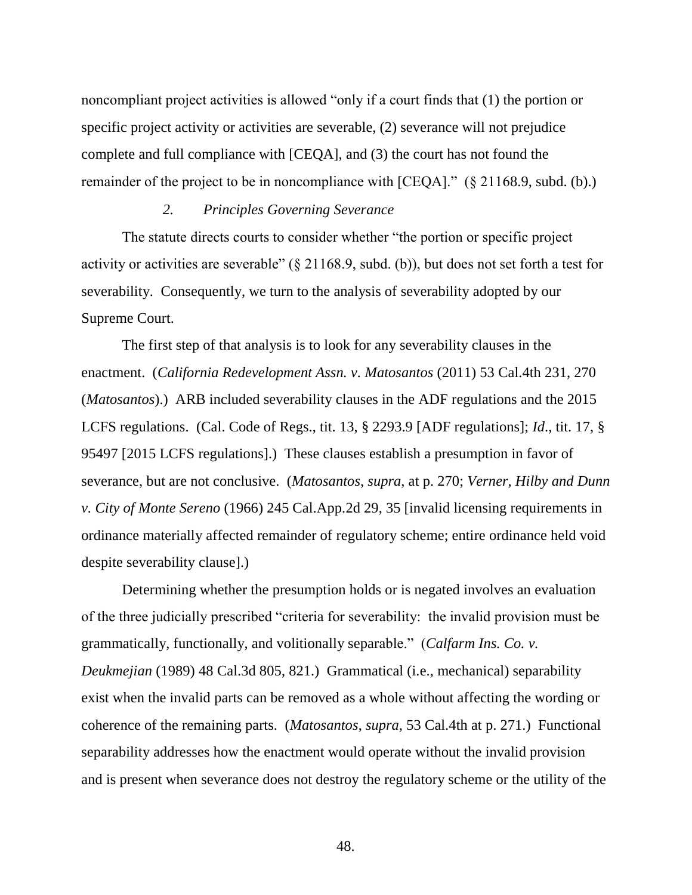noncompliant project activities is allowed "only if a court finds that (1) the portion or specific project activity or activities are severable, (2) severance will not prejudice complete and full compliance with [CEQA], and (3) the court has not found the remainder of the project to be in noncompliance with [CEQA]." (§ 21168.9, subd. (b).)

*2. Principles Governing Severance*

The statute directs courts to consider whether "the portion or specific project activity or activities are severable" (§ 21168.9, subd. (b)), but does not set forth a test for severability. Consequently, we turn to the analysis of severability adopted by our Supreme Court.

The first step of that analysis is to look for any severability clauses in the enactment. (*California Redevelopment Assn. v. Matosantos* (2011) 53 Cal.4th 231, 270 (*Matosantos*).) ARB included severability clauses in the ADF regulations and the 2015 LCFS regulations. (Cal. Code of Regs., tit. 13, § 2293.9 [ADF regulations]; *Id*., tit. 17, § 95497 [2015 LCFS regulations].) These clauses establish a presumption in favor of severance, but are not conclusive. (*Matosantos*, *supra*, at p. 270; *Verner, Hilby and Dunn v. City of Monte Sereno* (1966) 245 Cal.App.2d 29, 35 [invalid licensing requirements in ordinance materially affected remainder of regulatory scheme; entire ordinance held void despite severability clause].)

Determining whether the presumption holds or is negated involves an evaluation of the three judicially prescribed "criteria for severability: the invalid provision must be grammatically, functionally, and volitionally separable." (*Calfarm Ins. Co. v. Deukmejian* (1989) 48 Cal.3d 805, 821.) Grammatical (i.e., mechanical) separability exist when the invalid parts can be removed as a whole without affecting the wording or coherence of the remaining parts. (*Matosantos*, *supra*, 53 Cal.4th at p. 271.) Functional separability addresses how the enactment would operate without the invalid provision and is present when severance does not destroy the regulatory scheme or the utility of the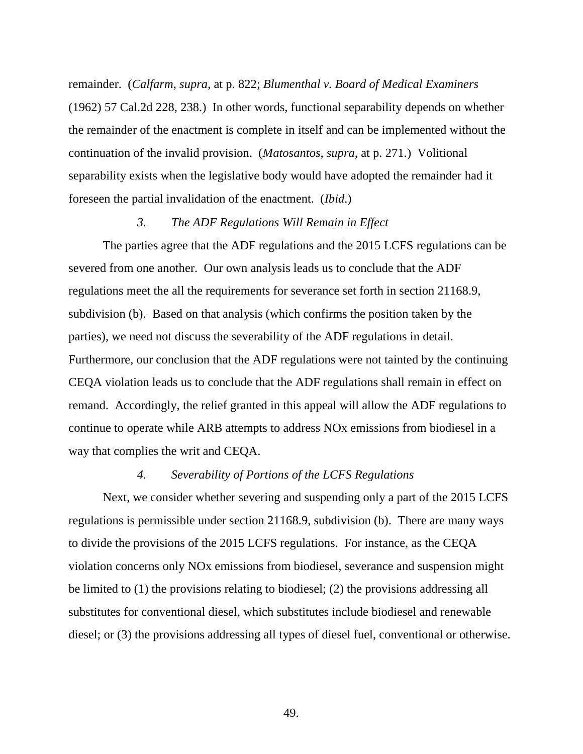remainder. (*Calfarm*, *supra*, at p. 822; *Blumenthal v. Board of Medical Examiners* (1962) 57 Cal.2d 228, 238.) In other words, functional separability depends on whether the remainder of the enactment is complete in itself and can be implemented without the continuation of the invalid provision. (*Matosantos*, *supra*, at p. 271.) Volitional separability exists when the legislative body would have adopted the remainder had it foreseen the partial invalidation of the enactment. (*Ibid*.)

### *3. The ADF Regulations Will Remain in Effect*

The parties agree that the ADF regulations and the 2015 LCFS regulations can be severed from one another. Our own analysis leads us to conclude that the ADF regulations meet the all the requirements for severance set forth in section 21168.9, subdivision (b). Based on that analysis (which confirms the position taken by the parties), we need not discuss the severability of the ADF regulations in detail. Furthermore, our conclusion that the ADF regulations were not tainted by the continuing CEQA violation leads us to conclude that the ADF regulations shall remain in effect on remand. Accordingly, the relief granted in this appeal will allow the ADF regulations to continue to operate while ARB attempts to address NOx emissions from biodiesel in a way that complies the writ and CEQA.

### *4. Severability of Portions of the LCFS Regulations*

Next, we consider whether severing and suspending only a part of the 2015 LCFS regulations is permissible under section 21168.9, subdivision (b). There are many ways to divide the provisions of the 2015 LCFS regulations. For instance, as the CEQA violation concerns only NOx emissions from biodiesel, severance and suspension might be limited to (1) the provisions relating to biodiesel; (2) the provisions addressing all substitutes for conventional diesel, which substitutes include biodiesel and renewable diesel; or (3) the provisions addressing all types of diesel fuel, conventional or otherwise.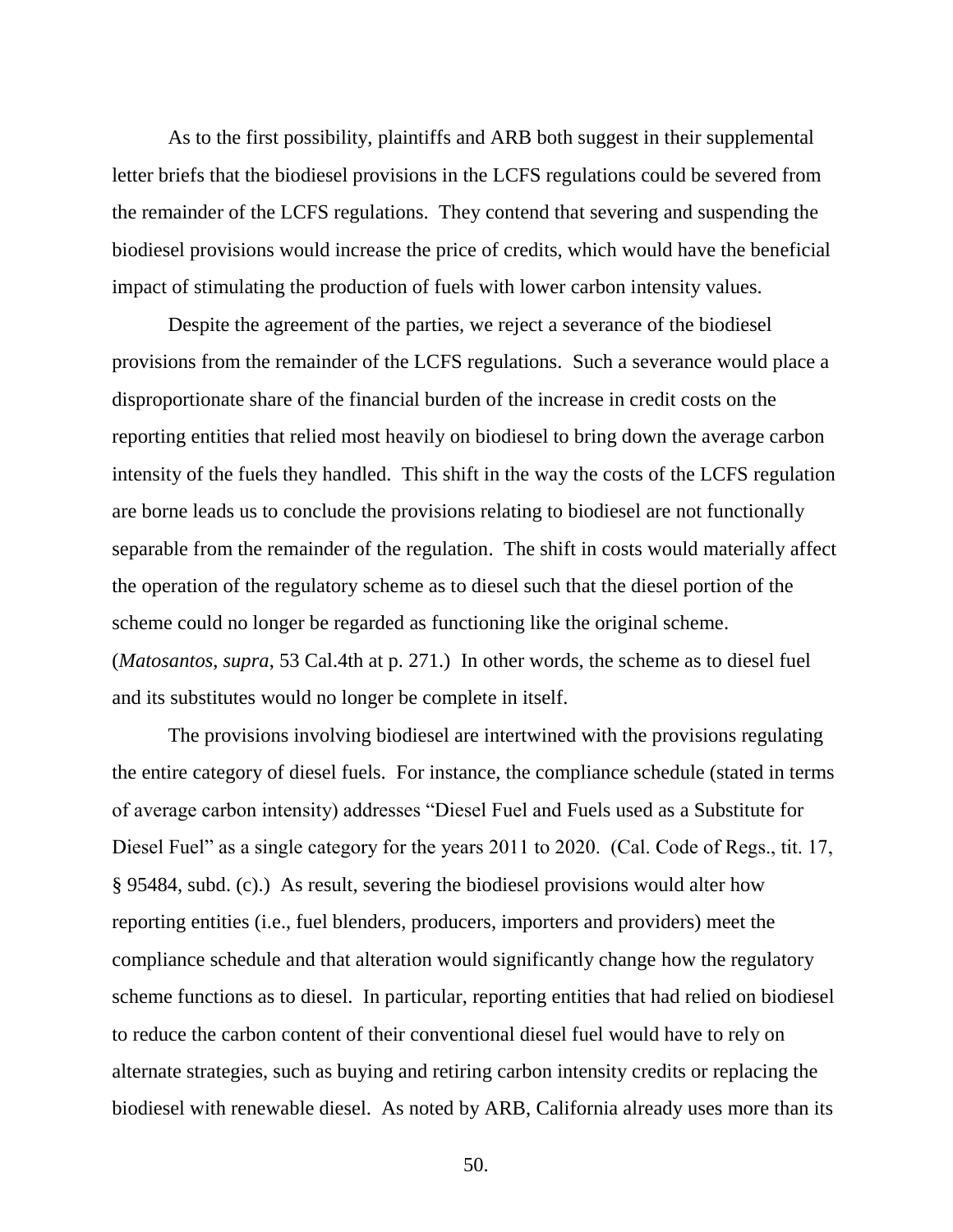As to the first possibility, plaintiffs and ARB both suggest in their supplemental letter briefs that the biodiesel provisions in the LCFS regulations could be severed from the remainder of the LCFS regulations. They contend that severing and suspending the biodiesel provisions would increase the price of credits, which would have the beneficial impact of stimulating the production of fuels with lower carbon intensity values.

Despite the agreement of the parties, we reject a severance of the biodiesel provisions from the remainder of the LCFS regulations. Such a severance would place a disproportionate share of the financial burden of the increase in credit costs on the reporting entities that relied most heavily on biodiesel to bring down the average carbon intensity of the fuels they handled. This shift in the way the costs of the LCFS regulation are borne leads us to conclude the provisions relating to biodiesel are not functionally separable from the remainder of the regulation. The shift in costs would materially affect the operation of the regulatory scheme as to diesel such that the diesel portion of the scheme could no longer be regarded as functioning like the original scheme. (*Matosantos*, *supra*, 53 Cal.4th at p. 271.) In other words, the scheme as to diesel fuel and its substitutes would no longer be complete in itself.

The provisions involving biodiesel are intertwined with the provisions regulating the entire category of diesel fuels. For instance, the compliance schedule (stated in terms of average carbon intensity) addresses "Diesel Fuel and Fuels used as a Substitute for Diesel Fuel" as a single category for the years 2011 to 2020. (Cal. Code of Regs., tit. 17, § 95484, subd. (c).) As result, severing the biodiesel provisions would alter how reporting entities (i.e., fuel blenders, producers, importers and providers) meet the compliance schedule and that alteration would significantly change how the regulatory scheme functions as to diesel. In particular, reporting entities that had relied on biodiesel to reduce the carbon content of their conventional diesel fuel would have to rely on alternate strategies, such as buying and retiring carbon intensity credits or replacing the biodiesel with renewable diesel. As noted by ARB, California already uses more than its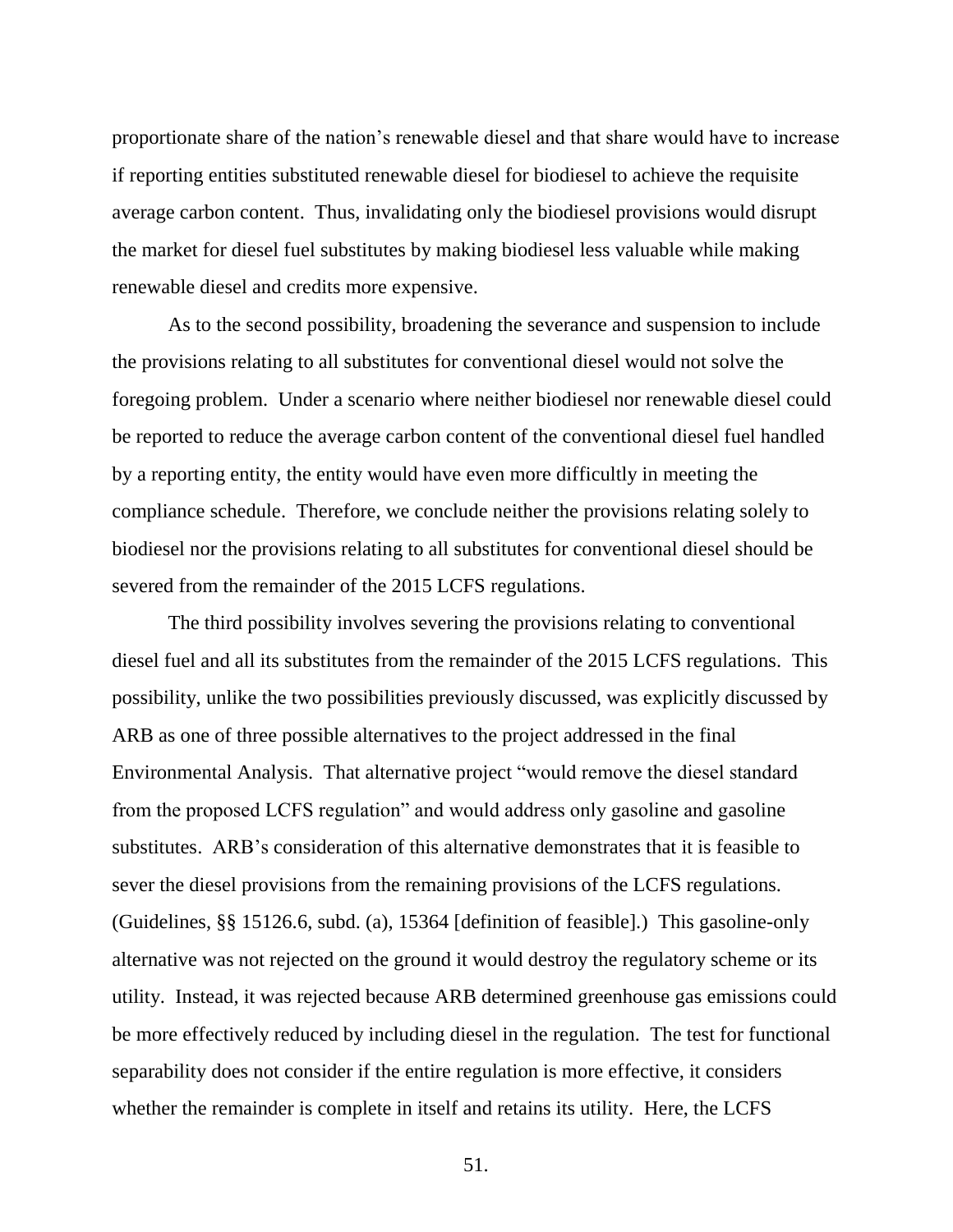proportionate share of the nation's renewable diesel and that share would have to increase if reporting entities substituted renewable diesel for biodiesel to achieve the requisite average carbon content. Thus, invalidating only the biodiesel provisions would disrupt the market for diesel fuel substitutes by making biodiesel less valuable while making renewable diesel and credits more expensive.

As to the second possibility, broadening the severance and suspension to include the provisions relating to all substitutes for conventional diesel would not solve the foregoing problem. Under a scenario where neither biodiesel nor renewable diesel could be reported to reduce the average carbon content of the conventional diesel fuel handled by a reporting entity, the entity would have even more difficultly in meeting the compliance schedule. Therefore, we conclude neither the provisions relating solely to biodiesel nor the provisions relating to all substitutes for conventional diesel should be severed from the remainder of the 2015 LCFS regulations.

The third possibility involves severing the provisions relating to conventional diesel fuel and all its substitutes from the remainder of the 2015 LCFS regulations. This possibility, unlike the two possibilities previously discussed, was explicitly discussed by ARB as one of three possible alternatives to the project addressed in the final Environmental Analysis. That alternative project "would remove the diesel standard from the proposed LCFS regulation" and would address only gasoline and gasoline substitutes. ARB's consideration of this alternative demonstrates that it is feasible to sever the diesel provisions from the remaining provisions of the LCFS regulations. (Guidelines, §§ 15126.6, subd. (a), 15364 [definition of feasible].) This gasoline-only alternative was not rejected on the ground it would destroy the regulatory scheme or its utility. Instead, it was rejected because ARB determined greenhouse gas emissions could be more effectively reduced by including diesel in the regulation. The test for functional separability does not consider if the entire regulation is more effective, it considers whether the remainder is complete in itself and retains its utility. Here, the LCFS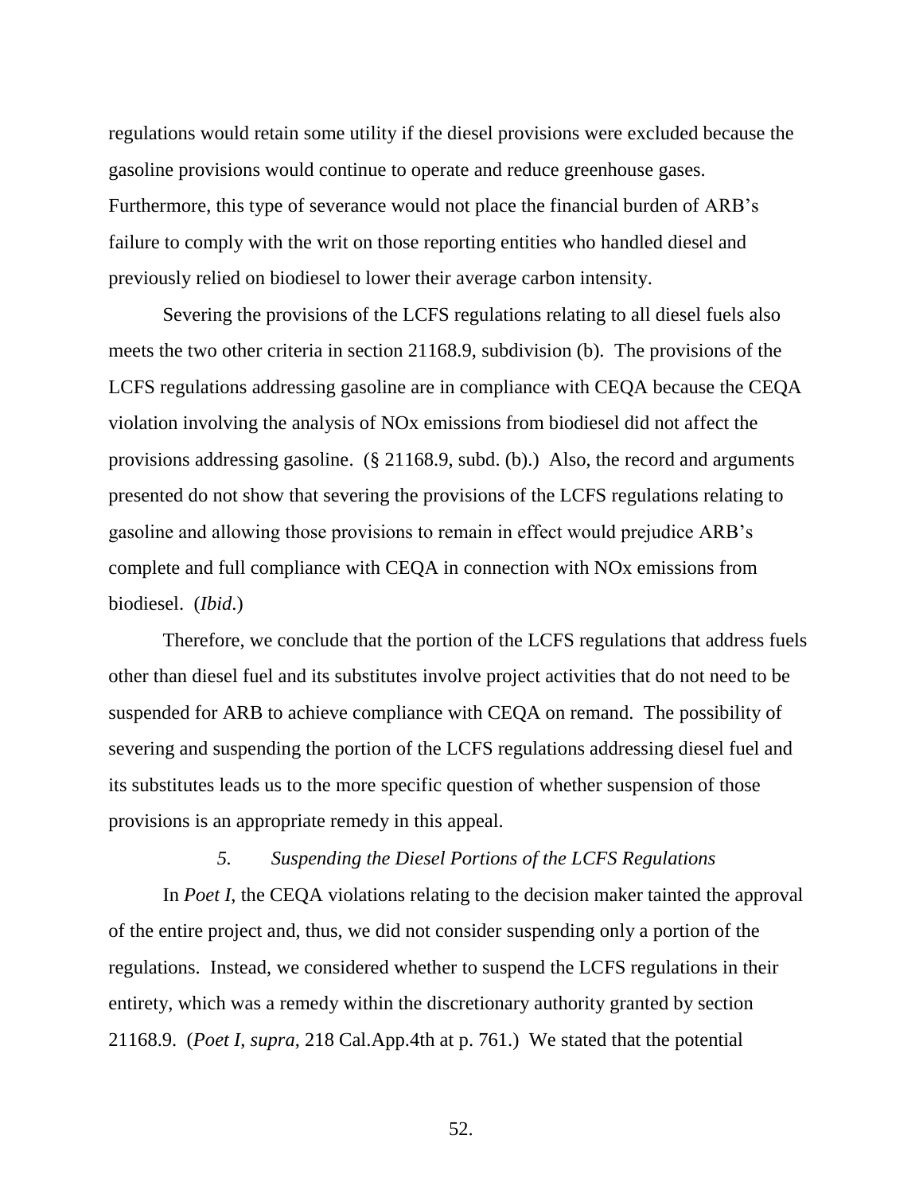regulations would retain some utility if the diesel provisions were excluded because the gasoline provisions would continue to operate and reduce greenhouse gases. Furthermore, this type of severance would not place the financial burden of ARB's failure to comply with the writ on those reporting entities who handled diesel and previously relied on biodiesel to lower their average carbon intensity.

Severing the provisions of the LCFS regulations relating to all diesel fuels also meets the two other criteria in section 21168.9, subdivision (b). The provisions of the LCFS regulations addressing gasoline are in compliance with CEQA because the CEQA violation involving the analysis of NOx emissions from biodiesel did not affect the provisions addressing gasoline. (§ 21168.9, subd. (b).) Also, the record and arguments presented do not show that severing the provisions of the LCFS regulations relating to gasoline and allowing those provisions to remain in effect would prejudice ARB's complete and full compliance with CEQA in connection with NOx emissions from biodiesel. (*Ibid*.)

Therefore, we conclude that the portion of the LCFS regulations that address fuels other than diesel fuel and its substitutes involve project activities that do not need to be suspended for ARB to achieve compliance with CEQA on remand. The possibility of severing and suspending the portion of the LCFS regulations addressing diesel fuel and its substitutes leads us to the more specific question of whether suspension of those provisions is an appropriate remedy in this appeal.

### *5. Suspending the Diesel Portions of the LCFS Regulations*

In *Poet I*, the CEQA violations relating to the decision maker tainted the approval of the entire project and, thus, we did not consider suspending only a portion of the regulations. Instead, we considered whether to suspend the LCFS regulations in their entirety, which was a remedy within the discretionary authority granted by section 21168.9. (*Poet I*, *supra*, 218 Cal.App.4th at p. 761.) We stated that the potential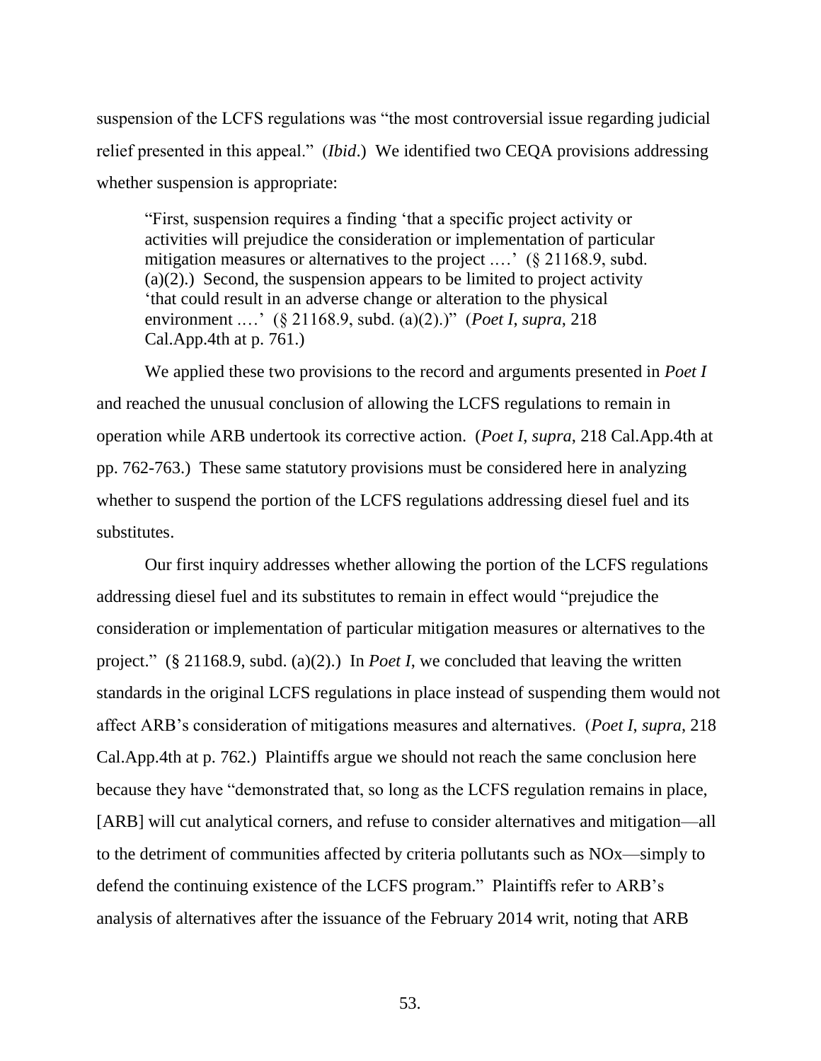suspension of the LCFS regulations was "the most controversial issue regarding judicial relief presented in this appeal." (*Ibid*.) We identified two CEQA provisions addressing whether suspension is appropriate:

> "First, suspension requires a finding 'that a specific project activity or activities will prejudice the consideration or implementation of particular mitigation measures or alternatives to the project ….' (§ 21168.9, subd. (a)(2).) Second, the suspension appears to be limited to project activity 'that could result in an adverse change or alteration to the physical environment ….' (§ 21168.9, subd. (a)(2).)" (*Poet I, supra*, 218 Cal.App.4th at p. 761.)

We applied these two provisions to the record and arguments presented in *Poet I* and reached the unusual conclusion of allowing the LCFS regulations to remain in operation while ARB undertook its corrective action. (*Poet I, supra*, 218 Cal.App.4th at pp. 762-763.) These same statutory provisions must be considered here in analyzing whether to suspend the portion of the LCFS regulations addressing diesel fuel and its substitutes.

Our first inquiry addresses whether allowing the portion of the LCFS regulations addressing diesel fuel and its substitutes to remain in effect would "prejudice the consideration or implementation of particular mitigation measures or alternatives to the project." (§ 21168.9, subd. (a)(2).) In *Poet I*, we concluded that leaving the written standards in the original LCFS regulations in place instead of suspending them would not affect ARB's consideration of mitigations measures and alternatives. (*Poet I*, *supra*, 218 Cal.App.4th at p. 762.) Plaintiffs argue we should not reach the same conclusion here because they have "demonstrated that, so long as the LCFS regulation remains in place, [ARB] will cut analytical corners, and refuse to consider alternatives and mitigation—all to the detriment of communities affected by criteria pollutants such as NOx—simply to defend the continuing existence of the LCFS program." Plaintiffs refer to ARB's analysis of alternatives after the issuance of the February 2014 writ, noting that ARB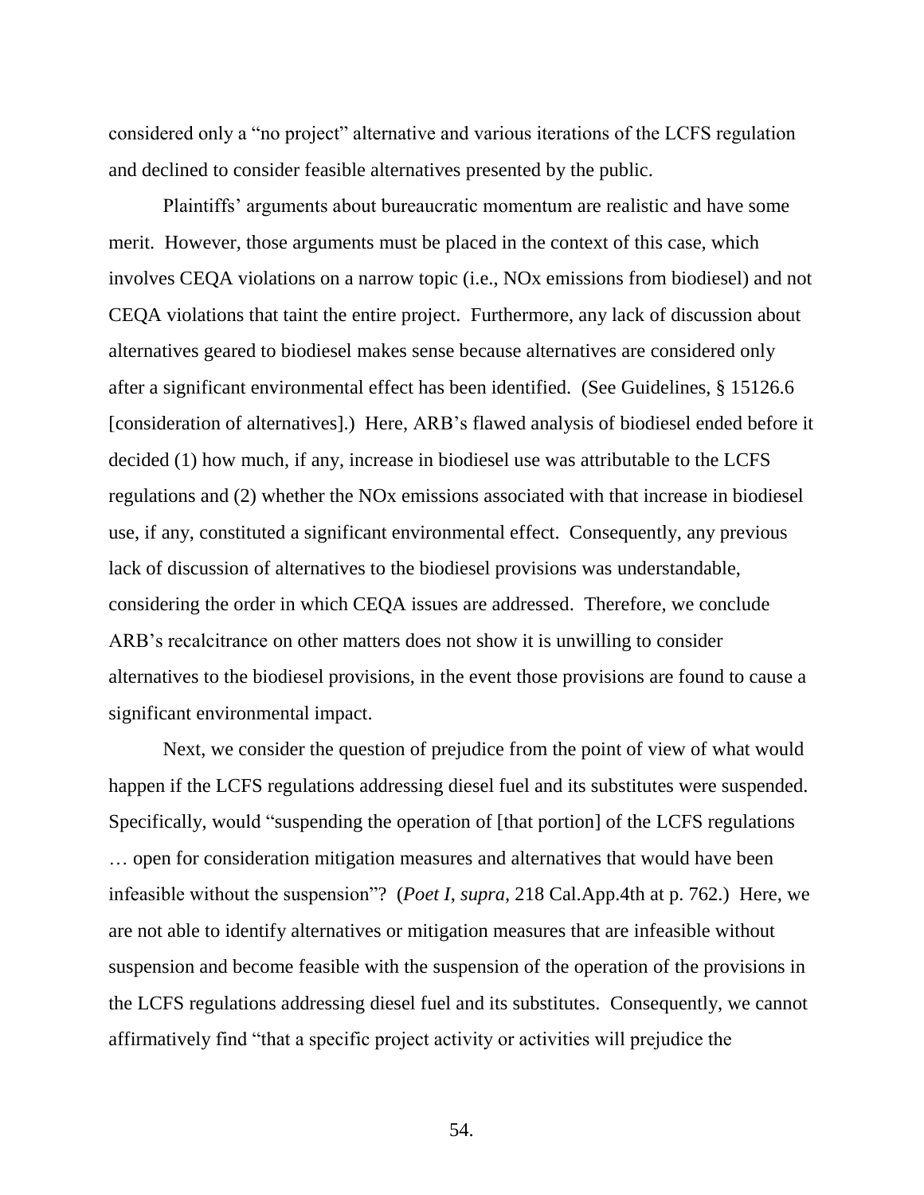considered only a "no project" alternative and various iterations of the LCFS regulation and declined to consider feasible alternatives presented by the public.

Plaintiffs' arguments about bureaucratic momentum are realistic and have some merit. However, those arguments must be placed in the context of this case, which involves CEQA violations on a narrow topic (i.e., NOx emissions from biodiesel) and not CEQA violations that taint the entire project. Furthermore, any lack of discussion about alternatives geared to biodiesel makes sense because alternatives are considered only after a significant environmental effect has been identified. (See Guidelines, § 15126.6 [consideration of alternatives].) Here, ARB's flawed analysis of biodiesel ended before it decided (1) how much, if any, increase in biodiesel use was attributable to the LCFS regulations and (2) whether the NOx emissions associated with that increase in biodiesel use, if any, constituted a significant environmental effect. Consequently, any previous lack of discussion of alternatives to the biodiesel provisions was understandable, considering the order in which CEQA issues are addressed. Therefore, we conclude ARB's recalcitrance on other matters does not show it is unwilling to consider alternatives to the biodiesel provisions, in the event those provisions are found to cause a significant environmental impact.

Next, we consider the question of prejudice from the point of view of what would happen if the LCFS regulations addressing diesel fuel and its substitutes were suspended. Specifically, would "suspending the operation of [that portion] of the LCFS regulations … open for consideration mitigation measures and alternatives that would have been infeasible without the suspension"? (*Poet I*, *supra*, 218 Cal.App.4th at p. 762.) Here, we are not able to identify alternatives or mitigation measures that are infeasible without suspension and become feasible with the suspension of the operation of the provisions in the LCFS regulations addressing diesel fuel and its substitutes. Consequently, we cannot affirmatively find "that a specific project activity or activities will prejudice the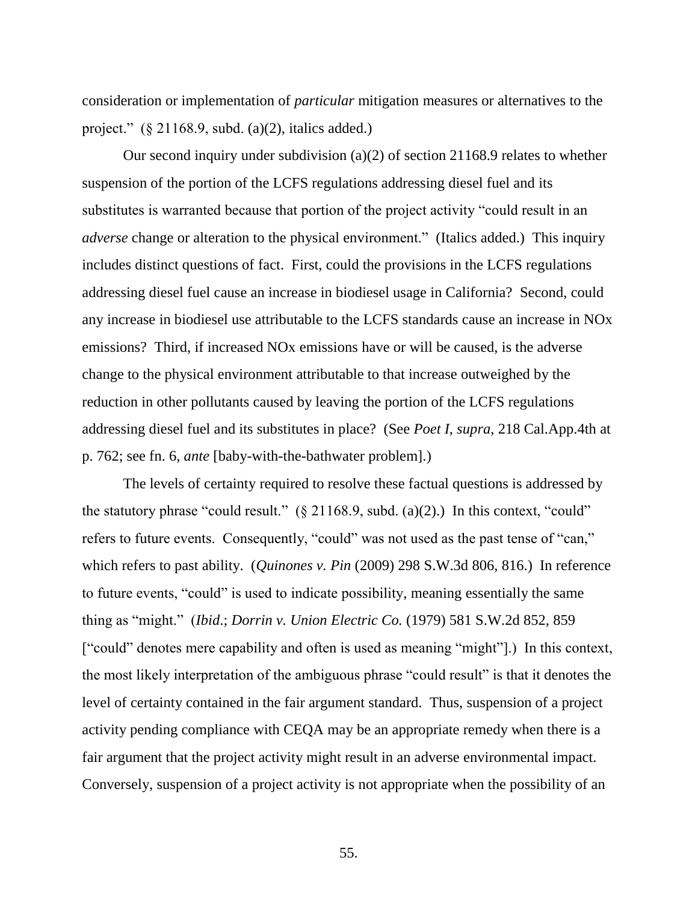consideration or implementation of *particular* mitigation measures or alternatives to the project." (§ 21168.9, subd. (a)(2), italics added.)

Our second inquiry under subdivision (a)(2) of section 21168.9 relates to whether suspension of the portion of the LCFS regulations addressing diesel fuel and its substitutes is warranted because that portion of the project activity "could result in an *adverse* change or alteration to the physical environment." (Italics added.) This inquiry includes distinct questions of fact. First, could the provisions in the LCFS regulations addressing diesel fuel cause an increase in biodiesel usage in California? Second, could any increase in biodiesel use attributable to the LCFS standards cause an increase in NOx emissions? Third, if increased NOx emissions have or will be caused, is the adverse change to the physical environment attributable to that increase outweighed by the reduction in other pollutants caused by leaving the portion of the LCFS regulations addressing diesel fuel and its substitutes in place? (See *Poet I*, *supra*, 218 Cal.App.4th at p. 762; see fn. 6, *ante* [baby-with-the-bathwater problem].)

The levels of certainty required to resolve these factual questions is addressed by the statutory phrase "could result." (§ 21168.9, subd. (a)(2).) In this context, "could" refers to future events. Consequently, "could" was not used as the past tense of "can," which refers to past ability. (*Quinones v. Pin* (2009) 298 S.W.3d 806, 816.) In reference to future events, "could" is used to indicate possibility, meaning essentially the same thing as "might." (*Ibid.*; *Dorrin v. Union Electric Co.* (1979) 581 S.W.2d 852, 859 ["could" denotes mere capability and often is used as meaning "might"].) In this context, the most likely interpretation of the ambiguous phrase "could result" is that it denotes the level of certainty contained in the fair argument standard. Thus, suspension of a project activity pending compliance with CEQA may be an appropriate remedy when there is a fair argument that the project activity might result in an adverse environmental impact. Conversely, suspension of a project activity is not appropriate when the possibility of an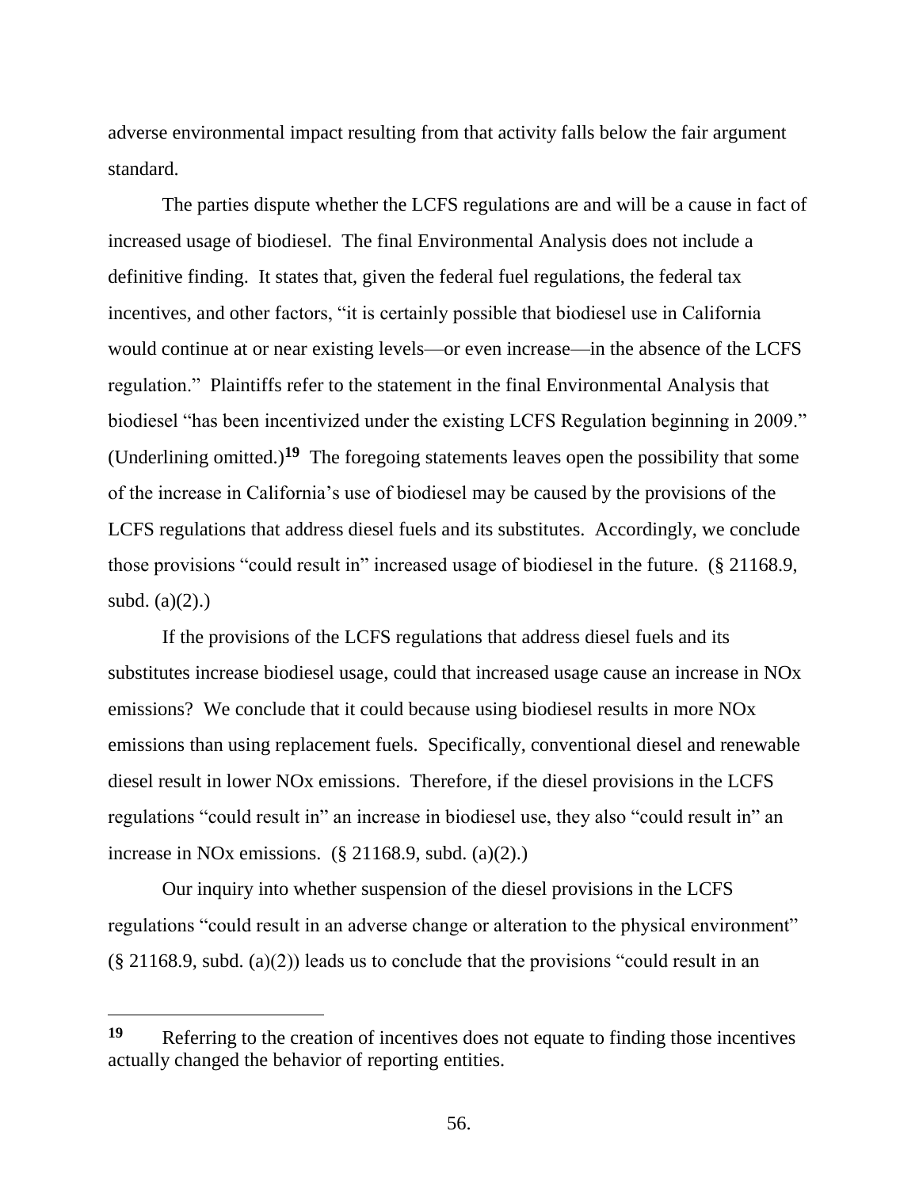adverse environmental impact resulting from that activity falls below the fair argument standard.

The parties dispute whether the LCFS regulations are and will be a cause in fact of increased usage of biodiesel. The final Environmental Analysis does not include a definitive finding. It states that, given the federal fuel regulations, the federal tax incentives, and other factors, "it is certainly possible that biodiesel use in California would continue at or near existing levels—or even increase—in the absence of the LCFS regulation." Plaintiffs refer to the statement in the final Environmental Analysis that biodiesel "has been incentivized under the existing LCFS Regulation beginning in 2009." (Underlining omitted.)[19] The foregoing statements leaves open the possibility that some of the increase in California's use of biodiesel may be caused by the provisions of the LCFS regulations that address diesel fuels and its substitutes. Accordingly, we conclude those provisions "could result in" increased usage of biodiesel in the future. (§ 21168.9, subd. (a)(2).)

If the provisions of the LCFS regulations that address diesel fuels and its substitutes increase biodiesel usage, could that increased usage cause an increase in NOx emissions? We conclude that it could because using biodiesel results in more NOx emissions than using replacement fuels. Specifically, conventional diesel and renewable diesel result in lower NOx emissions. Therefore, if the diesel provisions in the LCFS regulations "could result in" an increase in biodiesel use, they also "could result in" an increase in NOx emissions. (§ 21168.9, subd. (a)(2).)

Our inquiry into whether suspension of the diesel provisions in the LCFS regulations "could result in an adverse change or alteration to the physical environment" (§ 21168.9, subd. (a)(2)) leads us to conclude that the provisions "could result in an

---

[19] Referring to the creation of incentives does not equate to finding those incentives actually changed the behavior of reporting entities.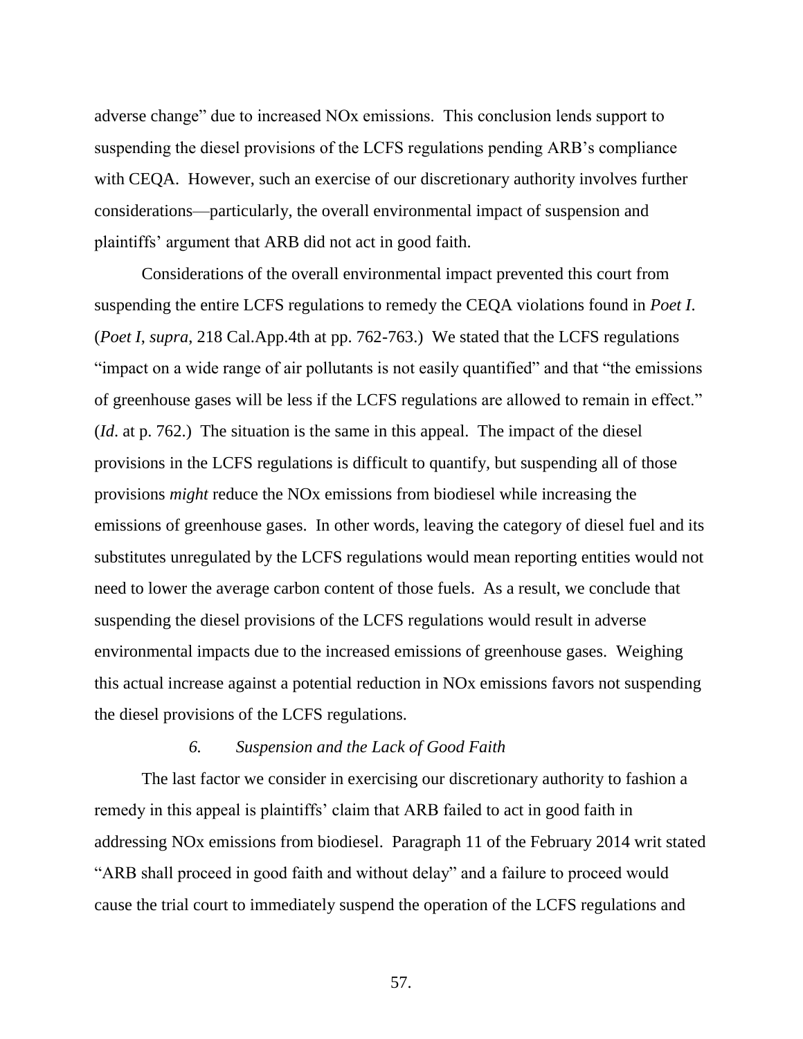adverse change" due to increased NOx emissions. This conclusion lends support to suspending the diesel provisions of the LCFS regulations pending ARB's compliance with CEQA. However, such an exercise of our discretionary authority involves further considerations—particularly, the overall environmental impact of suspension and plaintiffs' argument that ARB did not act in good faith.

Considerations of the overall environmental impact prevented this court from suspending the entire LCFS regulations to remedy the CEQA violations found in *Poet I*. (*Poet I*, *supra*, 218 Cal.App.4th at pp. 762-763.) We stated that the LCFS regulations "impact on a wide range of air pollutants is not easily quantified" and that "the emissions of greenhouse gases will be less if the LCFS regulations are allowed to remain in effect." (*Id*. at p. 762.) The situation is the same in this appeal. The impact of the diesel provisions in the LCFS regulations is difficult to quantify, but suspending all of those provisions *might* reduce the NOx emissions from biodiesel while increasing the emissions of greenhouse gases. In other words, leaving the category of diesel fuel and its substitutes unregulated by the LCFS regulations would mean reporting entities would not need to lower the average carbon content of those fuels. As a result, we conclude that suspending the diesel provisions of the LCFS regulations would result in adverse environmental impacts due to the increased emissions of greenhouse gases. Weighing this actual increase against a potential reduction in NOx emissions favors not suspending the diesel provisions of the LCFS regulations.

### *6. Suspension and the Lack of Good Faith*

The last factor we consider in exercising our discretionary authority to fashion a remedy in this appeal is plaintiffs' claim that ARB failed to act in good faith in addressing NOx emissions from biodiesel. Paragraph 11 of the February 2014 writ stated "ARB shall proceed in good faith and without delay" and a failure to proceed would cause the trial court to immediately suspend the operation of the LCFS regulations and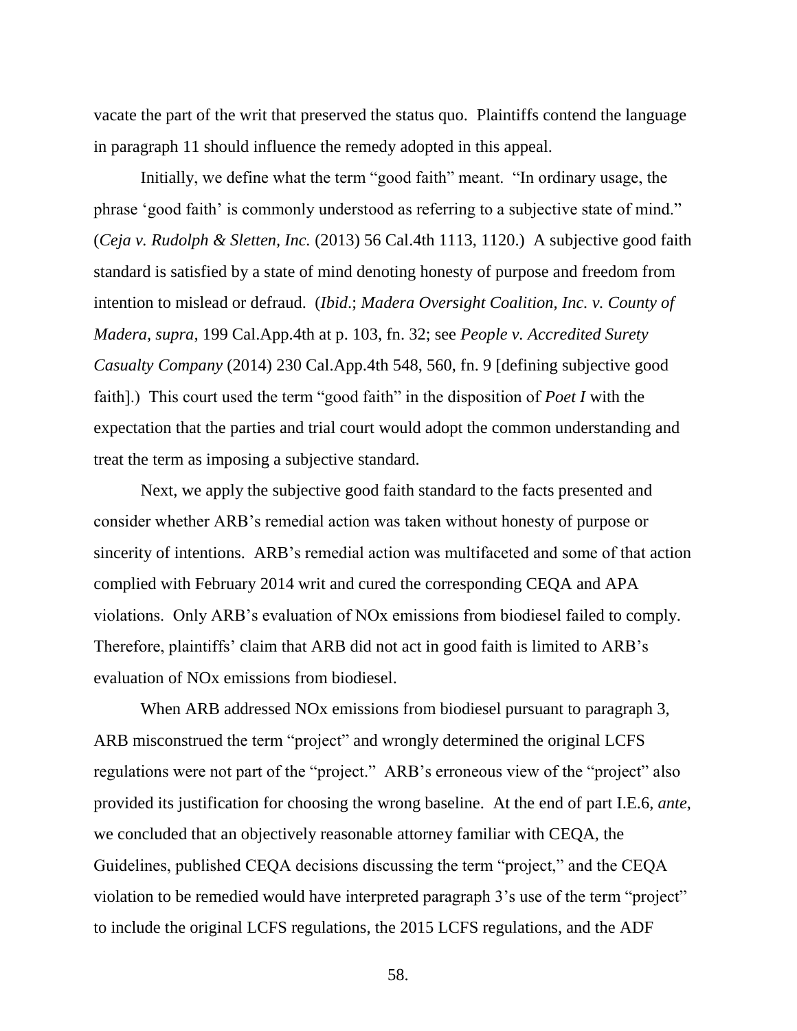vacate the part of the writ that preserved the status quo. Plaintiffs contend the language in paragraph 11 should influence the remedy adopted in this appeal.

Initially, we define what the term "good faith" meant. "In ordinary usage, the phrase 'good faith' is commonly understood as referring to a subjective state of mind." (*Ceja v. Rudolph & Sletten, Inc.* (2013) 56 Cal.4th 1113, 1120.) A subjective good faith standard is satisfied by a state of mind denoting honesty of purpose and freedom from intention to mislead or defraud. (*Ibid*.; *Madera Oversight Coalition, Inc. v. County of Madera, supra*, 199 Cal.App.4th at p. 103, fn. 32; see *People v. Accredited Surety Casualty Company* (2014) 230 Cal.App.4th 548, 560, fn. 9 [defining subjective good faith].) This court used the term "good faith" in the disposition of *Poet I* with the expectation that the parties and trial court would adopt the common understanding and treat the term as imposing a subjective standard.

Next, we apply the subjective good faith standard to the facts presented and consider whether ARB's remedial action was taken without honesty of purpose or sincerity of intentions. ARB's remedial action was multifaceted and some of that action complied with February 2014 writ and cured the corresponding CEQA and APA violations. Only ARB's evaluation of NOx emissions from biodiesel failed to comply. Therefore, plaintiffs' claim that ARB did not act in good faith is limited to ARB's evaluation of NOx emissions from biodiesel.

When ARB addressed NOx emissions from biodiesel pursuant to paragraph 3, ARB misconstrued the term "project" and wrongly determined the original LCFS regulations were not part of the "project." ARB's erroneous view of the "project" also provided its justification for choosing the wrong baseline. At the end of part I.E.6, *ante*, we concluded that an objectively reasonable attorney familiar with CEQA, the Guidelines, published CEQA decisions discussing the term "project," and the CEQA violation to be remedied would have interpreted paragraph 3's use of the term "project" to include the original LCFS regulations, the 2015 LCFS regulations, and the ADF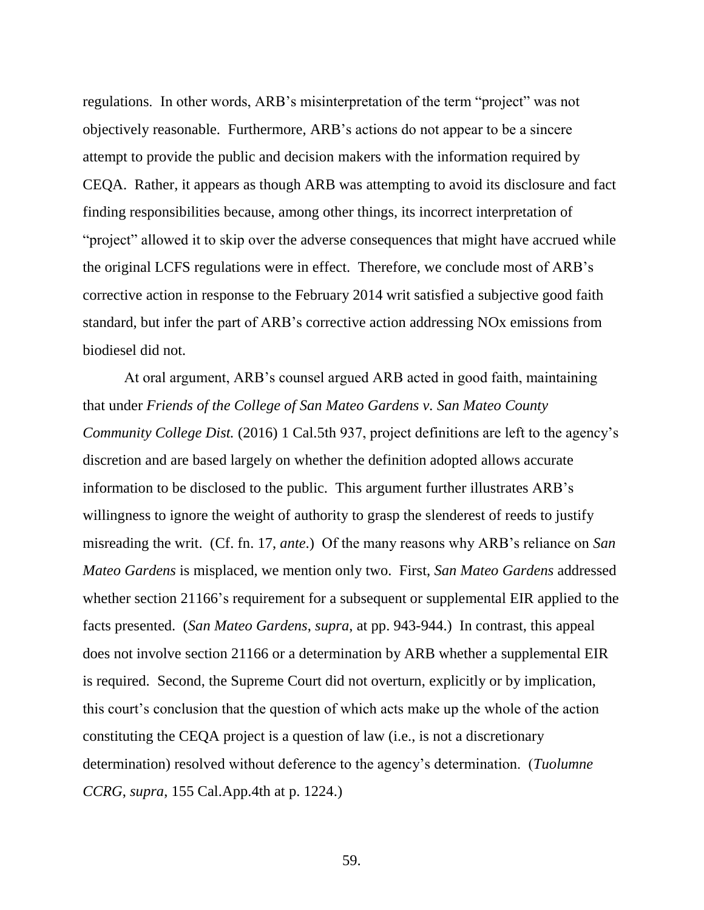regulations. In other words, ARB's misinterpretation of the term "project" was not objectively reasonable. Furthermore, ARB's actions do not appear to be a sincere attempt to provide the public and decision makers with the information required by CEQA. Rather, it appears as though ARB was attempting to avoid its disclosure and fact finding responsibilities because, among other things, its incorrect interpretation of "project" allowed it to skip over the adverse consequences that might have accrued while the original LCFS regulations were in effect. Therefore, we conclude most of ARB's corrective action in response to the February 2014 writ satisfied a subjective good faith standard, but infer the part of ARB's corrective action addressing NOx emissions from biodiesel did not.

At oral argument, ARB's counsel argued ARB acted in good faith, maintaining that under *Friends of the College of San Mateo Gardens v. San Mateo County Community College Dist.* (2016) 1 Cal.5th 937, project definitions are left to the agency's discretion and are based largely on whether the definition adopted allows accurate information to be disclosed to the public. This argument further illustrates ARB's willingness to ignore the weight of authority to grasp the slenderest of reeds to justify misreading the writ. (Cf. fn. 17, *ante*.) Of the many reasons why ARB's reliance on *San Mateo Gardens* is misplaced, we mention only two. First, *San Mateo Gardens* addressed whether section 21166's requirement for a subsequent or supplemental EIR applied to the facts presented. (*San Mateo Gardens*, *supra*, at pp. 943-944.) In contrast, this appeal does not involve section 21166 or a determination by ARB whether a supplemental EIR is required. Second, the Supreme Court did not overturn, explicitly or by implication, this court's conclusion that the question of which acts make up the whole of the action constituting the CEQA project is a question of law (i.e., is not a discretionary determination) resolved without deference to the agency's determination. (*Tuolumne CCRG*, *supra*, 155 Cal.App.4th at p. 1224.)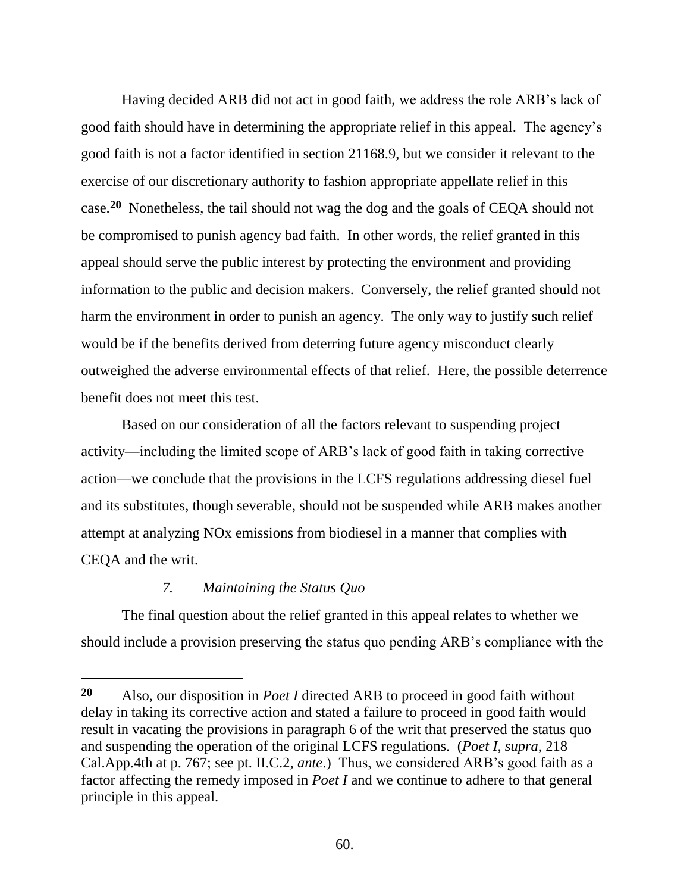Having decided ARB did not act in good faith, we address the role ARB's lack of good faith should have in determining the appropriate relief in this appeal. The agency's good faith is not a factor identified in section 21168.9, but we consider it relevant to the exercise of our discretionary authority to fashion appropriate appellate relief in this case.[20] Nonetheless, the tail should not wag the dog and the goals of CEQA should not be compromised to punish agency bad faith. In other words, the relief granted in this appeal should serve the public interest by protecting the environment and providing information to the public and decision makers. Conversely, the relief granted should not harm the environment in order to punish an agency. The only way to justify such relief would be if the benefits derived from deterring future agency misconduct clearly outweighed the adverse environmental effects of that relief. Here, the possible deterrence benefit does not meet this test.

Based on our consideration of all the factors relevant to suspending project activity—including the limited scope of ARB's lack of good faith in taking corrective action—we conclude that the provisions in the LCFS regulations addressing diesel fuel and its substitutes, though severable, should not be suspended while ARB makes another attempt at analyzing NOx emissions from biodiesel in a manner that complies with CEQA and the writ.

### *7. Maintaining the Status Quo*

The final question about the relief granted in this appeal relates to whether we should include a provision preserving the status quo pending ARB's compliance with the

---

[20] Also, our disposition in *Poet I* directed ARB to proceed in good faith without delay in taking its corrective action and stated a failure to proceed in good faith would result in vacating the provisions in paragraph 6 of the writ that preserved the status quo and suspending the operation of the original LCFS regulations. (*Poet I*, *supra*, 218 Cal.App.4th at p. 767; see pt. II.C.2, *ante*.) Thus, we considered ARB's good faith as a factor affecting the remedy imposed in *Poet I* and we continue to adhere to that general principle in this appeal.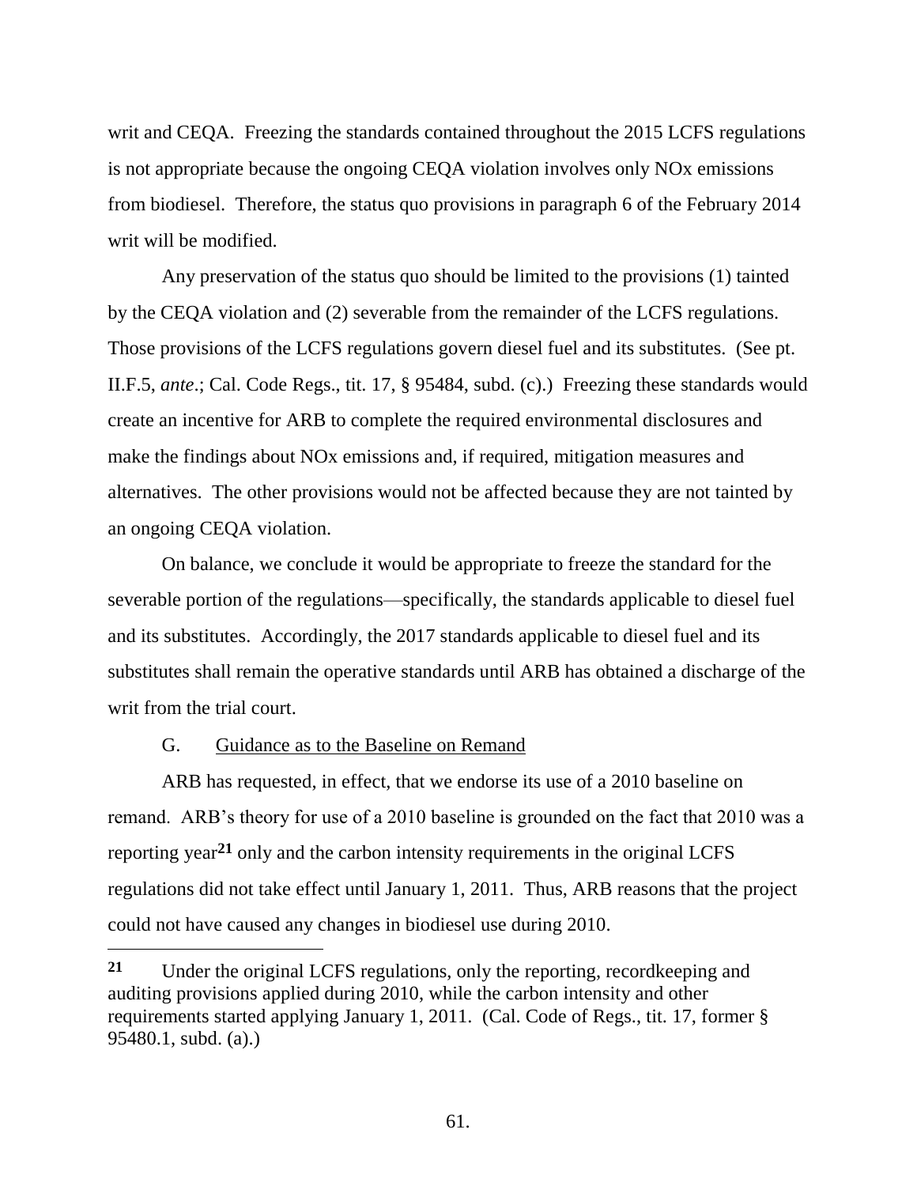writ and CEQA. Freezing the standards contained throughout the 2015 LCFS regulations is not appropriate because the ongoing CEQA violation involves only NOx emissions from biodiesel. Therefore, the status quo provisions in paragraph 6 of the February 2014 writ will be modified.

Any preservation of the status quo should be limited to the provisions (1) tainted by the CEQA violation and (2) severable from the remainder of the LCFS regulations. Those provisions of the LCFS regulations govern diesel fuel and its substitutes. (See pt. II.F.5, *ante*.; Cal. Code Regs., tit. 17, § 95484, subd. (c).) Freezing these standards would create an incentive for ARB to complete the required environmental disclosures and make the findings about NOx emissions and, if required, mitigation measures and alternatives. The other provisions would not be affected because they are not tainted by an ongoing CEQA violation.

On balance, we conclude it would be appropriate to freeze the standard for the severable portion of the regulations—specifically, the standards applicable to diesel fuel and its substitutes. Accordingly, the 2017 standards applicable to diesel fuel and its substitutes shall remain the operative standards until ARB has obtained a discharge of the writ from the trial court.

### G. Guidance as to the Baseline on Remand

ARB has requested, in effect, that we endorse its use of a 2010 baseline on remand. ARB's theory for use of a 2010 baseline is grounded on the fact that 2010 was a reporting year[21] only and the carbon intensity requirements in the original LCFS regulations did not take effect until January 1, 2011. Thus, ARB reasons that the project could not have caused any changes in biodiesel use during 2010.

---

**21** Under the original LCFS regulations, only the reporting, recordkeeping and auditing provisions applied during 2010, while the carbon intensity and other requirements started applying January 1, 2011. (Cal. Code of Regs., tit. 17, former § 95480.1, subd. (a).)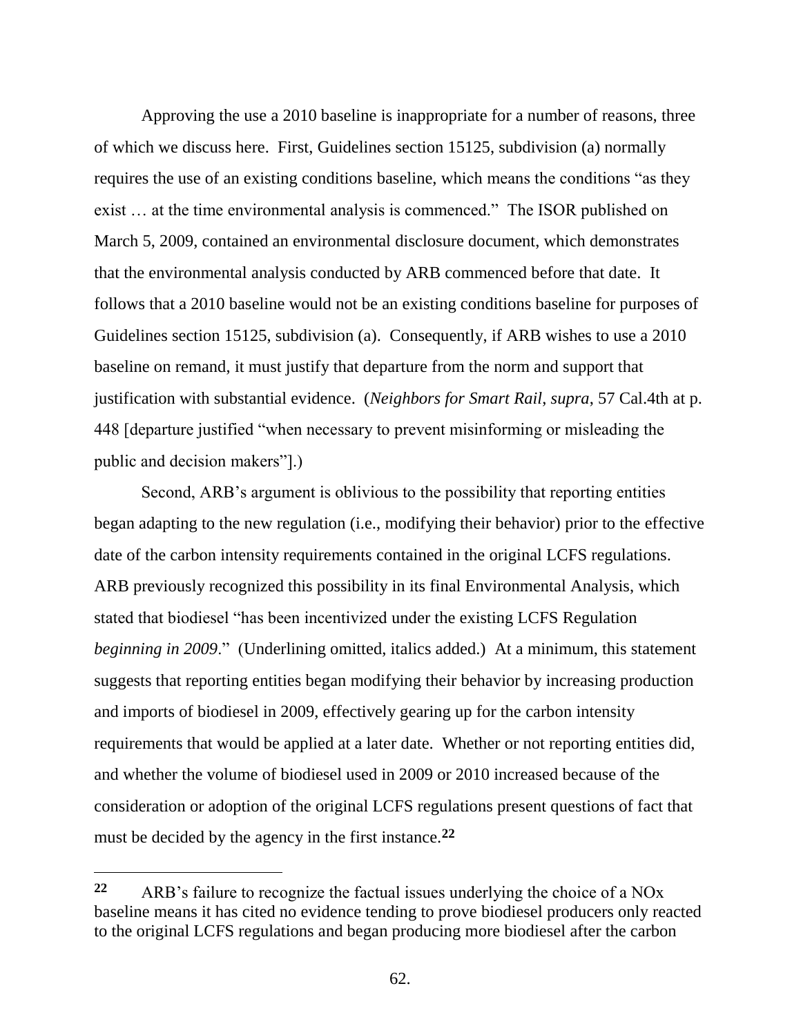Approving the use a 2010 baseline is inappropriate for a number of reasons, three of which we discuss here. First, Guidelines section 15125, subdivision (a) normally requires the use of an existing conditions baseline, which means the conditions "as they exist … at the time environmental analysis is commenced." The ISOR published on March 5, 2009, contained an environmental disclosure document, which demonstrates that the environmental analysis conducted by ARB commenced before that date. It follows that a 2010 baseline would not be an existing conditions baseline for purposes of Guidelines section 15125, subdivision (a). Consequently, if ARB wishes to use a 2010 baseline on remand, it must justify that departure from the norm and support that justification with substantial evidence. (*Neighbors for Smart Rail*, *supra*, 57 Cal.4th at p. 448 [departure justified "when necessary to prevent misinforming or misleading the public and decision makers"].)

Second, ARB's argument is oblivious to the possibility that reporting entities began adapting to the new regulation (i.e., modifying their behavior) prior to the effective date of the carbon intensity requirements contained in the original LCFS regulations. ARB previously recognized this possibility in its final Environmental Analysis, which stated that biodiesel "has been incentivized under the existing LCFS Regulation *beginning in 2009*." (Underlining omitted, italics added.) At a minimum, this statement suggests that reporting entities began modifying their behavior by increasing production and imports of biodiesel in 2009, effectively gearing up for the carbon intensity requirements that would be applied at a later date. Whether or not reporting entities did, and whether the volume of biodiesel used in 2009 or 2010 increased because of the consideration or adoption of the original LCFS regulations present questions of fact that must be decided by the agency in the first instance.[22]

---

[22] ARB's failure to recognize the factual issues underlying the choice of a NOx baseline means it has cited no evidence tending to prove biodiesel producers only reacted to the original LCFS regulations and began producing more biodiesel after the carbon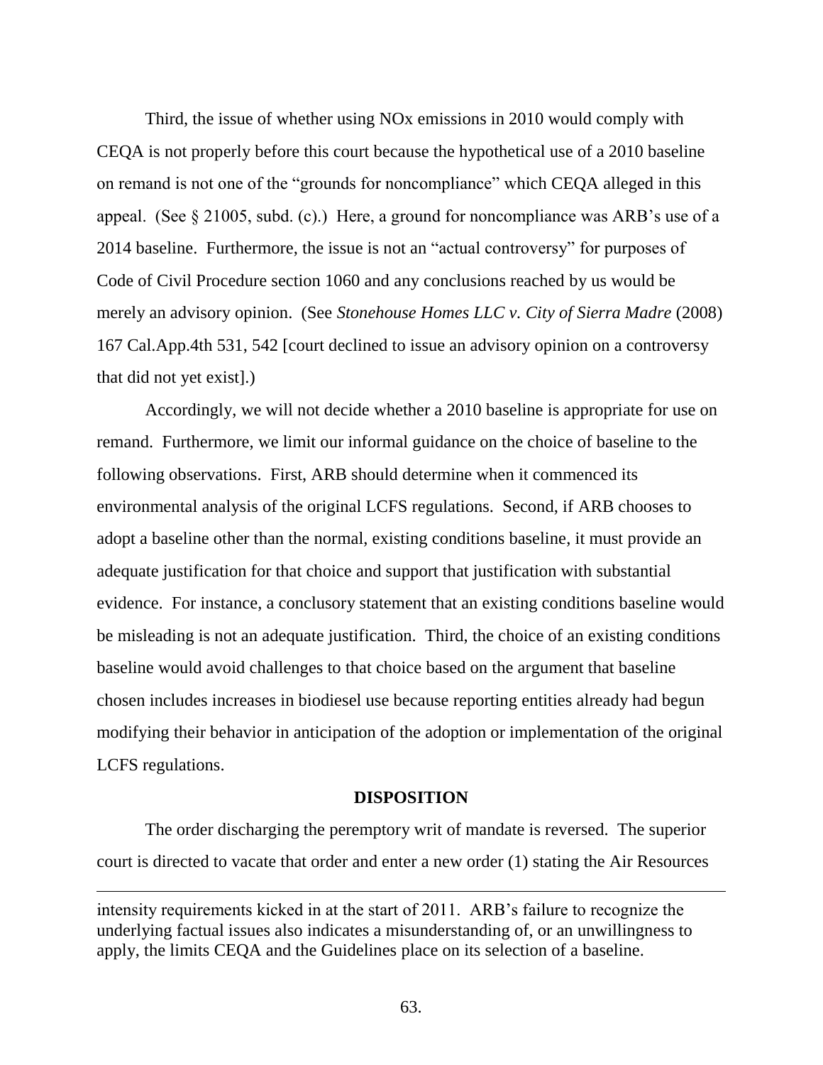Third, the issue of whether using NOx emissions in 2010 would comply with CEQA is not properly before this court because the hypothetical use of a 2010 baseline on remand is not one of the "grounds for noncompliance" which CEQA alleged in this appeal. (See § 21005, subd. (c).) Here, a ground for noncompliance was ARB's use of a 2014 baseline. Furthermore, the issue is not an "actual controversy" for purposes of Code of Civil Procedure section 1060 and any conclusions reached by us would be merely an advisory opinion. (See *Stonehouse Homes LLC v. City of Sierra Madre* (2008) 167 Cal.App.4th 531, 542 [court declined to issue an advisory opinion on a controversy that did not yet exist].)

Accordingly, we will not decide whether a 2010 baseline is appropriate for use on remand. Furthermore, we limit our informal guidance on the choice of baseline to the following observations. First, ARB should determine when it commenced its environmental analysis of the original LCFS regulations. Second, if ARB chooses to adopt a baseline other than the normal, existing conditions baseline, it must provide an adequate justification for that choice and support that justification with substantial evidence. For instance, a conclusory statement that an existing conditions baseline would be misleading is not an adequate justification. Third, the choice of an existing conditions baseline would avoid challenges to that choice based on the argument that baseline chosen includes increases in biodiesel use because reporting entities already had begun modifying their behavior in anticipation of the adoption or implementation of the original LCFS regulations.

## DISPOSITION

The order discharging the peremptory writ of mandate is reversed. The superior court is directed to vacate that order and enter a new order (1) stating the Air Resources

---

intensity requirements kicked in at the start of 2011. ARB's failure to recognize the underlying factual issues also indicates a misunderstanding of, or an unwillingness to apply, the limits CEQA and the Guidelines place on its selection of a baseline.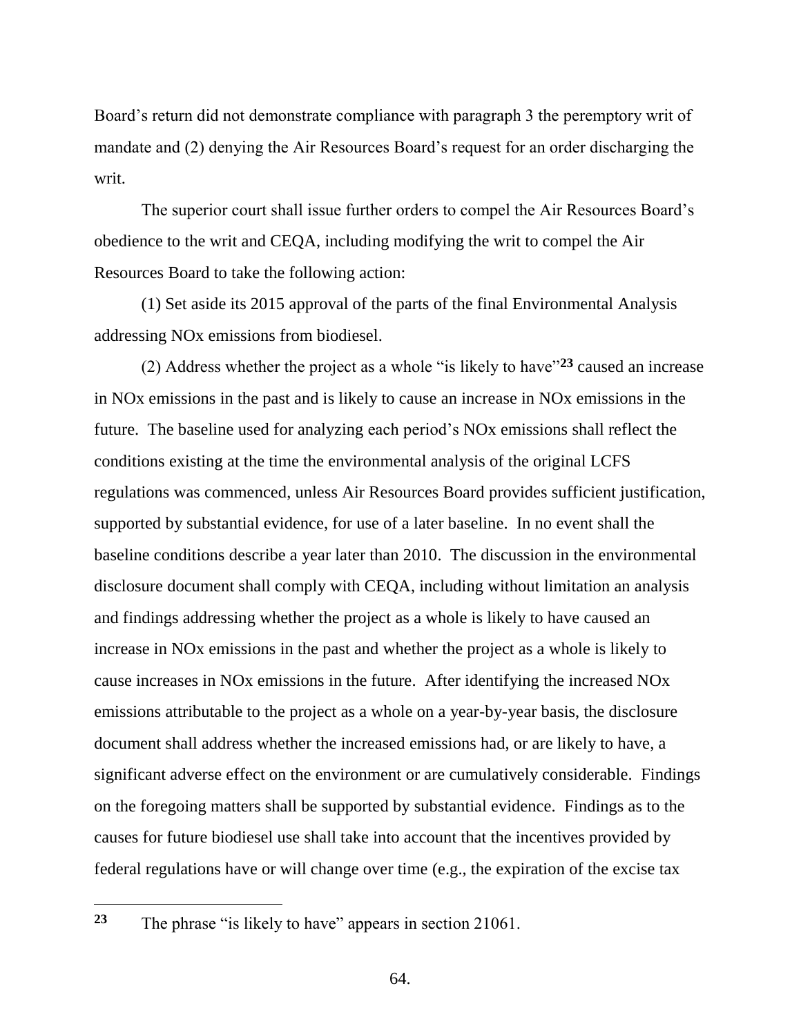Board's return did not demonstrate compliance with paragraph 3 the peremptory writ of mandate and (2) denying the Air Resources Board's request for an order discharging the writ.

The superior court shall issue further orders to compel the Air Resources Board's obedience to the writ and CEQA, including modifying the writ to compel the Air Resources Board to take the following action:

(1) Set aside its 2015 approval of the parts of the final Environmental Analysis addressing NOx emissions from biodiesel.

(2) Address whether the project as a whole "is likely to have"[23] caused an increase in NOx emissions in the past and is likely to cause an increase in NOx emissions in the future. The baseline used for analyzing each period's NOx emissions shall reflect the conditions existing at the time the environmental analysis of the original LCFS regulations was commenced, unless Air Resources Board provides sufficient justification, supported by substantial evidence, for use of a later baseline. In no event shall the baseline conditions describe a year later than 2010. The discussion in the environmental disclosure document shall comply with CEQA, including without limitation an analysis and findings addressing whether the project as a whole is likely to have caused an increase in NOx emissions in the past and whether the project as a whole is likely to cause increases in NOx emissions in the future. After identifying the increased NOx emissions attributable to the project as a whole on a year-by-year basis, the disclosure document shall address whether the increased emissions had, or are likely to have, a significant adverse effect on the environment or are cumulatively considerable. Findings on the foregoing matters shall be supported by substantial evidence. Findings as to the causes for future biodiesel use shall take into account that the incentives provided by federal regulations have or will change over time (e.g., the expiration of the excise tax

---

[23] The phrase "is likely to have" appears in section 21061.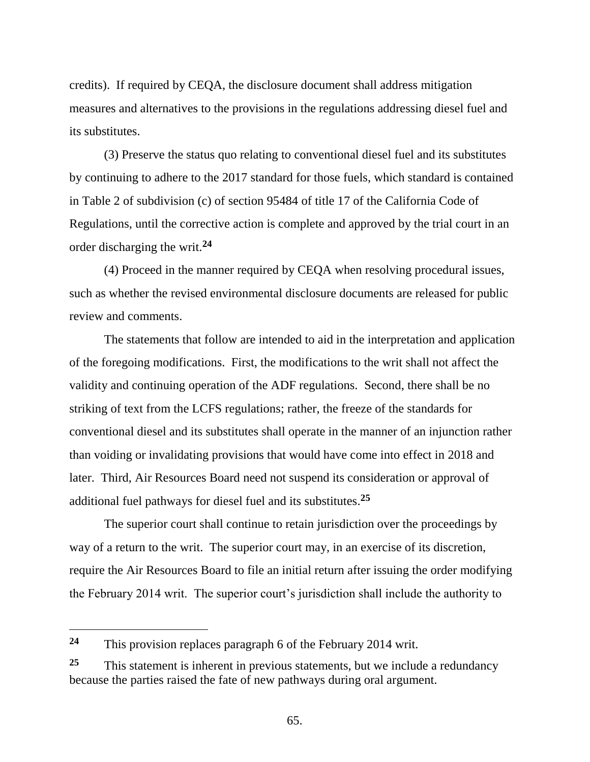credits). If required by CEQA, the disclosure document shall address mitigation measures and alternatives to the provisions in the regulations addressing diesel fuel and its substitutes.

(3) Preserve the status quo relating to conventional diesel fuel and its substitutes by continuing to adhere to the 2017 standard for those fuels, which standard is contained in Table 2 of subdivision (c) of section 95484 of title 17 of the California Code of Regulations, until the corrective action is complete and approved by the trial court in an order discharging the writ.[24]

(4) Proceed in the manner required by CEQA when resolving procedural issues, such as whether the revised environmental disclosure documents are released for public review and comments.

The statements that follow are intended to aid in the interpretation and application of the foregoing modifications. First, the modifications to the writ shall not affect the validity and continuing operation of the ADF regulations. Second, there shall be no striking of text from the LCFS regulations; rather, the freeze of the standards for conventional diesel and its substitutes shall operate in the manner of an injunction rather than voiding or invalidating provisions that would have come into effect in 2018 and later. Third, Air Resources Board need not suspend its consideration or approval of additional fuel pathways for diesel fuel and its substitutes.[25]

The superior court shall continue to retain jurisdiction over the proceedings by way of a return to the writ. The superior court may, in an exercise of its discretion, require the Air Resources Board to file an initial return after issuing the order modifying the February 2014 writ. The superior court's jurisdiction shall include the authority to

---

[24] This provision replaces paragraph 6 of the February 2014 writ.

[25] This statement is inherent in previous statements, but we include a redundancy because the parties raised the fate of new pathways during oral argument.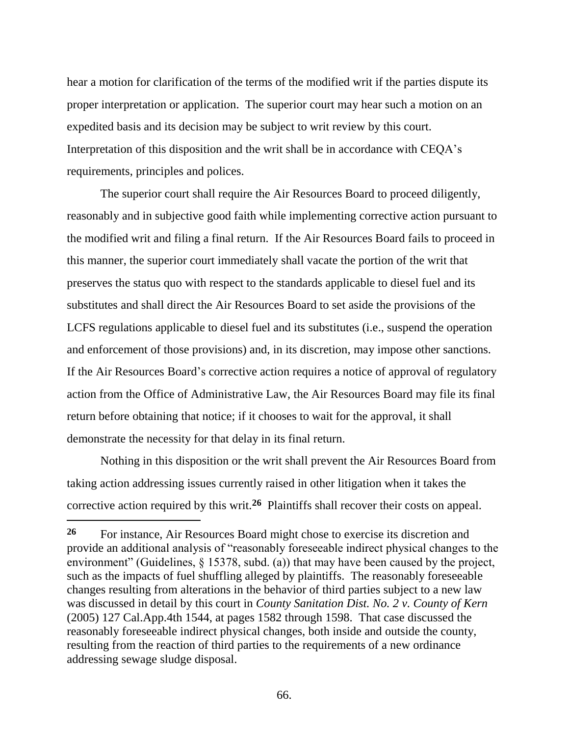hear a motion for clarification of the terms of the modified writ if the parties dispute its proper interpretation or application. The superior court may hear such a motion on an expedited basis and its decision may be subject to writ review by this court. Interpretation of this disposition and the writ shall be in accordance with CEQA's requirements, principles and polices.

The superior court shall require the Air Resources Board to proceed diligently, reasonably and in subjective good faith while implementing corrective action pursuant to the modified writ and filing a final return. If the Air Resources Board fails to proceed in this manner, the superior court immediately shall vacate the portion of the writ that preserves the status quo with respect to the standards applicable to diesel fuel and its substitutes and shall direct the Air Resources Board to set aside the provisions of the LCFS regulations applicable to diesel fuel and its substitutes (i.e., suspend the operation and enforcement of those provisions) and, in its discretion, may impose other sanctions. If the Air Resources Board's corrective action requires a notice of approval of regulatory action from the Office of Administrative Law, the Air Resources Board may file its final return before obtaining that notice; if it chooses to wait for the approval, it shall demonstrate the necessity for that delay in its final return.

Nothing in this disposition or the writ shall prevent the Air Resources Board from taking action addressing issues currently raised in other litigation when it takes the corrective action required by this writ.[26] Plaintiffs shall recover their costs on appeal.

---

[26] For instance, Air Resources Board might chose to exercise its discretion and provide an additional analysis of "reasonably foreseeable indirect physical changes to the environment" (Guidelines, § 15378, subd. (a)) that may have been caused by the project, such as the impacts of fuel shuffling alleged by plaintiffs. The reasonably foreseeable changes resulting from alterations in the behavior of third parties subject to a new law was discussed in detail by this court in *County Sanitation Dist. No. 2 v. County of Kern* (2005) 127 Cal.App.4th 1544, at pages 1582 through 1598. That case discussed the reasonably foreseeable indirect physical changes, both inside and outside the county, resulting from the reaction of third parties to the requirements of a new ordinance addressing sewage sludge disposal.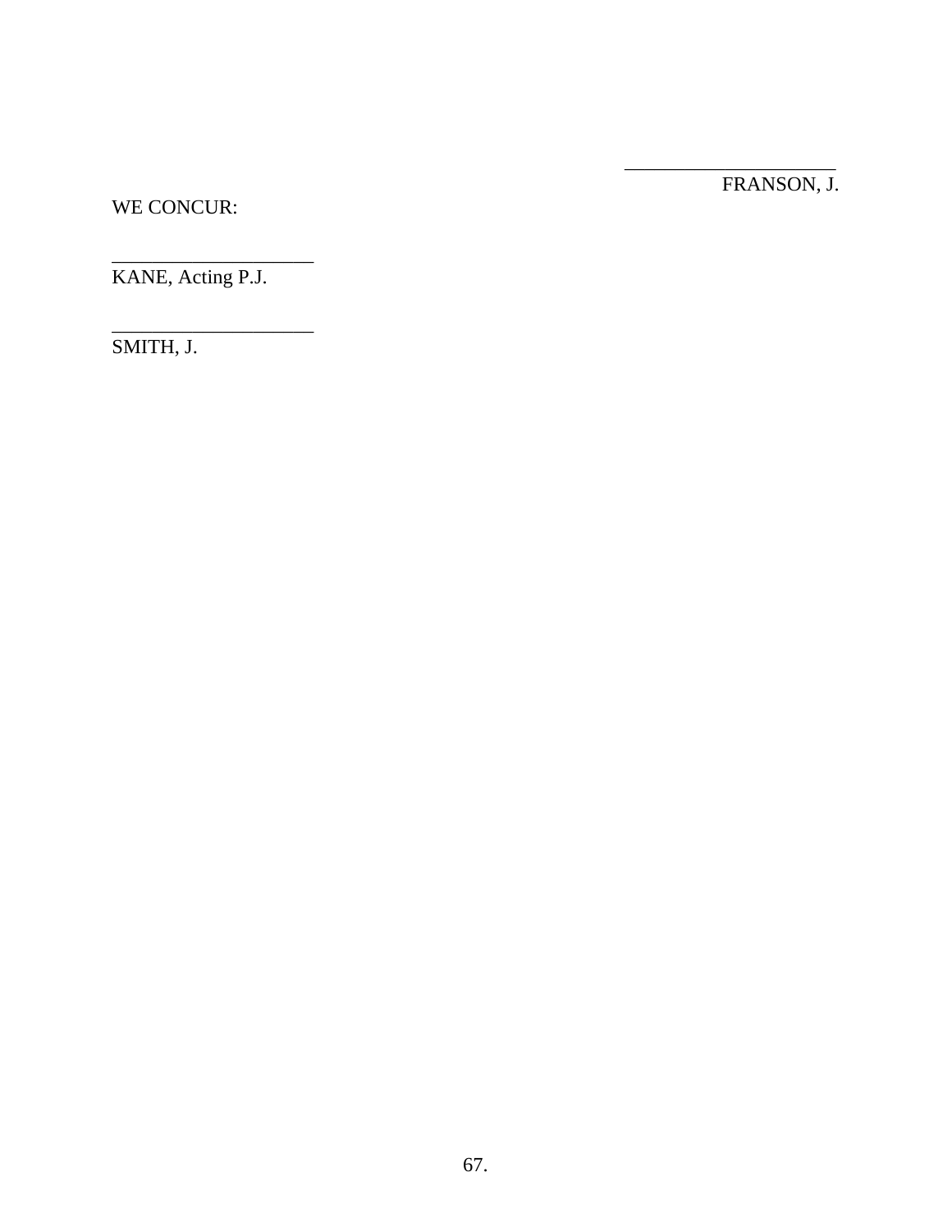FRANSON, J.

WE CONCUR:

KANE, Acting P.J.

SMITH, J.